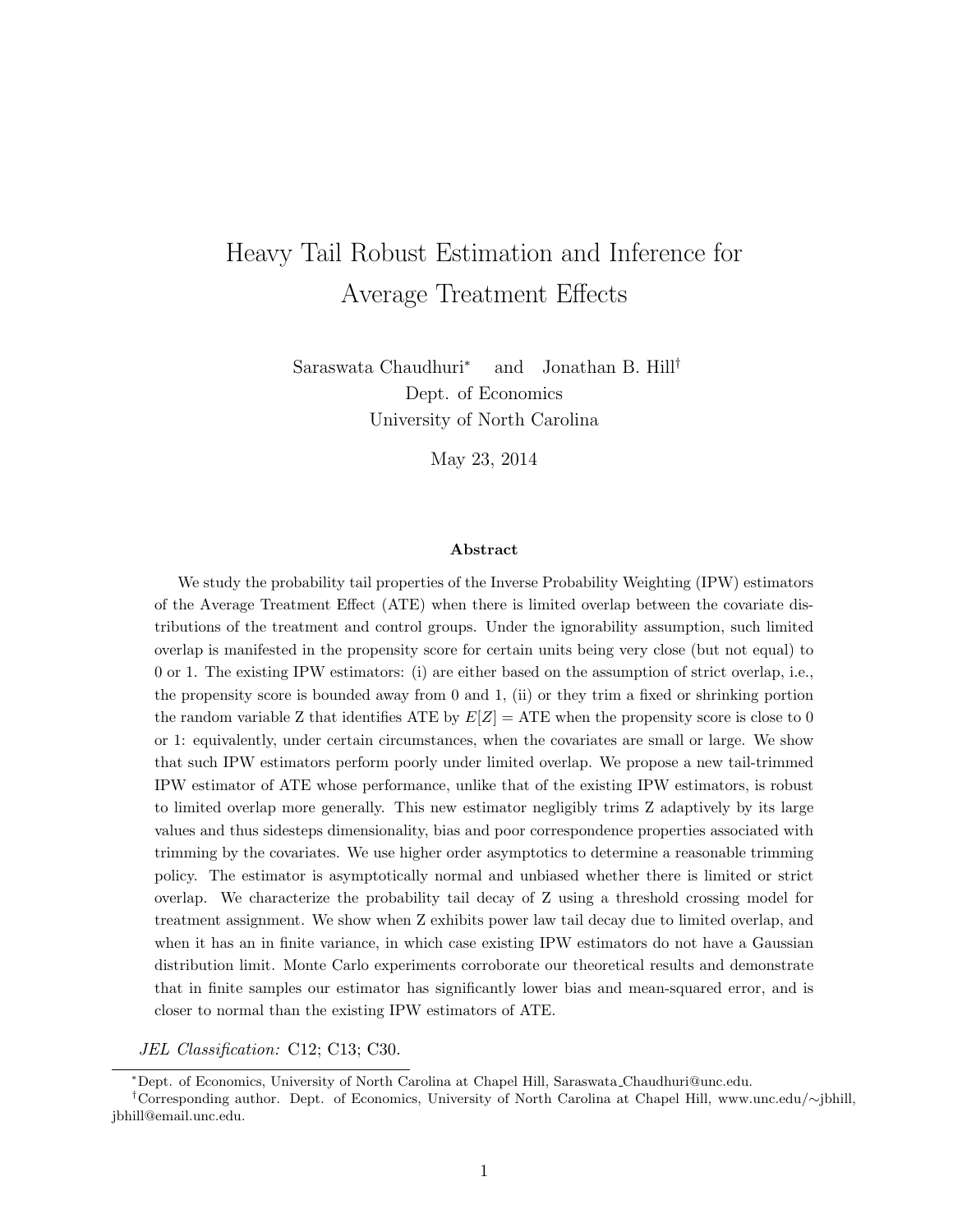# Heavy Tail Robust Estimation and Inference for Average Treatment Effects

Saraswata Chaudhuri* and Jonathan B. Hill†

Dept. of Economics

University of North Carolina

May 23, 2014

### Abstract

We study the probability tail properties of the Inverse Probability Weighting (IPW) estimators of the Average Treatment Effect (ATE) when there is limited overlap between the covariate distributions of the treatment and control groups. Under the ignorability assumption, such limited overlap is manifested in the propensity score for certain units being very close (but not equal) to 0 or 1. The existing IPW estimators: (i) are either based on the assumption of strict overlap, i.e., the propensity score is bounded away from 0 and 1, (ii) or they trim a fixed or shrinking portion the random variable Z that identifies ATE by $E[Z] = \text{ATE}$ when the propensity score is close to 0 or 1: equivalently, under certain circumstances, when the covariates are small or large. We show that such IPW estimators perform poorly under limited overlap. We propose a new tail-trimmed IPW estimator of ATE whose performance, unlike that of the existing IPW estimators, is robust to limited overlap more generally. This new estimator negligibly trims Z adaptively by its large values and thus sidesteps dimensionality, bias and poor correspondence properties associated with trimming by the covariates. We use higher order asymptotics to determine a reasonable trimming policy. The estimator is asymptotically normal and unbiased whether there is limited or strict overlap. We characterize the probability tail decay of Z using a threshold crossing model for treatment assignment. We show when Z exhibits power law tail decay due to limited overlap, and when it has an in finite variance, in which case existing IPW estimators do not have a Gaussian distribution limit. Monte Carlo experiments corroborate our theoretical results and demonstrate that in finite samples our estimator has significantly lower bias and mean-squared error, and is closer to normal than the existing IPW estimators of ATE.

*JEL Classification:* C12; C13; C30.

---

*Dept. of Economics, University of North Carolina at Chapel Hill, Saraswata_Chaudhuri@unc.edu.

†Corresponding author. Dept. of Economics, University of North Carolina at Chapel Hill, www.unc.edu/∼jbhill, jbhill@email.unc.edu.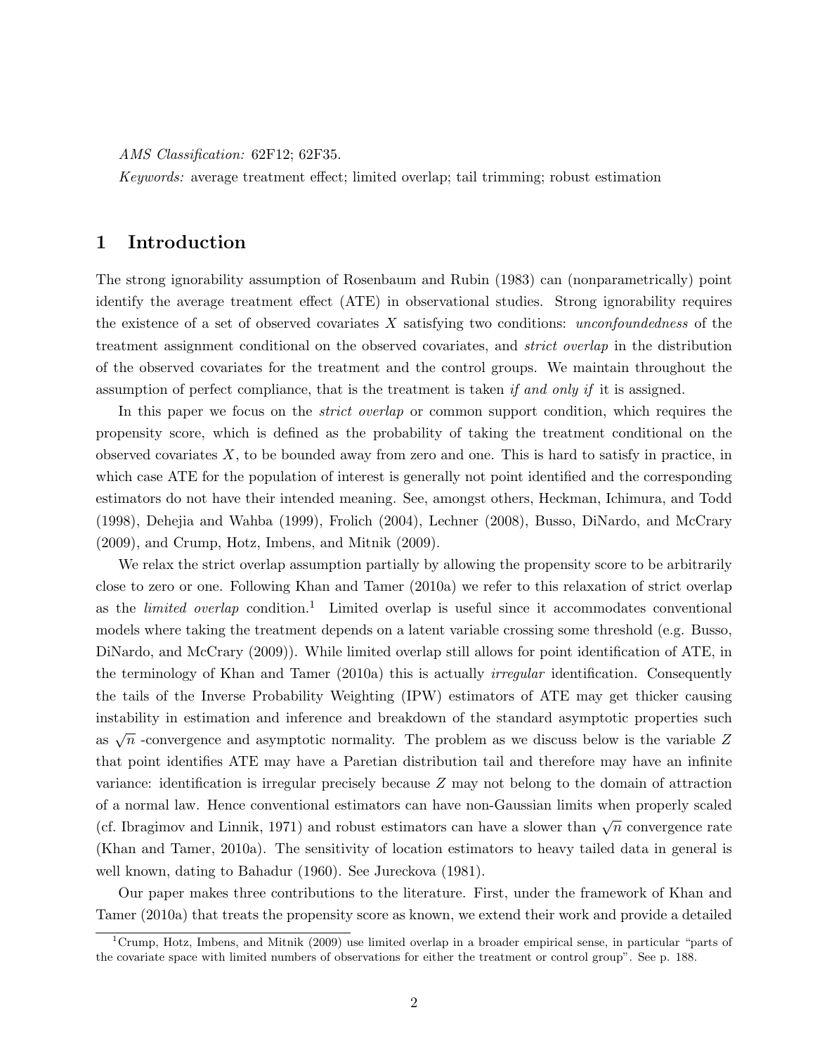*AMS Classification:* 62F12; 62F35.

*Keywords:* average treatment effect; limited overlap; tail trimming; robust estimation

# 1 Introduction

The strong ignorability assumption of Rosenbaum and Rubin (1983) can (nonparametrically) point identify the average treatment effect (ATE) in observational studies. Strong ignorability requires the existence of a set of observed covariates $X$ satisfying two conditions: *unconfoundedness* of the treatment assignment conditional on the observed covariates, and *strict overlap* in the distribution of the observed covariates for the treatment and the control groups. We maintain throughout the assumption of perfect compliance, that is the treatment is taken *if and only if* it is assigned.

In this paper we focus on the *strict overlap* or common support condition, which requires the propensity score, which is defined as the probability of taking the treatment conditional on the observed covariates $X$, to be bounded away from zero and one. This is hard to satisfy in practice, in which case ATE for the population of interest is generally not point identified and the corresponding estimators do not have their intended meaning. See, amongst others, Heckman, Ichimura, and Todd (1998), Dehejia and Wahba (1999), Frolich (2004), Lechner (2008), Busso, DiNardo, and McCrary (2009), and Crump, Hotz, Imbens, and Mitnik (2009).

We relax the strict overlap assumption partially by allowing the propensity score to be arbitrarily close to zero or one. Following Khan and Tamer (2010a) we refer to this relaxation of strict overlap as the *limited overlap* condition.[1] Limited overlap is useful since it accommodates conventional models where taking the treatment depends on a latent variable crossing some threshold (e.g. Busso, DiNardo, and McCrary (2009)). While limited overlap still allows for point identification of ATE, in the terminology of Khan and Tamer (2010a) this is actually *irregular* identification. Consequently the tails of the Inverse Probability Weighting (IPW) estimators of ATE may get thicker causing instability in estimation and inference and breakdown of the standard asymptotic properties such as $\sqrt{n}$ -convergence and asymptotic normality. The problem as we discuss below is the variable $Z$ that point identifies ATE may have a Paretian distribution tail and therefore may have an infinite variance: identification is irregular precisely because $Z$ may not belong to the domain of attraction of a normal law. Hence conventional estimators can have non-Gaussian limits when properly scaled (cf. Ibragimov and Linnik, 1971) and robust estimators can have a slower than $\sqrt{n}$ convergence rate (Khan and Tamer, 2010a). The sensitivity of location estimators to heavy tailed data in general is well known, dating to Bahadur (1960). See Jureckova (1981).

Our paper makes three contributions to the literature. First, under the framework of Khan and Tamer (2010a) that treats the propensity score as known, we extend their work and provide a detailed

[1] Crump, Hotz, Imbens, and Mitnik (2009) use limited overlap in a broader empirical sense, in particular "parts of the covariate space with limited numbers of observations for either the treatment or control group". See p. 188.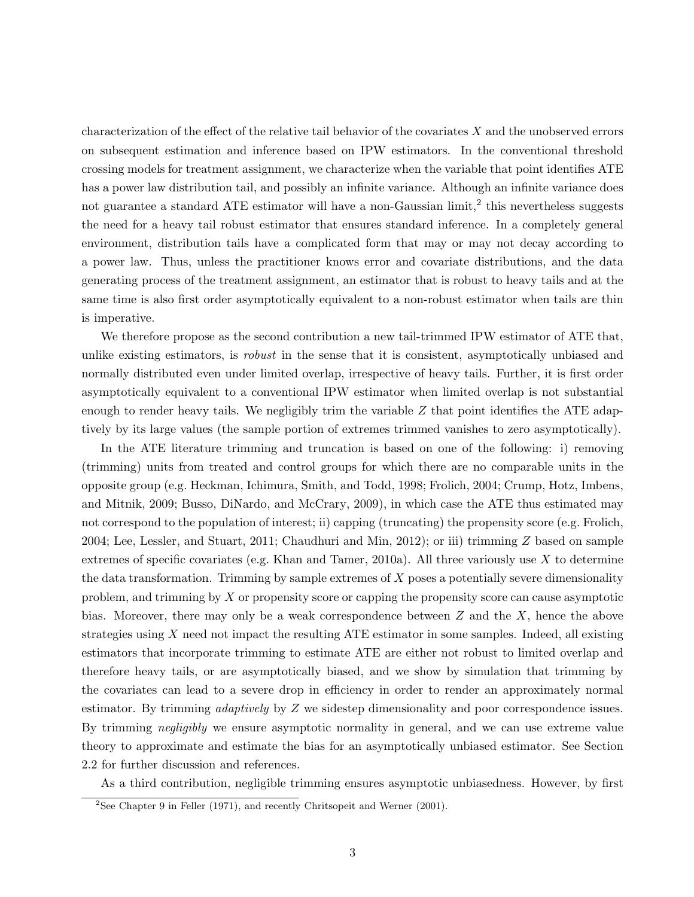characterization of the effect of the relative tail behavior of the covariates $X$ and the unobserved errors on subsequent estimation and inference based on IPW estimators. In the conventional threshold crossing models for treatment assignment, we characterize when the variable that point identifies ATE has a power law distribution tail, and possibly an infinite variance. Although an infinite variance does not guarantee a standard ATE estimator will have a non-Gaussian limit,[2] this nevertheless suggests the need for a heavy tail robust estimator that ensures standard inference. In a completely general environment, distribution tails have a complicated form that may or may not decay according to a power law. Thus, unless the practitioner knows error and covariate distributions, and the data generating process of the treatment assignment, an estimator that is robust to heavy tails and at the same time is also first order asymptotically equivalent to a non-robust estimator when tails are thin is imperative.

We therefore propose as the second contribution a new tail-trimmed IPW estimator of ATE that, unlike existing estimators, is *robust* in the sense that it is consistent, asymptotically unbiased and normally distributed even under limited overlap, irrespective of heavy tails. Further, it is first order asymptotically equivalent to a conventional IPW estimator when limited overlap is not substantial enough to render heavy tails. We negligibly trim the variable $Z$ that point identifies the ATE adaptively by its large values (the sample portion of extremes trimmed vanishes to zero asymptotically).

In the ATE literature trimming and truncation is based on one of the following: i) removing (trimming) units from treated and control groups for which there are no comparable units in the opposite group (e.g. Heckman, Ichimura, Smith, and Todd, 1998; Frolich, 2004; Crump, Hotz, Imbens, and Mitnik, 2009; Busso, DiNardo, and McCrary, 2009), in which case the ATE thus estimated may not correspond to the population of interest; ii) capping (truncating) the propensity score (e.g. Frolich, 2004; Lee, Lessler, and Stuart, 2011; Chaudhuri and Min, 2012); or iii) trimming $Z$ based on sample extremes of specific covariates (e.g. Khan and Tamer, 2010a). All three variously use $X$ to determine the data transformation. Trimming by sample extremes of $X$ poses a potentially severe dimensionality problem, and trimming by $X$ or propensity score or capping the propensity score can cause asymptotic bias. Moreover, there may only be a weak correspondence between $Z$ and the $X$, hence the above strategies using $X$ need not impact the resulting ATE estimator in some samples. Indeed, all existing estimators that incorporate trimming to estimate ATE are either not robust to limited overlap and therefore heavy tails, or are asymptotically biased, and we show by simulation that trimming by the covariates can lead to a severe drop in efficiency in order to render an approximately normal estimator. By trimming *adaptively* by $Z$ we sidestep dimensionality and poor correspondence issues. By trimming *negligibly* we ensure asymptotic normality in general, and we can use extreme value theory to approximate and estimate the bias for an asymptotically unbiased estimator. See Section 2.2 for further discussion and references.

As a third contribution, negligible trimming ensures asymptotic unbiasedness. However, by first

[2] See Chapter 9 in Feller (1971), and recently Chritsopeit and Werner (2001).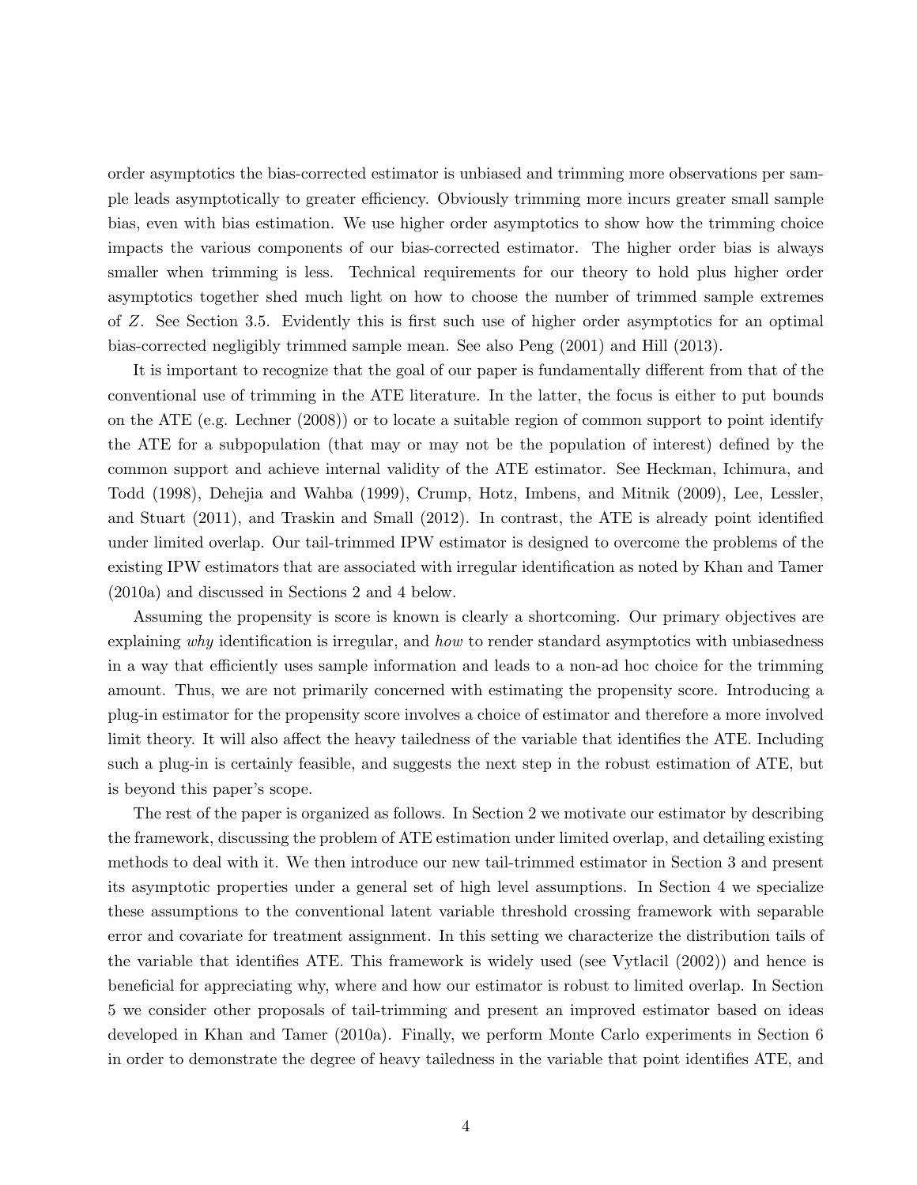order asymptotics the bias-corrected estimator is unbiased and trimming more observations per sample leads asymptotically to greater efficiency. Obviously trimming more incurs greater small sample bias, even with bias estimation. We use higher order asymptotics to show how the trimming choice impacts the various components of our bias-corrected estimator. The higher order bias is always smaller when trimming is less. Technical requirements for our theory to hold plus higher order asymptotics together shed much light on how to choose the number of trimmed sample extremes of $Z$. See Section 3.5. Evidently this is first such use of higher order asymptotics for an optimal bias-corrected negligibly trimmed sample mean. See also Peng (2001) and Hill (2013).

It is important to recognize that the goal of our paper is fundamentally different from that of the conventional use of trimming in the ATE literature. In the latter, the focus is either to put bounds on the ATE (e.g. Lechner (2008)) or to locate a suitable region of common support to point identify the ATE for a subpopulation (that may or may not be the population of interest) defined by the common support and achieve internal validity of the ATE estimator. See Heckman, Ichimura, and Todd (1998), Dehejia and Wahba (1999), Crump, Hotz, Imbens, and Mitnik (2009), Lee, Lessler, and Stuart (2011), and Traskin and Small (2012). In contrast, the ATE is already point identified under limited overlap. Our tail-trimmed IPW estimator is designed to overcome the problems of the existing IPW estimators that are associated with irregular identification as noted by Khan and Tamer (2010a) and discussed in Sections 2 and 4 below.

Assuming the propensity is score is known is clearly a shortcoming. Our primary objectives are explaining *why* identification is irregular, and *how* to render standard asymptotics with unbiasedness in a way that efficiently uses sample information and leads to a non-ad hoc choice for the trimming amount. Thus, we are not primarily concerned with estimating the propensity score. Introducing a plug-in estimator for the propensity score involves a choice of estimator and therefore a more involved limit theory. It will also affect the heavy tailedness of the variable that identifies the ATE. Including such a plug-in is certainly feasible, and suggests the next step in the robust estimation of ATE, but is beyond this paper's scope.

The rest of the paper is organized as follows. In Section 2 we motivate our estimator by describing the framework, discussing the problem of ATE estimation under limited overlap, and detailing existing methods to deal with it. We then introduce our new tail-trimmed estimator in Section 3 and present its asymptotic properties under a general set of high level assumptions. In Section 4 we specialize these assumptions to the conventional latent variable threshold crossing framework with separable error and covariate for treatment assignment. In this setting we characterize the distribution tails of the variable that identifies ATE. This framework is widely used (see Vytlacil (2002)) and hence is beneficial for appreciating why, where and how our estimator is robust to limited overlap. In Section 5 we consider other proposals of tail-trimming and present an improved estimator based on ideas developed in Khan and Tamer (2010a). Finally, we perform Monte Carlo experiments in Section 6 in order to demonstrate the degree of heavy tailedness in the variable that point identifies ATE, and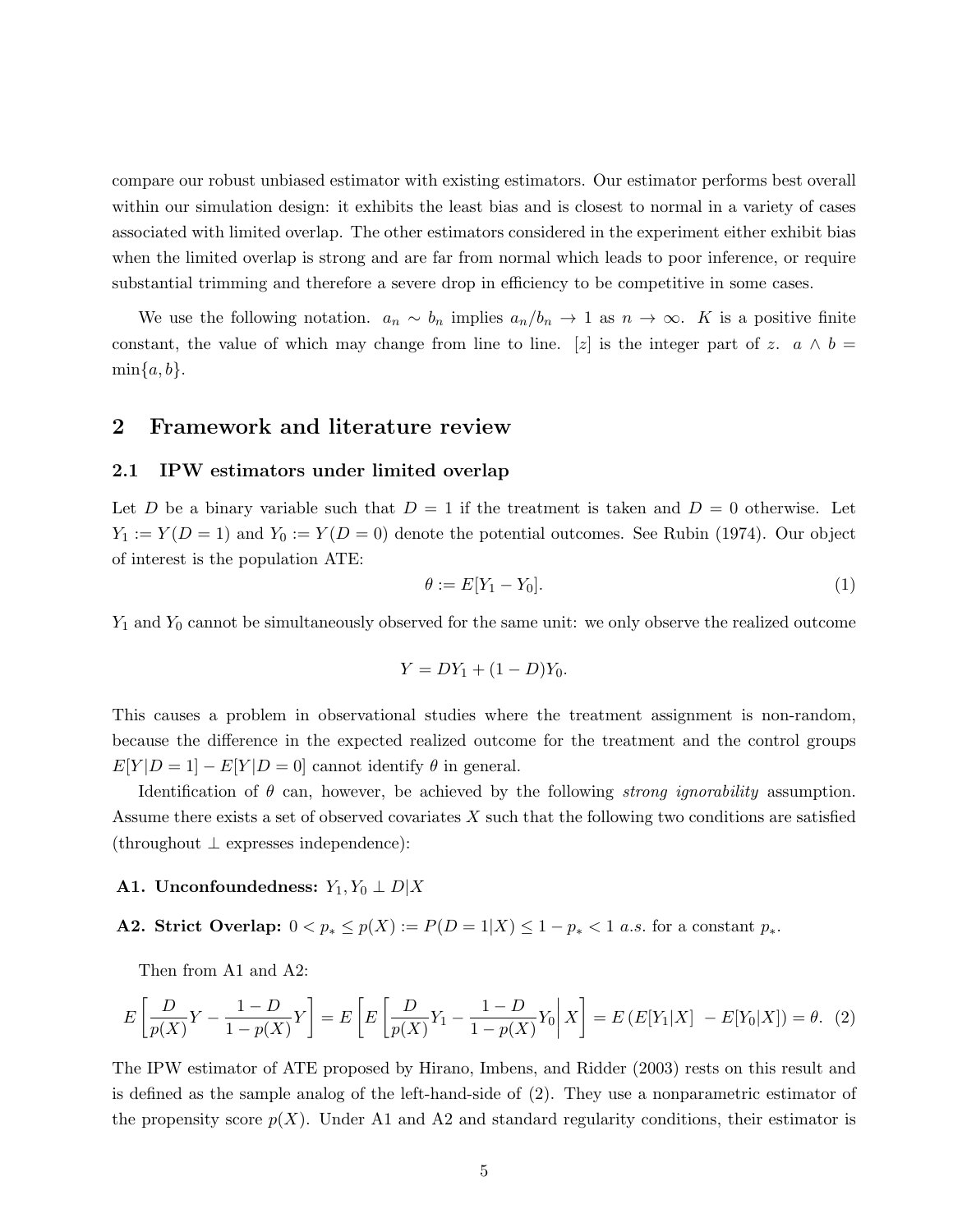compare our robust unbiased estimator with existing estimators. Our estimator performs best overall within our simulation design: it exhibits the least bias and is closest to normal in a variety of cases associated with limited overlap. The other estimators considered in the experiment either exhibit bias when the limited overlap is strong and are far from normal which leads to poor inference, or require substantial trimming and therefore a severe drop in efficiency to be competitive in some cases.

We use the following notation. $a_n \sim b_n$ implies $a_n/b_n \to 1$ as $n \to \infty$. $K$ is a positive finite constant, the value of which may change from line to line. $[z]$ is the integer part of $z$. $a \wedge b = \min\{a, b\}$.

## 2 Framework and literature review

### 2.1 IPW estimators under limited overlap

Let $D$ be a binary variable such that $D = 1$ if the treatment is taken and $D = 0$ otherwise. Let $Y_1 := Y(D = 1)$ and $Y_0 := Y(D = 0)$ denote the potential outcomes. See Rubin (1974). Our object of interest is the population ATE:

$$\theta := E[Y_1 - Y_0]. \tag{1}$$

$Y_1$ and $Y_0$ cannot be simultaneously observed for the same unit: we only observe the realized outcome

$$Y = DY_1 + (1 - D)Y_0.$$

This causes a problem in observational studies where the treatment assignment is non-random, because the difference in the expected realized outcome for the treatment and the control groups $E[Y|D = 1] - E[Y|D = 0]$ cannot identify $\theta$ in general.

Identification of $\theta$ can, however, be achieved by the following *strong ignorability* assumption. Assume there exists a set of observed covariates $X$ such that the following two conditions are satisfied (throughout $\perp$ expresses independence):

**A1. Unconfoundedness:** $Y_1, Y_0 \perp D|X$

**A2. Strict Overlap:** $0 < p_* \leq p(X) := P(D = 1|X) \leq 1 - p_* < 1$ *a.s.* for a constant $p_*$.

Then from A1 and A2:

$$E\left[\frac{D}{p(X)}Y - \frac{1-D}{1-p(X)}Y\right] = E\left[E\left[\frac{D}{p(X)}Y_1 - \frac{1-D}{1-p(X)}Y_0 \middle| X\right]\right] = E\left(E[Y_1|X] \; - E[Y_0|X]\right) = \theta. \tag{2}$$

The IPW estimator of ATE proposed by Hirano, Imbens, and Ridder (2003) rests on this result and is defined as the sample analog of the left-hand-side of (2). They use a nonparametric estimator of the propensity score $p(X)$. Under A1 and A2 and standard regularity conditions, their estimator is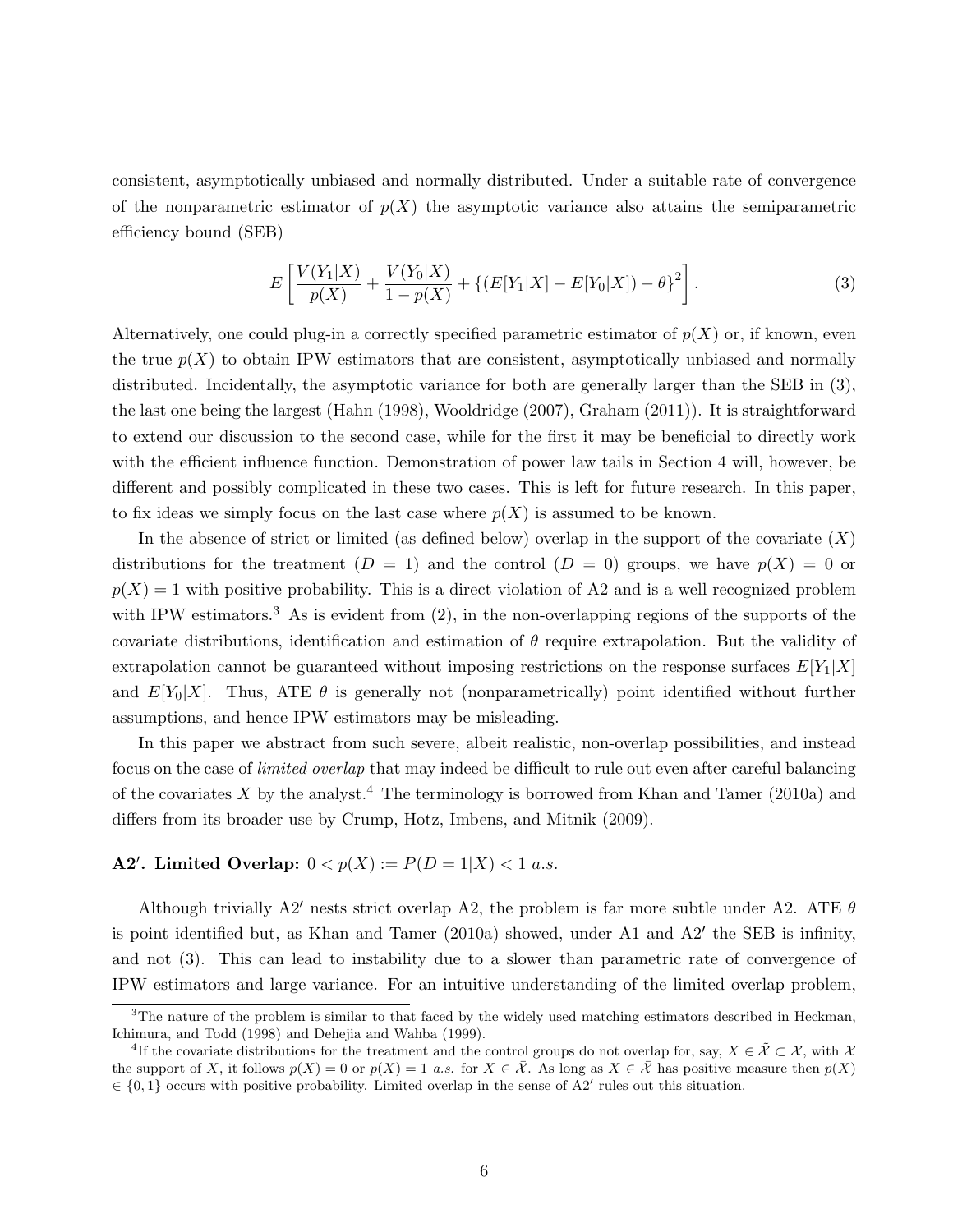consistent, asymptotically unbiased and normally distributed. Under a suitable rate of convergence of the nonparametric estimator of $p(X)$ the asymptotic variance also attains the semiparametric efficiency bound (SEB)

$$E\left[\frac{V(Y_1|X)}{p(X)} + \frac{V(Y_0|X)}{1-p(X)} + \{(E[Y_1|X] - E[Y_0|X]) - \theta\}^2\right]. \tag{3}$$

Alternatively, one could plug-in a correctly specified parametric estimator of $p(X)$ or, if known, even the true $p(X)$ to obtain IPW estimators that are consistent, asymptotically unbiased and normally distributed. Incidentally, the asymptotic variance for both are generally larger than the SEB in (3), the last one being the largest (Hahn (1998), Wooldridge (2007), Graham (2011)). It is straightforward to extend our discussion to the second case, while for the first it may be beneficial to directly work with the efficient influence function. Demonstration of power law tails in Section 4 will, however, be different and possibly complicated in these two cases. This is left for future research. In this paper, to fix ideas we simply focus on the last case where $p(X)$ is assumed to be known.

In the absence of strict or limited (as defined below) overlap in the support of the covariate ($X$) distributions for the treatment ($D = 1$) and the control ($D = 0$) groups, we have $p(X) = 0$ or $p(X) = 1$ with positive probability. This is a direct violation of A2 and is a well recognized problem with IPW estimators.[3] As is evident from (2), in the non-overlapping regions of the supports of the covariate distributions, identification and estimation of $\theta$ require extrapolation. But the validity of extrapolation cannot be guaranteed without imposing restrictions on the response surfaces $E[Y_1|X]$ and $E[Y_0|X]$. Thus, ATE $\theta$ is generally not (nonparametrically) point identified without further assumptions, and hence IPW estimators may be misleading.

In this paper we abstract from such severe, albeit realistic, non-overlap possibilities, and instead focus on the case of *limited overlap* that may indeed be difficult to rule out even after careful balancing of the covariates $X$ by the analyst.[4] The terminology is borrowed from Khan and Tamer (2010a) and differs from its broader use by Crump, Hotz, Imbens, and Mitnik (2009).

**A2′. Limited Overlap:** $0 < p(X) := P(D = 1|X) < 1$ *a.s.*

Although trivially A2′ nests strict overlap A2, the problem is far more subtle under A2. ATE $\theta$ is point identified but, as Khan and Tamer (2010a) showed, under A1 and A2′ the SEB is infinity, and not (3). This can lead to instability due to a slower than parametric rate of convergence of IPW estimators and large variance. For an intuitive understanding of the limited overlap problem,

[3] The nature of the problem is similar to that faced by the widely used matching estimators described in Heckman, Ichimura, and Todd (1998) and Dehejia and Wahba (1999).

[4] If the covariate distributions for the treatment and the control groups do not overlap for, say, $X \in \tilde{\mathcal{X}} \subset \mathcal{X}$, with $\mathcal{X}$ the support of $X$, it follows $p(X) = 0$ or $p(X) = 1$ *a.s.* for $X \in \bar{\mathcal{X}}$. As long as $X \in \bar{\mathcal{X}}$ has positive measure then $p(X) \in \{0, 1\}$ occurs with positive probability. Limited overlap in the sense of A2′ rules out this situation.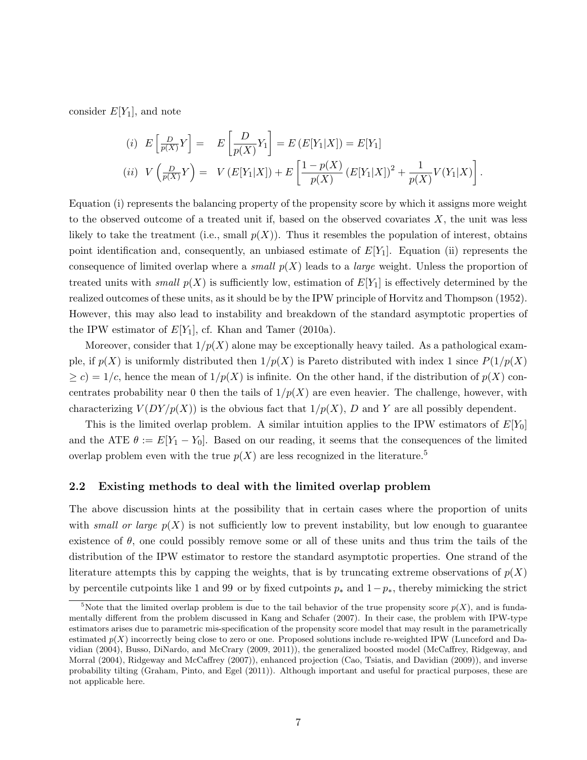consider $E[Y_1]$, and note

$$
\begin{aligned}
(i)\ \ E\left[\tfrac{D}{p(X)}Y\right] = &\ \ E\left[\frac{D}{p(X)}Y_1\right] = E\left(E[Y_1|X]\right) = E[Y_1] \\
(ii)\ \ V\left(\tfrac{D}{p(X)}Y\right) = &\ \ V\left(E[Y_1|X]\right) + E\left[\frac{1-p(X)}{p(X)}\left(E[Y_1|X]\right)^2 + \frac{1}{p(X)}V(Y_1|X)\right].
\end{aligned}
$$

Equation (i) represents the balancing property of the propensity score by which it assigns more weight to the observed outcome of a treated unit if, based on the observed covariates $X$, the unit was less likely to take the treatment (i.e., small $p(X)$). Thus it resembles the population of interest, obtains point identification and, consequently, an unbiased estimate of $E[Y_1]$. Equation (ii) represents the consequence of limited overlap where a *small* $p(X)$ leads to a *large* weight. Unless the proportion of treated units with *small* $p(X)$ is sufficiently low, estimation of $E[Y_1]$ is effectively determined by the realized outcomes of these units, as it should be by the IPW principle of Horvitz and Thompson (1952). However, this may also lead to instability and breakdown of the standard asymptotic properties of the IPW estimator of $E[Y_1]$, cf. Khan and Tamer (2010a).

Moreover, consider that $1/p(X)$ alone may be exceptionally heavy tailed. As a pathological example, if $p(X)$ is uniformly distributed then $1/p(X)$ is Pareto distributed with index 1 since $P(1/p(X) \geq c) = 1/c$, hence the mean of $1/p(X)$ is infinite. On the other hand, if the distribution of $p(X)$ concentrates probability near 0 then the tails of $1/p(X)$ are even heavier. The challenge, however, with characterizing $V(DY/p(X))$ is the obvious fact that $1/p(X)$, $D$ and $Y$ are all possibly dependent.

This is the limited overlap problem. A similar intuition applies to the IPW estimators of $E[Y_0]$ and the ATE $\theta := E[Y_1 - Y_0]$. Based on our reading, it seems that the consequences of the limited overlap problem even with the true $p(X)$ are less recognized in the literature.[5]

## 2.2 Existing methods to deal with the limited overlap problem

The above discussion hints at the possibility that in certain cases where the proportion of units with *small or large* $p(X)$ is not sufficiently low to prevent instability, but low enough to guarantee existence of $\theta$, one could possibly remove some or all of these units and thus trim the tails of the distribution of the IPW estimator to restore the standard asymptotic properties. One strand of the literature attempts this by capping the weights, that is by truncating extreme observations of $p(X)$ by percentile cutpoints like 1 and 99 or by fixed cutpoints $p_*$ and $1-p_*$, thereby mimicking the strict

[5] Note that the limited overlap problem is due to the tail behavior of the true propensity score $p(X)$, and is fundamentally different from the problem discussed in Kang and Schafer (2007). In their case, the problem with IPW-type estimators arises due to parametric mis-specification of the propensity score model that may result in the parametrically estimated $p(X)$ incorrectly being close to zero or one. Proposed solutions include re-weighted IPW (Lunceford and Davidian (2004), Busso, DiNardo, and McCrary (2009, 2011)), the generalized boosted model (McCaffrey, Ridgeway, and Morral (2004), Ridgeway and McCaffrey (2007)), enhanced projection (Cao, Tsiatis, and Davidian (2009)), and inverse probability tilting (Graham, Pinto, and Egel (2011)). Although important and useful for practical purposes, these are not applicable here.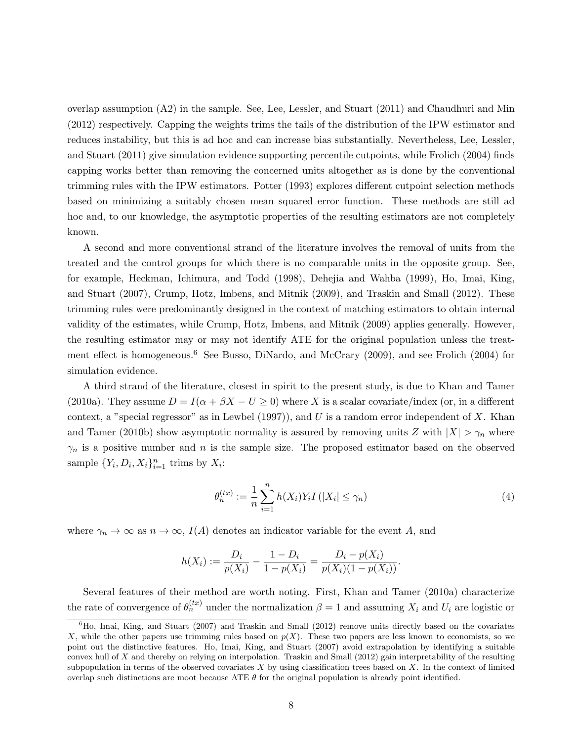overlap assumption (A2) in the sample. See, Lee, Lessler, and Stuart (2011) and Chaudhuri and Min (2012) respectively. Capping the weights trims the tails of the distribution of the IPW estimator and reduces instability, but this is ad hoc and can increase bias substantially. Nevertheless, Lee, Lessler, and Stuart (2011) give simulation evidence supporting percentile cutpoints, while Frolich (2004) finds capping works better than removing the concerned units altogether as is done by the conventional trimming rules with the IPW estimators. Potter (1993) explores different cutpoint selection methods based on minimizing a suitably chosen mean squared error function. These methods are still ad hoc and, to our knowledge, the asymptotic properties of the resulting estimators are not completely known.

A second and more conventional strand of the literature involves the removal of units from the treated and the control groups for which there is no comparable units in the opposite group. See, for example, Heckman, Ichimura, and Todd (1998), Dehejia and Wahba (1999), Ho, Imai, King, and Stuart (2007), Crump, Hotz, Imbens, and Mitnik (2009), and Traskin and Small (2012). These trimming rules were predominantly designed in the context of matching estimators to obtain internal validity of the estimates, while Crump, Hotz, Imbens, and Mitnik (2009) applies generally. However, the resulting estimator may or may not identify ATE for the original population unless the treatment effect is homogeneous.[6] See Busso, DiNardo, and McCrary (2009), and see Frolich (2004) for simulation evidence.

A third strand of the literature, closest in spirit to the present study, is due to Khan and Tamer (2010a). They assume $D = I(\alpha + \beta X - U \geq 0)$ where $X$ is a scalar covariate/index (or, in a different context, a "special regressor" as in Lewbel (1997)), and $U$ is a random error independent of $X$. Khan and Tamer (2010b) show asymptotic normality is assured by removing units $Z$ with $|X| > \gamma_n$ where $\gamma_n$ is a positive number and $n$ is the sample size. The proposed estimator based on the observed sample $\{Y_i, D_i, X_i\}_{i=1}^n$ trims by $X_i$:

$$\theta_n^{(tx)} := \frac{1}{n}\sum_{i=1}^{n} h(X_i) Y_i I\left(|X_i| \leq \gamma_n\right) \tag{4}$$

where $\gamma_n \to \infty$ as $n \to \infty$, $I(A)$ denotes an indicator variable for the event $A$, and

$$h(X_i) := \frac{D_i}{p(X_i)} - \frac{1 - D_i}{1 - p(X_i)} = \frac{D_i - p(X_i)}{p(X_i)(1 - p(X_i))}.$$

Several features of their method are worth noting. First, Khan and Tamer (2010a) characterize the rate of convergence of $\theta_n^{(tx)}$ under the normalization $\beta = 1$ and assuming $X_i$ and $U_i$ are logistic or

[6] Ho, Imai, King, and Stuart (2007) and Traskin and Small (2012) remove units directly based on the covariates $X$, while the other papers use trimming rules based on $p(X)$. These two papers are less known to economists, so we point out the distinctive features. Ho, Imai, King, and Stuart (2007) avoid extrapolation by identifying a suitable convex hull of $X$ and thereby on relying on interpolation. Traskin and Small (2012) gain interpretability of the resulting subpopulation in terms of the observed covariates $X$ by using classification trees based on $X$. In the context of limited overlap such distinctions are moot because ATE $\theta$ for the original population is already point identified.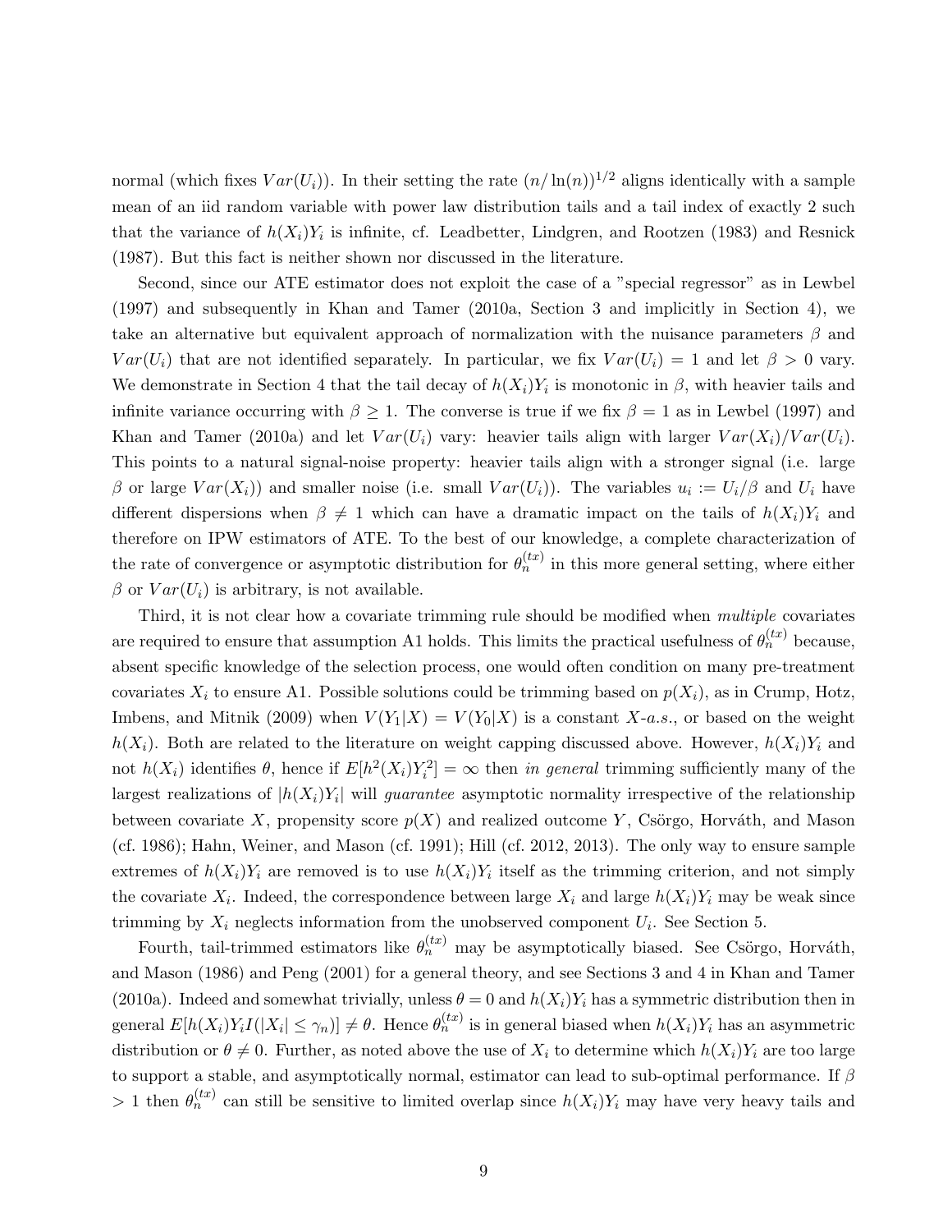normal (which fixes $Var(U_i)$). In their setting the rate $(n/\ln(n))^{1/2}$ aligns identically with a sample mean of an iid random variable with power law distribution tails and a tail index of exactly 2 such that the variance of $h(X_i)Y_i$ is infinite, cf. Leadbetter, Lindgren, and Rootzen (1983) and Resnick (1987). But this fact is neither shown nor discussed in the literature.

Second, since our ATE estimator does not exploit the case of a "special regressor" as in Lewbel (1997) and subsequently in Khan and Tamer (2010a, Section 3 and implicitly in Section 4), we take an alternative but equivalent approach of normalization with the nuisance parameters $\beta$ and $Var(U_i)$ that are not identified separately. In particular, we fix $Var(U_i) = 1$ and let $\beta > 0$ vary. We demonstrate in Section 4 that the tail decay of $h(X_i)Y_i$ is monotonic in $\beta$, with heavier tails and infinite variance occurring with $\beta \geq 1$. The converse is true if we fix $\beta = 1$ as in Lewbel (1997) and Khan and Tamer (2010a) and let $Var(U_i)$ vary: heavier tails align with larger $Var(X_i)/Var(U_i)$. This points to a natural signal-noise property: heavier tails align with a stronger signal (i.e. large $\beta$ or large $Var(X_i)$) and smaller noise (i.e. small $Var(U_i)$). The variables $u_i := U_i/\beta$ and $U_i$ have different dispersions when $\beta \neq 1$ which can have a dramatic impact on the tails of $h(X_i)Y_i$ and therefore on IPW estimators of ATE. To the best of our knowledge, a complete characterization of the rate of convergence or asymptotic distribution for $\theta_n^{(tx)}$ in this more general setting, where either $\beta$ or $Var(U_i)$ is arbitrary, is not available.

Third, it is not clear how a covariate trimming rule should be modified when *multiple* covariates are required to ensure that assumption A1 holds. This limits the practical usefulness of $\theta_n^{(tx)}$ because, absent specific knowledge of the selection process, one would often condition on many pre-treatment covariates $X_i$ to ensure A1. Possible solutions could be trimming based on $p(X_i)$, as in Crump, Hotz, Imbens, and Mitnik (2009) when $V(Y_1|X) = V(Y_0|X)$ is a constant $X$-*a.s.*, or based on the weight $h(X_i)$. Both are related to the literature on weight capping discussed above. However, $h(X_i)Y_i$ and not $h(X_i)$ identifies $\theta$, hence if $E[h^2(X_i)Y_i^2] = \infty$ then *in general* trimming sufficiently many of the largest realizations of $|h(X_i)Y_i|$ will *guarantee* asymptotic normality irrespective of the relationship between covariate $X$, propensity score $p(X)$ and realized outcome $Y$, Csörgo, Horváth, and Mason (cf. 1986); Hahn, Weiner, and Mason (cf. 1991); Hill (cf. 2012, 2013). The only way to ensure sample extremes of $h(X_i)Y_i$ are removed is to use $h(X_i)Y_i$ itself as the trimming criterion, and not simply the covariate $X_i$. Indeed, the correspondence between large $X_i$ and large $h(X_i)Y_i$ may be weak since trimming by $X_i$ neglects information from the unobserved component $U_i$. See Section 5.

Fourth, tail-trimmed estimators like $\theta_n^{(tx)}$ may be asymptotically biased. See Csörgo, Horváth, and Mason (1986) and Peng (2001) for a general theory, and see Sections 3 and 4 in Khan and Tamer (2010a). Indeed and somewhat trivially, unless $\theta = 0$ and $h(X_i)Y_i$ has a symmetric distribution then in general $E[h(X_i)Y_iI(|X_i| \leq \gamma_n)] \neq \theta$. Hence $\theta_n^{(tx)}$ is in general biased when $h(X_i)Y_i$ has an asymmetric distribution or $\theta \neq 0$. Further, as noted above the use of $X_i$ to determine which $h(X_i)Y_i$ are too large to support a stable, and asymptotically normal, estimator can lead to sub-optimal performance. If $\beta > 1$ then $\theta_n^{(tx)}$ can still be sensitive to limited overlap since $h(X_i)Y_i$ may have very heavy tails and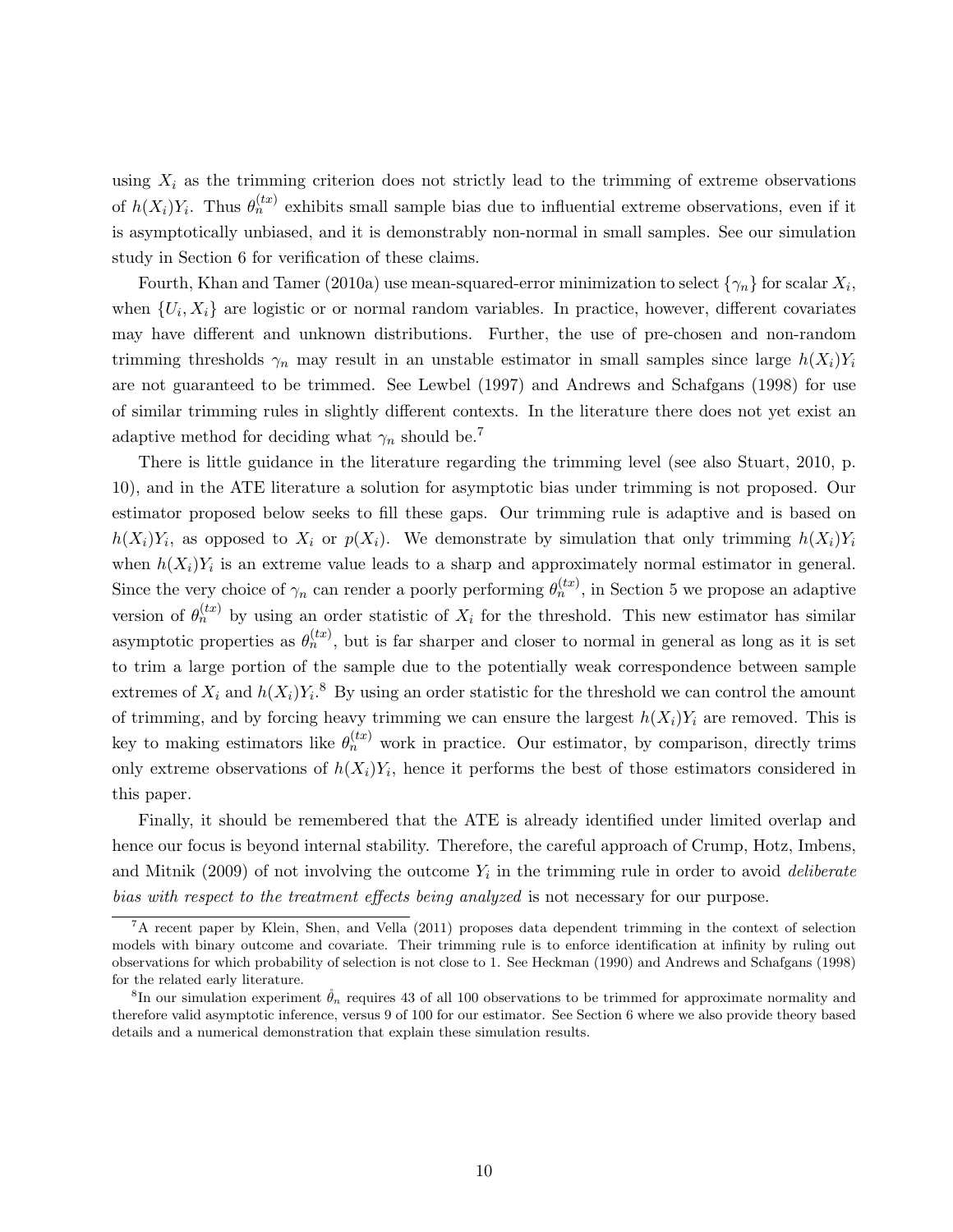using $X_i$ as the trimming criterion does not strictly lead to the trimming of extreme observations of $h(X_i)Y_i$. Thus $\theta_n^{(tx)}$ exhibits small sample bias due to influential extreme observations, even if it is asymptotically unbiased, and it is demonstrably non-normal in small samples. See our simulation study in Section 6 for verification of these claims.

Fourth, Khan and Tamer (2010a) use mean-squared-error minimization to select $\{\gamma_n\}$ for scalar $X_i$, when $\{U_i, X_i\}$ are logistic or or normal random variables. In practice, however, different covariates may have different and unknown distributions. Further, the use of pre-chosen and non-random trimming thresholds $\gamma_n$ may result in an unstable estimator in small samples since large $h(X_i)Y_i$ are not guaranteed to be trimmed. See Lewbel (1997) and Andrews and Schafgans (1998) for use of similar trimming rules in slightly different contexts. In the literature there does not yet exist an adaptive method for deciding what $\gamma_n$ should be.[7]

There is little guidance in the literature regarding the trimming level (see also Stuart, 2010, p. 10), and in the ATE literature a solution for asymptotic bias under trimming is not proposed. Our estimator proposed below seeks to fill these gaps. Our trimming rule is adaptive and is based on $h(X_i)Y_i$, as opposed to $X_i$ or $p(X_i)$. We demonstrate by simulation that only trimming $h(X_i)Y_i$ when $h(X_i)Y_i$ is an extreme value leads to a sharp and approximately normal estimator in general. Since the very choice of $\gamma_n$ can render a poorly performing $\theta_n^{(tx)}$, in Section 5 we propose an adaptive version of $\theta_n^{(tx)}$ by using an order statistic of $X_i$ for the threshold. This new estimator has similar asymptotic properties as $\theta_n^{(tx)}$, but is far sharper and closer to normal in general as long as it is set to trim a large portion of the sample due to the potentially weak correspondence between sample extremes of $X_i$ and $h(X_i)Y_i$.[8] By using an order statistic for the threshold we can control the amount of trimming, and by forcing heavy trimming we can ensure the largest $h(X_i)Y_i$ are removed. This is key to making estimators like $\theta_n^{(tx)}$ work in practice. Our estimator, by comparison, directly trims only extreme observations of $h(X_i)Y_i$, hence it performs the best of those estimators considered in this paper.

Finally, it should be remembered that the ATE is already identified under limited overlap and hence our focus is beyond internal stability. Therefore, the careful approach of Crump, Hotz, Imbens, and Mitnik (2009) of not involving the outcome $Y_i$ in the trimming rule in order to avoid *deliberate bias with respect to the treatment effects being analyzed* is not necessary for our purpose.

[7] A recent paper by Klein, Shen, and Vella (2011) proposes data dependent trimming in the context of selection models with binary outcome and covariate. Their trimming rule is to enforce identification at infinity by ruling out observations for which probability of selection is not close to 1. See Heckman (1990) and Andrews and Schafgans (1998) for the related early literature.

[8] In our simulation experiment $\mathring{\theta}_n$ requires 43 of all 100 observations to be trimmed for approximate normality and therefore valid asymptotic inference, versus 9 of 100 for our estimator. See Section 6 where we also provide theory based details and a numerical demonstration that explain these simulation results.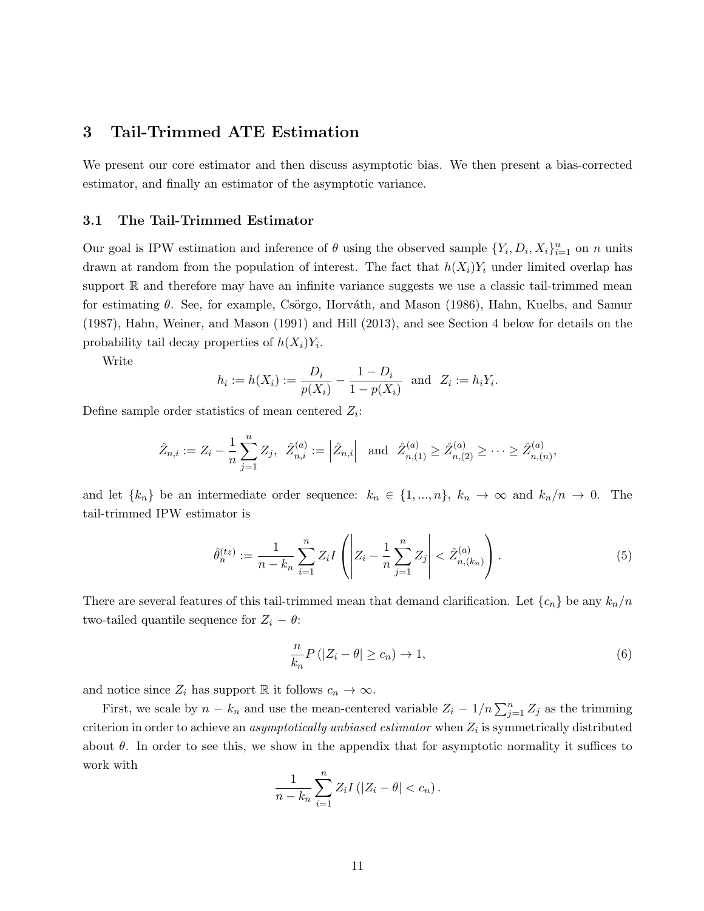## 3 Tail-Trimmed ATE Estimation

We present our core estimator and then discuss asymptotic bias. We then present a bias-corrected estimator, and finally an estimator of the asymptotic variance.

### 3.1 The Tail-Trimmed Estimator

Our goal is IPW estimation and inference of $\theta$ using the observed sample $\{Y_i, D_i, X_i\}_{i=1}^n$ on $n$ units drawn at random from the population of interest. The fact that $h(X_i)Y_i$ under limited overlap has support $\mathbb{R}$ and therefore may have an infinite variance suggests we use a classic tail-trimmed mean for estimating $\theta$. See, for example, Csörgo, Horváth, and Mason (1986), Hahn, Kuelbs, and Samur (1987), Hahn, Weiner, and Mason (1991) and Hill (2013), and see Section 4 below for details on the probability tail decay properties of $h(X_i)Y_i$.

Write

$$h_i := h(X_i) := \frac{D_i}{p(X_i)} - \frac{1 - D_i}{1 - p(X_i)} \text{ and } Z_i := h_i Y_i.$$

Define sample order statistics of mean centered $Z_i$:

$$\hat{Z}_{n,i} := Z_i - \frac{1}{n}\sum_{j=1}^{n} Z_j, \ \ \hat{Z}_{n,i}^{(a)} := \left|\hat{Z}_{n,i}\right| \text{ and } \hat{Z}_{n,(1)}^{(a)} \geq \hat{Z}_{n,(2)}^{(a)} \geq \cdots \geq \hat{Z}_{n,(n)}^{(a)},$$

and let $\{k_n\}$ be an intermediate order sequence: $k_n \in \{1, ..., n\}$, $k_n \to \infty$ and $k_n/n \to 0$. The tail-trimmed IPW estimator is

$$\hat{\theta}_n^{(tz)} := \frac{1}{n - k_n}\sum_{i=1}^{n} Z_i I\left(\left|Z_i - \frac{1}{n}\sum_{j=1}^{n} Z_j\right| < \hat{Z}_{n,(k_n)}^{(a)}\right). \tag{5}$$

There are several features of this tail-trimmed mean that demand clarification. Let $\{c_n\}$ be any $k_n/n$ two-tailed quantile sequence for $Z_i - \theta$:

$$\frac{n}{k_n} P\left(|Z_i - \theta| \geq c_n\right) \to 1, \tag{6}$$

and notice since $Z_i$ has support $\mathbb{R}$ it follows $c_n \to \infty$.

First, we scale by $n - k_n$ and use the mean-centered variable $Z_i - 1/n\sum_{j=1}^{n} Z_j$ as the trimming criterion in order to achieve an *asymptotically unbiased estimator* when $Z_i$ is symmetrically distributed about $\theta$. In order to see this, we show in the appendix that for asymptotic normality it suffices to work with

$$\frac{1}{n - k_n}\sum_{i=1}^{n} Z_i I\left(|Z_i - \theta| < c_n\right).$$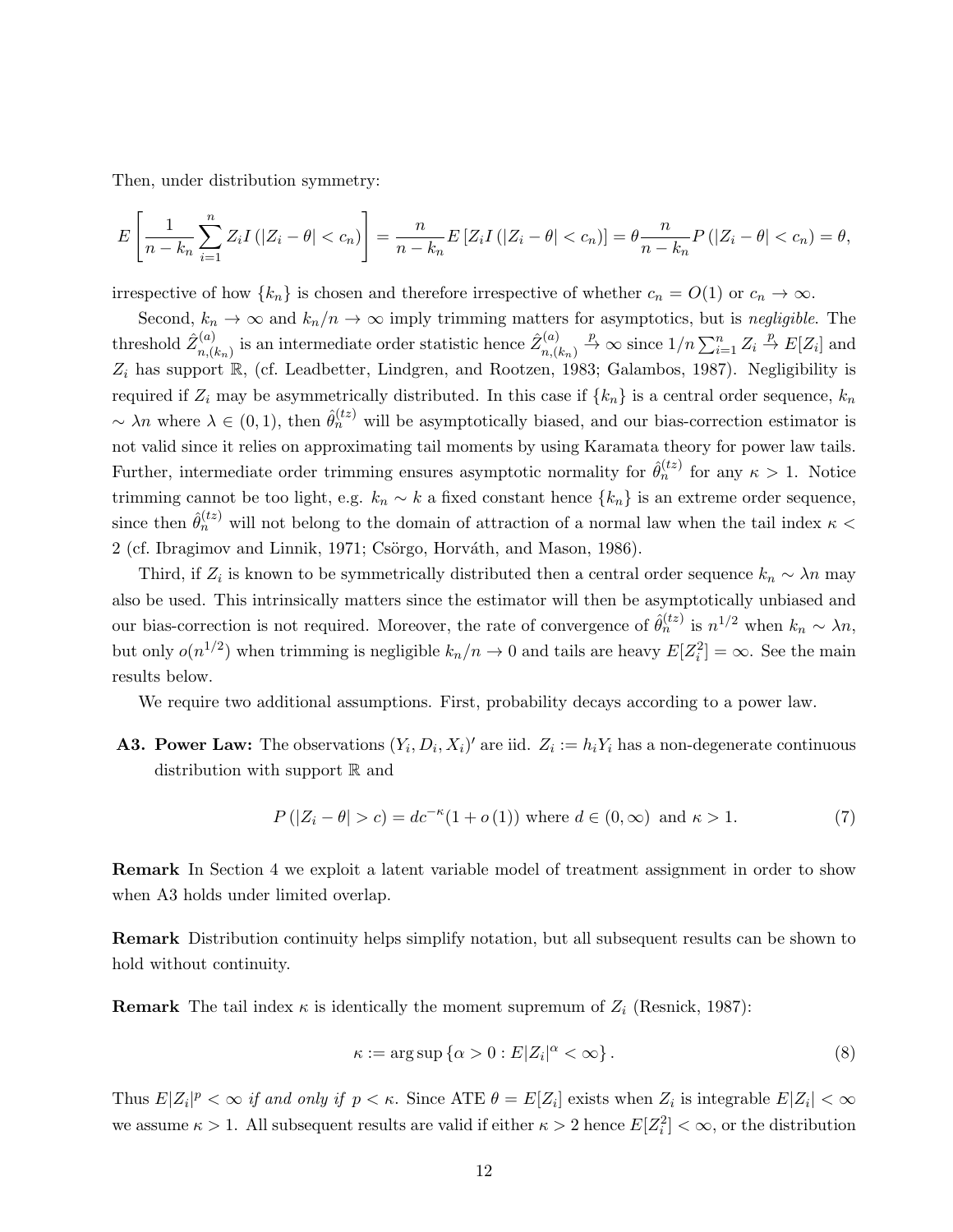Then, under distribution symmetry:

$$E\left[\frac{1}{n-k_n}\sum_{i=1}^{n} Z_i I\left(|Z_i-\theta|<c_n\right)\right]=\frac{n}{n-k_n}E\left[Z_i I\left(|Z_i-\theta|<c_n\right)\right]=\theta\frac{n}{n-k_n}P\left(|Z_i-\theta|<c_n\right)=\theta,$$

irrespective of how $\{k_n\}$ is chosen and therefore irrespective of whether $c_n = O(1)$ or $c_n \to \infty$.

Second, $k_n \to \infty$ and $k_n/n \to \infty$ imply trimming matters for asymptotics, but is *negligible*. The threshold $\hat{Z}^{(a)}_{n,(k_n)}$ is an intermediate order statistic hence $\hat{Z}^{(a)}_{n,(k_n)} \xrightarrow{p} \infty$ since $1/n\sum_{i=1}^{n} Z_i \xrightarrow{p} E[Z_i]$ and $Z_i$ has support $\mathbb{R}$, (cf. Leadbetter, Lindgren, and Rootzen, 1983; Galambos, 1987). Negligibility is required if $Z_i$ may be asymmetrically distributed. In this case if $\{k_n\}$ is a central order sequence, $k_n \sim \lambda n$ where $\lambda \in (0, 1)$, then $\hat{\theta}^{(tz)}_n$ will be asymptotically biased, and our bias-correction estimator is not valid since it relies on approximating tail moments by using Karamata theory for power law tails. Further, intermediate order trimming ensures asymptotic normality for $\hat{\theta}^{(tz)}_n$ for any $\kappa > 1$. Notice trimming cannot be too light, e.g. $k_n \sim k$ a fixed constant hence $\{k_n\}$ is an extreme order sequence, since then $\hat{\theta}^{(tz)}_n$ will not belong to the domain of attraction of a normal law when the tail index $\kappa < 2$ (cf. Ibragimov and Linnik, 1971; Csörgo, Horváth, and Mason, 1986).

Third, if $Z_i$ is known to be symmetrically distributed then a central order sequence $k_n \sim \lambda n$ may also be used. This intrinsically matters since the estimator will then be asymptotically unbiased and our bias-correction is not required. Moreover, the rate of convergence of $\hat{\theta}^{(tz)}_n$ is $n^{1/2}$ when $k_n \sim \lambda n$, but only $o(n^{1/2})$ when trimming is negligible $k_n/n \to 0$ and tails are heavy $E[Z_i^2] = \infty$. See the main results below.

We require two additional assumptions. First, probability decays according to a power law.

**A3. Power Law:** The observations $(Y_i, D_i, X_i)'$ are iid. $Z_i := h_i Y_i$ has a non-degenerate continuous distribution with support $\mathbb{R}$ and

$$P\left(|Z_i-\theta|>c\right)=dc^{-\kappa}(1+o(1)) \text{ where } d\in(0,\infty) \text{ and } \kappa>1. \tag{7}$$

**Remark** In Section 4 we exploit a latent variable model of treatment assignment in order to show when A3 holds under limited overlap.

**Remark** Distribution continuity helps simplify notation, but all subsequent results can be shown to hold without continuity.

**Remark** The tail index $\kappa$ is identically the moment supremum of $Z_i$ (Resnick, 1987):

$$\kappa := \arg\sup\left\{\alpha>0 : E|Z_i|^{\alpha}<\infty\right\}. \tag{8}$$

Thus $E|Z_i|^p < \infty$ *if and only if* $p < \kappa$. Since ATE $\theta = E[Z_i]$ exists when $Z_i$ is integrable $E|Z_i| < \infty$ we assume $\kappa > 1$. All subsequent results are valid if either $\kappa > 2$ hence $E[Z_i^2] < \infty$, or the distribution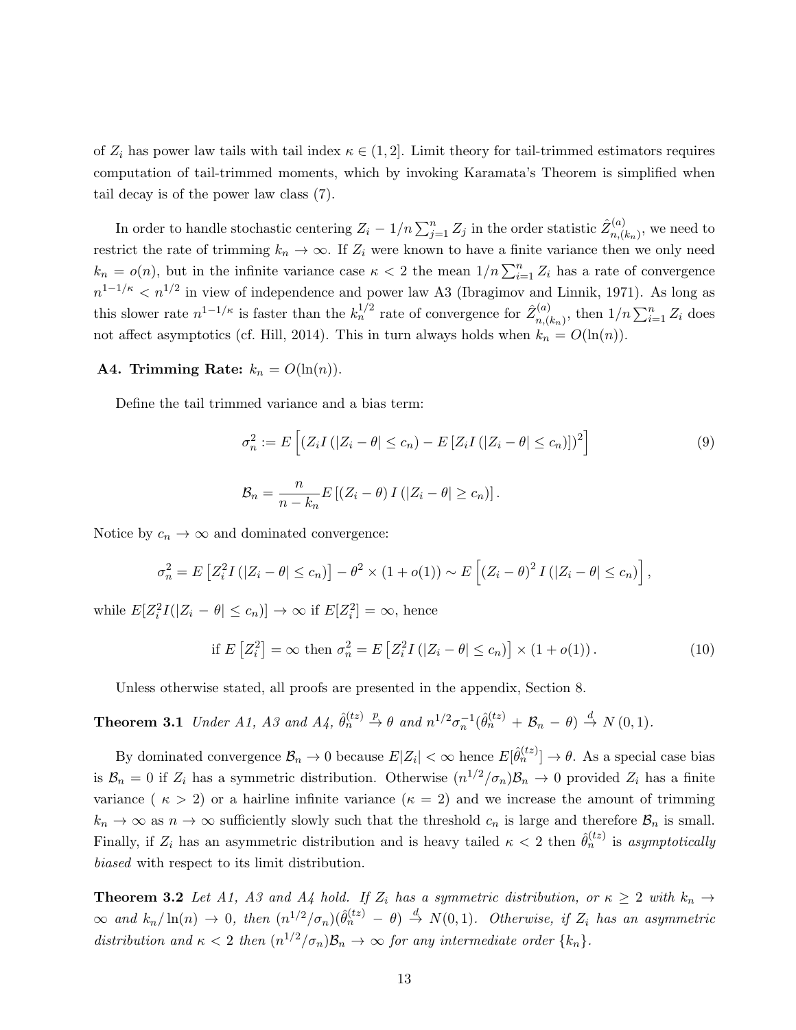of $Z_i$ has power law tails with tail index $\kappa \in (1, 2]$. Limit theory for tail-trimmed estimators requires computation of tail-trimmed moments, which by invoking Karamata's Theorem is simplified when tail decay is of the power law class (7).

In order to handle stochastic centering $Z_i - 1/n \sum_{j=1}^{n} Z_j$ in the order statistic $\hat{Z}_{n,(k_n)}^{(a)}$, we need to restrict the rate of trimming $k_n \to \infty$. If $Z_i$ were known to have a finite variance then we only need $k_n = o(n)$, but in the infinite variance case $\kappa < 2$ the mean $1/n \sum_{i=1}^{n} Z_i$ has a rate of convergence $n^{1-1/\kappa} < n^{1/2}$ in view of independence and power law A3 (Ibragimov and Linnik, 1971). As long as this slower rate $n^{1-1/\kappa}$ is faster than the $k_n^{1/2}$ rate of convergence for $\hat{Z}_{n,(k_n)}^{(a)}$, then $1/n \sum_{i=1}^{n} Z_i$ does not affect asymptotics (cf. Hill, 2014). This in turn always holds when $k_n = O(\ln(n))$.

**A4. Trimming Rate:** $k_n = O(\ln(n))$.

Define the tail trimmed variance and a bias term:

$$\sigma_n^2 := E\left[ \left( Z_i I\left( |Z_i - \theta| \leq c_n \right) - E\left[ Z_i I\left( |Z_i - \theta| \leq c_n \right) \right] \right)^2 \right] \tag{9}$$

$$\mathcal{B}_n = \frac{n}{n - k_n} E\left[ \left( Z_i - \theta \right) I\left( |Z_i - \theta| \geq c_n \right) \right].$$

Notice by $c_n \to \infty$ and dominated convergence:

$$\sigma_n^2 = E\left[ Z_i^2 I\left( |Z_i - \theta| \leq c_n \right) \right] - \theta^2 \times (1 + o(1)) \sim E\left[ \left( Z_i - \theta \right)^2 I\left( |Z_i - \theta| \leq c_n \right) \right],$$

while $E[Z_i^2 I(|Z_i - \theta| \leq c_n)] \to \infty$ if $E[Z_i^2] = \infty$, hence

$$\text{if } E\left[ Z_i^2 \right] = \infty \text{ then } \sigma_n^2 = E\left[ Z_i^2 I\left( |Z_i - \theta| \leq c_n \right) \right] \times (1 + o(1)). \tag{10}$$

Unless otherwise stated, all proofs are presented in the appendix, Section 8.

**Theorem 3.1** *Under A1, A3 and A4,* $\hat{\theta}_n^{(tz)} \xrightarrow{p} \theta$ *and* $n^{1/2} \sigma_n^{-1} (\hat{\theta}_n^{(tz)} + \mathcal{B}_n - \theta) \xrightarrow{d} N(0, 1)$.

By dominated convergence $\mathcal{B}_n \to 0$ because $E|Z_i| < \infty$ hence $E[\hat{\theta}_n^{(tz)}] \to \theta$. As a special case bias is $\mathcal{B}_n = 0$ if $Z_i$ has a symmetric distribution. Otherwise $(n^{1/2}/\sigma_n)\mathcal{B}_n \to 0$ provided $Z_i$ has a finite variance ( $\kappa > 2$) or a hairline infinite variance ($\kappa = 2$) and we increase the amount of trimming $k_n \to \infty$ as $n \to \infty$ sufficiently slowly such that the threshold $c_n$ is large and therefore $\mathcal{B}_n$ is small. Finally, if $Z_i$ has an asymmetric distribution and is heavy tailed $\kappa < 2$ then $\hat{\theta}_n^{(tz)}$ is *asymptotically biased* with respect to its limit distribution.

**Theorem 3.2** *Let A1, A3 and A4 hold. If $Z_i$ has a symmetric distribution, or $\kappa \geq 2$ with $k_n \to \infty$ and $k_n/\ln(n) \to 0$, then $(n^{1/2}/\sigma_n)(\hat{\theta}_n^{(tz)} - \theta) \xrightarrow{d} N(0, 1)$. Otherwise, if $Z_i$ has an asymmetric distribution and $\kappa < 2$ then $(n^{1/2}/\sigma_n)\mathcal{B}_n \to \infty$ for any intermediate order $\{k_n\}$.*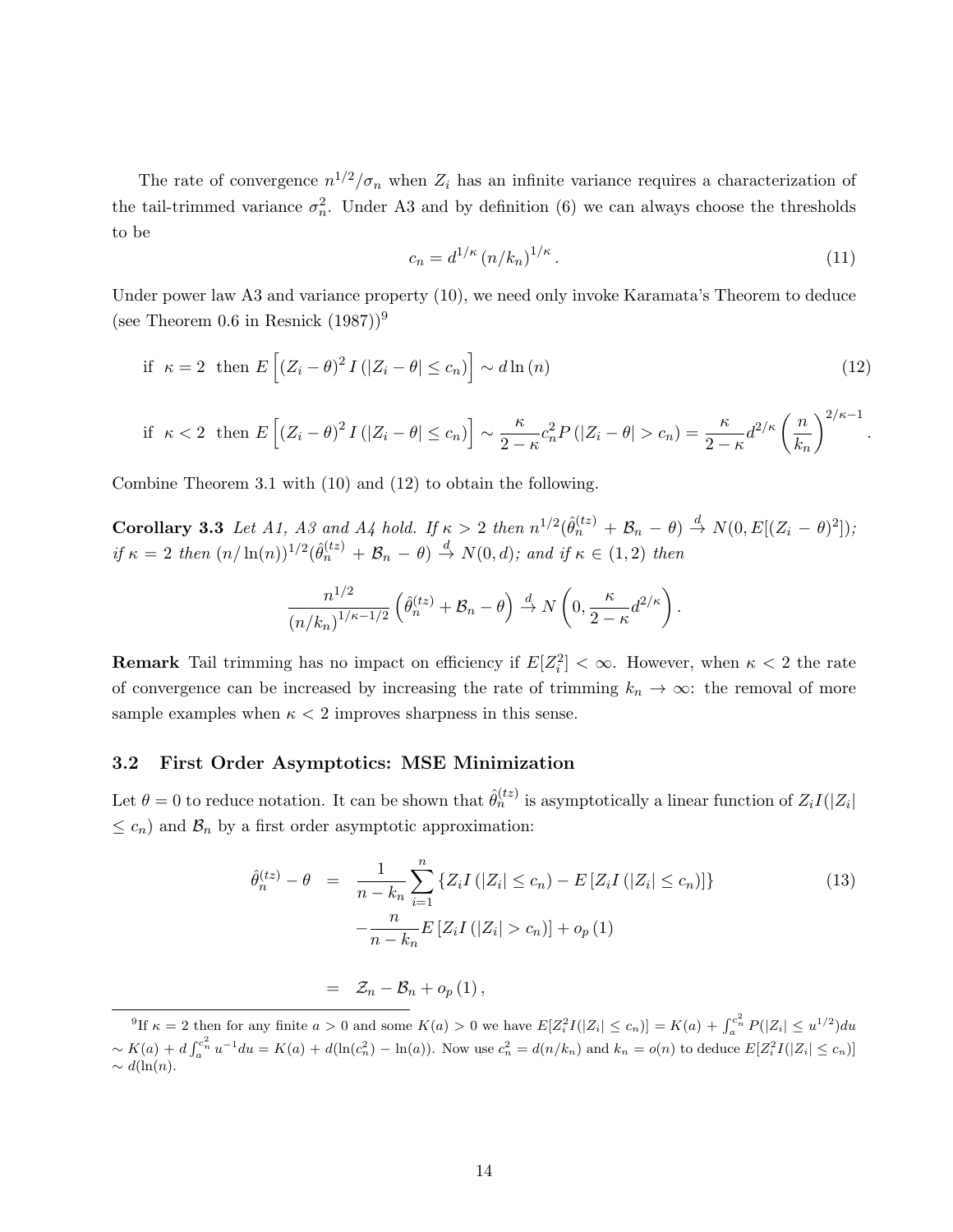The rate of convergence $n^{1/2}/\sigma_n$ when $Z_i$ has an infinite variance requires a characterization of the tail-trimmed variance $\sigma_n^2$. Under A3 and by definition (6) we can always choose the thresholds to be

$$c_n = d^{1/\kappa} \left(n/k_n\right)^{1/\kappa}. \tag{11}$$

Under power law A3 and variance property (10), we need only invoke Karamata's Theorem to deduce (see Theorem 0.6 in Resnick (1987))[9]

$$\text{if } \ \kappa = 2 \ \text{ then } E\left[\left(Z_i - \theta\right)^2 I\left(\left|Z_i - \theta\right| \leq c_n\right)\right] \sim d\ln\left(n\right) \tag{12}$$

$$\text{if } \ \kappa < 2 \ \text{ then } E\left[\left(Z_i - \theta\right)^2 I\left(\left|Z_i - \theta\right| \leq c_n\right)\right] \sim \frac{\kappa}{2-\kappa} c_n^2 P\left(\left|Z_i - \theta\right| > c_n\right) = \frac{\kappa}{2-\kappa} d^{2/\kappa}\left(\frac{n}{k_n}\right)^{2/\kappa - 1}.$$

Combine Theorem 3.1 with (10) and (12) to obtain the following.

**Corollary 3.3** *Let A1, A3 and A4 hold. If $\kappa > 2$ then $n^{1/2}(\hat{\theta}_n^{(tz)} + \mathcal{B}_n - \theta) \xrightarrow{d} N(0, E[(Z_i - \theta)^2])$; if $\kappa = 2$ then $(n/\ln(n))^{1/2}(\hat{\theta}_n^{(tz)} + \mathcal{B}_n - \theta) \xrightarrow{d} N(0, d)$; and if $\kappa \in (1,2)$ then*

$$\frac{n^{1/2}}{\left(n/k_n\right)^{1/\kappa - 1/2}}\left(\hat{\theta}_n^{(tz)} + \mathcal{B}_n - \theta\right) \xrightarrow{d} N\left(0, \frac{\kappa}{2-\kappa} d^{2/\kappa}\right).$$

**Remark** Tail trimming has no impact on efficiency if $E[Z_i^2] < \infty$. However, when $\kappa < 2$ the rate of convergence can be increased by increasing the rate of trimming $k_n \to \infty$: the removal of more sample examples when $\kappa < 2$ improves sharpness in this sense.

### 3.2 First Order Asymptotics: MSE Minimization

Let $\theta = 0$ to reduce notation. It can be shown that $\hat{\theta}_n^{(tz)}$ is asymptotically a linear function of $Z_i I(|Z_i| \leq c_n)$ and $\mathcal{B}_n$ by a first order asymptotic approximation:

$$\begin{aligned}
\hat{\theta}_n^{(tz)} - \theta &= \frac{1}{n - k_n}\sum_{i=1}^{n}\left\{Z_i I\left(\left|Z_i\right| \leq c_n\right) - E\left[Z_i I\left(\left|Z_i\right| \leq c_n\right)\right]\right\} \\
&\quad - \frac{n}{n - k_n} E\left[Z_i I\left(\left|Z_i\right| > c_n\right)\right] + o_p\left(1\right) \\
&= \mathcal{Z}_n - \mathcal{B}_n + o_p\left(1\right),
\end{aligned} \tag{13}$$

[9] If $\kappa = 2$ then for any finite $a > 0$ and some $K(a) > 0$ we have $E[Z_i^2 I(|Z_i| \leq c_n)] = K(a) + \int_a^{c_n^2} P(|Z_i| \leq u^{1/2})du \sim K(a) + d\int_a^{c_n^2} u^{-1}du = K(a) + d(\ln(c_n^2) - \ln(a))$. Now use $c_n^2 = d(n/k_n)$ and $k_n = o(n)$ to deduce $E[Z_i^2 I(|Z_i| \leq c_n)] \sim d(\ln(n))$.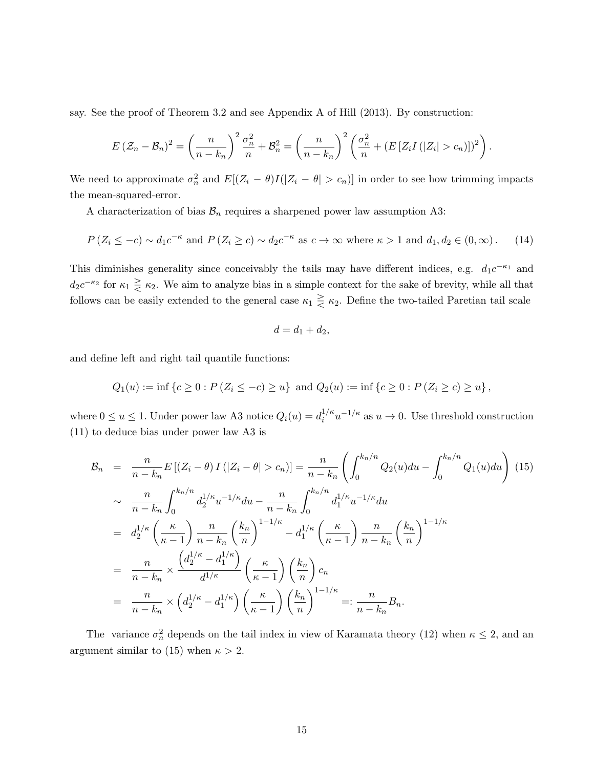say. See the proof of Theorem 3.2 and see Appendix A of Hill (2013). By construction:

$$E\left(\mathcal{Z}_n - \mathcal{B}_n\right)^2 = \left(\frac{n}{n-k_n}\right)^2 \frac{\sigma_n^2}{n} + \mathcal{B}_n^2 = \left(\frac{n}{n-k_n}\right)^2 \left(\frac{\sigma_n^2}{n} + \left(E\left[Z_i I\left(|Z_i| > c_n\right)\right]\right)^2\right).$$

We need to approximate $\sigma_n^2$ and $E[(Z_i - \theta)I(|Z_i - \theta| > c_n)]$ in order to see how trimming impacts the mean-squared-error.

A characterization of bias $\mathcal{B}_n$ requires a sharpened power law assumption A3:

$$P\left(Z_i \leq -c\right) \sim d_1 c^{-\kappa} \text{ and } P\left(Z_i \geq c\right) \sim d_2 c^{-\kappa} \text{ as } c \to \infty \text{ where } \kappa > 1 \text{ and } d_1, d_2 \in (0, \infty). \tag{14}$$

This diminishes generality since conceivably the tails may have different indices, e.g. $d_1 c^{-\kappa_1}$ and $d_2 c^{-\kappa_2}$ for $\kappa_1 \gtreqless \kappa_2$. We aim to analyze bias in a simple context for the sake of brevity, while all that follows can be easily extended to the general case $\kappa_1 \gtreqless \kappa_2$. Define the two-tailed Paretian tail scale

$$d = d_1 + d_2,$$

and define left and right tail quantile functions:

$$Q_1(u) := \inf\left\{c \geq 0 : P\left(Z_i \leq -c\right) \geq u\right\} \text{ and } Q_2(u) := \inf\left\{c \geq 0 : P\left(Z_i \geq c\right) \geq u\right\},$$

where $0 \leq u \leq 1$. Under power law A3 notice $Q_i(u) = d_i^{1/\kappa} u^{-1/\kappa}$ as $u \to 0$. Use threshold construction (11) to deduce bias under power law A3 is

$$\begin{aligned}
\mathcal{B}_n &= \frac{n}{n-k_n} E\left[\left(Z_i - \theta\right) I\left(|Z_i - \theta| > c_n\right)\right] = \frac{n}{n-k_n}\left(\int_0^{k_n/n} Q_2(u)du - \int_0^{k_n/n} Q_1(u)du\right) \quad (15)\\
&\sim \frac{n}{n-k_n}\int_0^{k_n/n} d_2^{1/\kappa} u^{-1/\kappa} du - \frac{n}{n-k_n}\int_0^{k_n/n} d_1^{1/\kappa} u^{-1/\kappa} du \\
&= d_2^{1/\kappa}\left(\frac{\kappa}{\kappa-1}\right)\frac{n}{n-k_n}\left(\frac{k_n}{n}\right)^{1-1/\kappa} - d_1^{1/\kappa}\left(\frac{\kappa}{\kappa-1}\right)\frac{n}{n-k_n}\left(\frac{k_n}{n}\right)^{1-1/\kappa} \\
&= \frac{n}{n-k_n} \times \frac{\left(d_2^{1/\kappa} - d_1^{1/\kappa}\right)}{d^{1/\kappa}}\left(\frac{\kappa}{\kappa-1}\right)\left(\frac{k_n}{n}\right) c_n \\
&= \frac{n}{n-k_n} \times \left(d_2^{1/\kappa} - d_1^{1/\kappa}\right)\left(\frac{\kappa}{\kappa-1}\right)\left(\frac{k_n}{n}\right)^{1-1/\kappa} =: \frac{n}{n-k_n} B_n.
\end{aligned}$$

The variance $\sigma_n^2$ depends on the tail index in view of Karamata theory (12) when $\kappa \leq 2$, and an argument similar to (15) when $\kappa > 2$.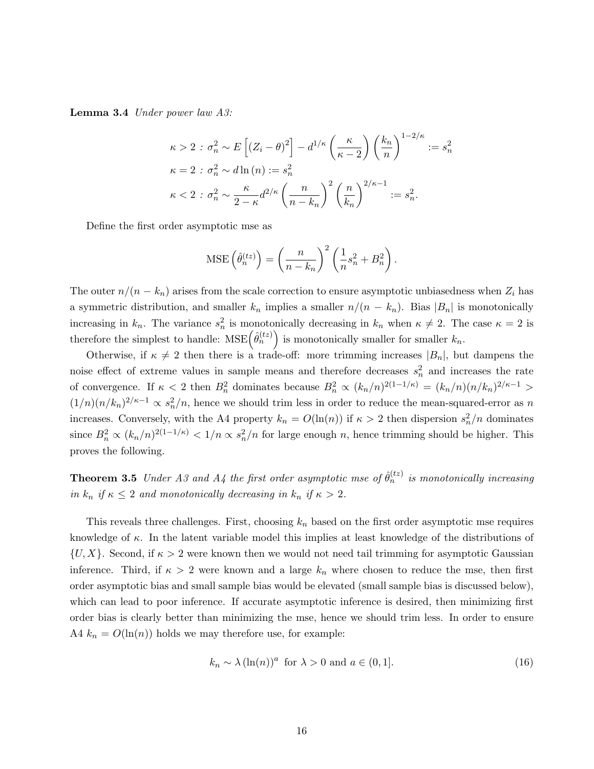**Lemma 3.4** *Under power law A3:*

$$
\begin{aligned}
\kappa > 2 &: \sigma_n^2 \sim E\left[(Z_i - \theta)^2\right] - d^{1/\kappa}\left(\frac{\kappa}{\kappa-2}\right)\left(\frac{k_n}{n}\right)^{1-2/\kappa} := s_n^2 \\
\kappa = 2 &: \sigma_n^2 \sim d\ln(n) := s_n^2 \\
\kappa < 2 &: \sigma_n^2 \sim \frac{\kappa}{2-\kappa} d^{2/\kappa}\left(\frac{n}{n-k_n}\right)^2\left(\frac{n}{k_n}\right)^{2/\kappa-1} := s_n^2.
\end{aligned}
$$

Define the first order asymptotic mse as

$$
\text{MSE}\left(\hat{\theta}_n^{(tz)}\right) = \left(\frac{n}{n-k_n}\right)^2\left(\frac{1}{n}s_n^2 + B_n^2\right).
$$

The outer $n/(n-k_n)$ arises from the scale correction to ensure asymptotic unbiasedness when $Z_i$ has a symmetric distribution, and smaller $k_n$ implies a smaller $n/(n-k_n)$. Bias $|B_n|$ is monotonically increasing in $k_n$. The variance $s_n^2$ is monotonically decreasing in $k_n$ when $\kappa \neq 2$. The case $\kappa = 2$ is therefore the simplest to handle: $\text{MSE}\left(\hat{\theta}_n^{(tz)}\right)$ is monotonically smaller for smaller $k_n$.

Otherwise, if $\kappa \neq 2$ then there is a trade-off: more trimming increases $|B_n|$, but dampens the noise effect of extreme values in sample means and therefore decreases $s_n^2$ and increases the rate of convergence. If $\kappa < 2$ then $B_n^2$ dominates because $B_n^2 \propto (k_n/n)^{2(1-1/\kappa)} = (k_n/n)(n/k_n)^{2/\kappa-1} > (1/n)(n/k_n)^{2/\kappa-1} \propto s_n^2/n$, hence we should trim less in order to reduce the mean-squared-error as $n$ increases. Conversely, with the A4 property $k_n = O(\ln(n))$ if $\kappa > 2$ then dispersion $s_n^2/n$ dominates since $B_n^2 \propto (k_n/n)^{2(1-1/\kappa)} < 1/n \propto s_n^2/n$ for large enough $n$, hence trimming should be higher. This proves the following.

**Theorem 3.5** *Under A3 and A4 the first order asymptotic mse of $\hat{\theta}_n^{(tz)}$ is monotonically increasing in $k_n$ if $\kappa \leq 2$ and monotonically decreasing in $k_n$ if $\kappa > 2$.*

This reveals three challenges. First, choosing $k_n$ based on the first order asymptotic mse requires knowledge of $\kappa$. In the latent variable model this implies at least knowledge of the distributions of $\{U, X\}$. Second, if $\kappa > 2$ were known then we would not need tail trimming for asymptotic Gaussian inference. Third, if $\kappa > 2$ were known and a large $k_n$ where chosen to reduce the mse, then first order asymptotic bias and small sample bias would be elevated (small sample bias is discussed below), which can lead to poor inference. If accurate asymptotic inference is desired, then minimizing first order bias is clearly better than minimizing the mse, hence we should trim less. In order to ensure A4 $k_n = O(\ln(n))$ holds we may therefore use, for example:

$$
k_n \sim \lambda\left(\ln(n)\right)^a \text{ for } \lambda > 0 \text{ and } a \in (0,1]. \tag{16}
$$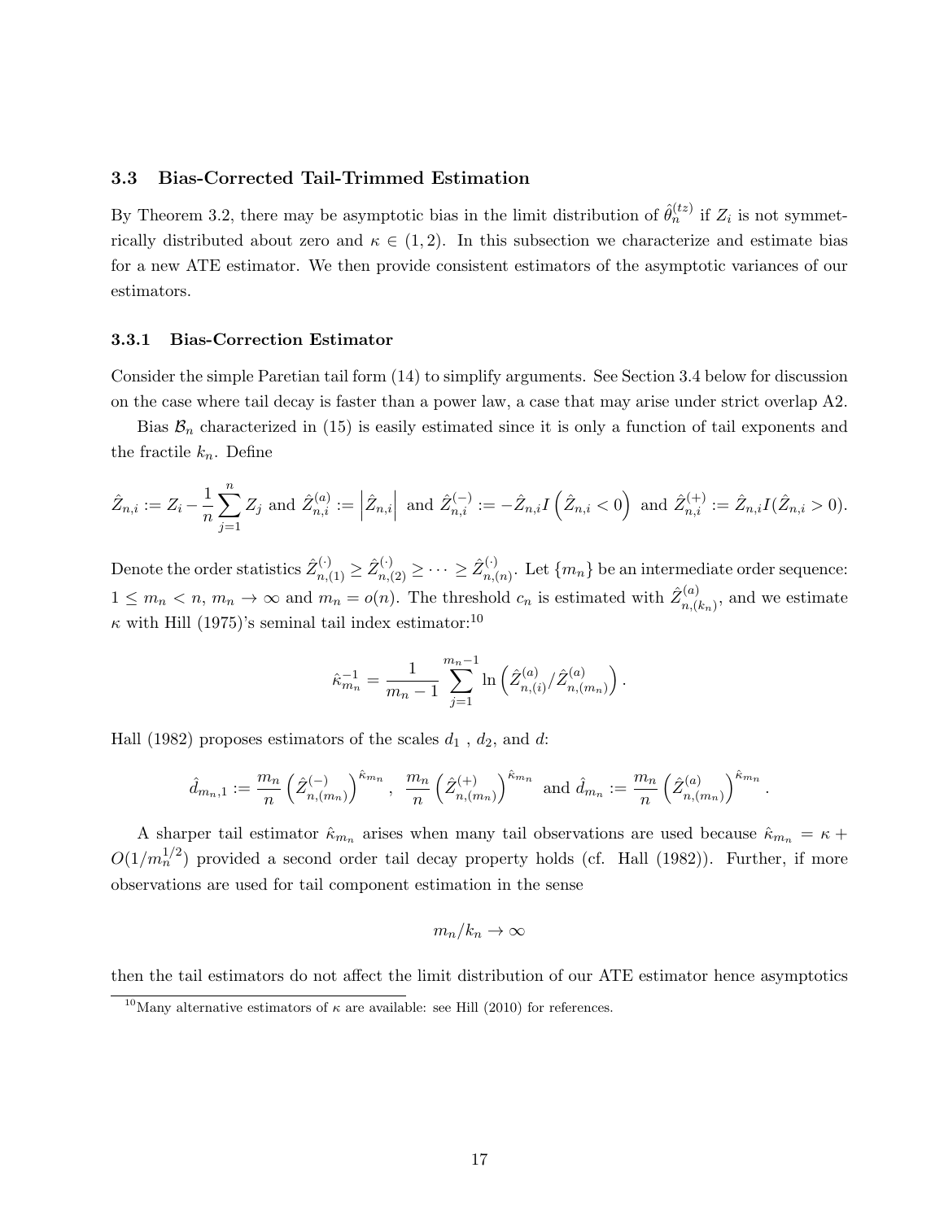### 3.3 Bias-Corrected Tail-Trimmed Estimation

By Theorem 3.2, there may be asymptotic bias in the limit distribution of $\hat{\theta}_n^{(tz)}$ if $Z_i$ is not symmetrically distributed about zero and $\kappa \in (1, 2)$. In this subsection we characterize and estimate bias for a new ATE estimator. We then provide consistent estimators of the asymptotic variances of our estimators.

#### 3.3.1 Bias-Correction Estimator

Consider the simple Paretian tail form (14) to simplify arguments. See Section 3.4 below for discussion on the case where tail decay is faster than a power law, a case that may arise under strict overlap A2.

Bias $\mathcal{B}_n$ characterized in (15) is easily estimated since it is only a function of tail exponents and the fractile $k_n$. Define

$$\hat{Z}_{n,i} := Z_i - \frac{1}{n}\sum_{j=1}^{n} Z_j \text{ and } \hat{Z}_{n,i}^{(a)} := \left|\hat{Z}_{n,i}\right| \text{ and } \hat{Z}_{n,i}^{(-)} := -\hat{Z}_{n,i} I\left(\hat{Z}_{n,i} < 0\right) \text{ and } \hat{Z}_{n,i}^{(+)} := \hat{Z}_{n,i} I(\hat{Z}_{n,i} > 0).$$

Denote the order statistics $\hat{Z}_{n,(1)}^{(\cdot)} \geq \hat{Z}_{n,(2)}^{(\cdot)} \geq \cdots \geq \hat{Z}_{n,(n)}^{(\cdot)}$. Let $\{m_n\}$ be an intermediate order sequence: $1 \leq m_n < n$, $m_n \to \infty$ and $m_n = o(n)$. The threshold $c_n$ is estimated with $\hat{Z}_{n,(k_n)}^{(a)}$, and we estimate $\kappa$ with Hill (1975)'s seminal tail index estimator:[10]

$$\hat{\kappa}_{m_n}^{-1} = \frac{1}{m_n - 1}\sum_{j=1}^{m_n - 1} \ln\left(\hat{Z}_{n,(i)}^{(a)} / \hat{Z}_{n,(m_n)}^{(a)}\right).$$

Hall (1982) proposes estimators of the scales $d_1$ , $d_2$, and $d$:

$$\hat{d}_{m_n,1} := \frac{m_n}{n}\left(\hat{Z}_{n,(m_n)}^{(-)}\right)^{\hat{\kappa}_{m_n}}, \ \frac{m_n}{n}\left(\hat{Z}_{n,(m_n)}^{(+)}\right)^{\hat{\kappa}_{m_n}} \text{ and } \hat{d}_{m_n} := \frac{m_n}{n}\left(\hat{Z}_{n,(m_n)}^{(a)}\right)^{\hat{\kappa}_{m_n}}.$$

A sharper tail estimator $\hat{\kappa}_{m_n}$ arises when many tail observations are used because $\hat{\kappa}_{m_n} = \kappa + O(1/m_n^{1/2})$ provided a second order tail decay property holds (cf. Hall (1982)). Further, if more observations are used for tail component estimation in the sense

$$m_n / k_n \to \infty$$

then the tail estimators do not affect the limit distribution of our ATE estimator hence asymptotics

[10] Many alternative estimators of $\kappa$ are available: see Hill (2010) for references.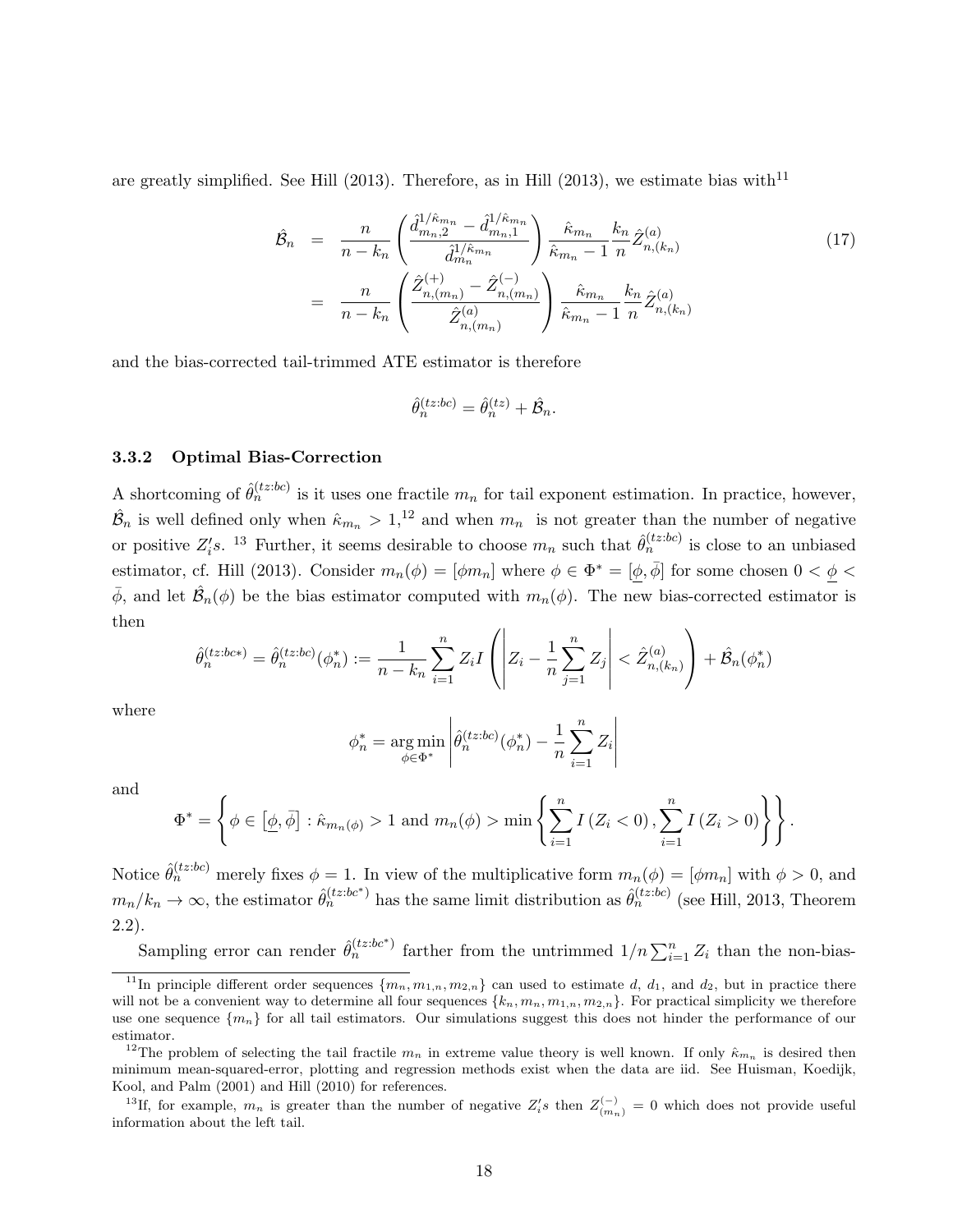are greatly simplified. See Hill (2013). Therefore, as in Hill (2013), we estimate bias with[11]

$$
\begin{aligned}
\hat{\mathcal{B}}_n &= \frac{n}{n-k_n}\left(\frac{\hat{d}_{m_n,2}^{1/\hat{\kappa}_{m_n}} - \hat{d}_{m_n,1}^{1/\hat{\kappa}_{m_n}}}{\hat{d}_{m_n}^{1/\hat{\kappa}_{m_n}}}\right)\frac{\hat{\kappa}_{m_n}}{\hat{\kappa}_{m_n}-1}\frac{k_n}{n}\hat{Z}_{n,(k_n)}^{(a)} \qquad (17) \\
&= \frac{n}{n-k_n}\left(\frac{\hat{Z}_{n,(m_n)}^{(+)} - \hat{Z}_{n,(m_n)}^{(-)}}{\hat{Z}_{n,(m_n)}^{(a)}}\right)\frac{\hat{\kappa}_{m_n}}{\hat{\kappa}_{m_n}-1}\frac{k_n}{n}\hat{Z}_{n,(k_n)}^{(a)}
\end{aligned}
$$

and the bias-corrected tail-trimmed ATE estimator is therefore

$$
\hat{\theta}_n^{(tz:bc)} = \hat{\theta}_n^{(tz)} + \hat{\mathcal{B}}_n.
$$

### 3.3.2 Optimal Bias-Correction

A shortcoming of $\hat{\theta}_n^{(tz:bc)}$ is it uses one fractile $m_n$ for tail exponent estimation. In practice, however, $\hat{\mathcal{B}}_n$ is well defined only when $\hat{\kappa}_{m_n} > 1$,[12] and when $m_n$ is not greater than the number of negative or positive $Z_i's$.[13] Further, it seems desirable to choose $m_n$ such that $\hat{\theta}_n^{(tz:bc)}$ is close to an unbiased estimator, cf. Hill (2013). Consider $m_n(\phi) = [\phi m_n]$ where $\phi \in \Phi^* = [\underline{\phi}, \bar{\phi}]$ for some chosen $0 < \underline{\phi} < \bar{\phi}$, and let $\hat{\mathcal{B}}_n(\phi)$ be the bias estimator computed with $m_n(\phi)$. The new bias-corrected estimator is then

$$
\hat{\theta}_n^{(tz:bc*)} = \hat{\theta}_n^{(tz:bc)}(\phi_n^*) := \frac{1}{n-k_n}\sum_{i=1}^n Z_i I\left(\left|Z_i - \frac{1}{n}\sum_{j=1}^n Z_j\right| < \hat{Z}_{n,(k_n)}^{(a)}\right) + \hat{\mathcal{B}}_n(\phi_n^*)
$$

where

$$
\phi_n^* = \underset{\phi \in \Phi^*}{\arg\min}\left|\hat{\theta}_n^{(tz:bc)}(\phi_n^*) - \frac{1}{n}\sum_{i=1}^n Z_i\right|
$$

and

$$
\Phi^* = \left\{\phi \in \left[\underline{\phi}, \bar{\phi}\right] : \hat{\kappa}_{m_n(\phi)} > 1 \text{ and } m_n(\phi) > \min\left\{\sum_{i=1}^n I\left(Z_i < 0\right), \sum_{i=1}^n I\left(Z_i > 0\right)\right\}\right\}.
$$

Notice $\hat{\theta}_n^{(tz:bc)}$ merely fixes $\phi = 1$. In view of the multiplicative form $m_n(\phi) = [\phi m_n]$ with $\phi > 0$, and $m_n/k_n \to \infty$, the estimator $\hat{\theta}_n^{(tz:bc^*)}$ has the same limit distribution as $\hat{\theta}_n^{(tz:bc)}$ (see Hill, 2013, Theorem 2.2).

Sampling error can render $\hat{\theta}_n^{(tz:bc^*)}$ farther from the untrimmed $1/n\sum_{i=1}^n Z_i$ than the non-bias-

[11] In principle different order sequences $\{m_n, m_{1,n}, m_{2,n}\}$ can used to estimate $d$, $d_1$, and $d_2$, but in practice there will not be a convenient way to determine all four sequences $\{k_n, m_n, m_{1,n}, m_{2,n}\}$. For practical simplicity we therefore use one sequence $\{m_n\}$ for all tail estimators. Our simulations suggest this does not hinder the performance of our estimator.

[12] The problem of selecting the tail fractile $m_n$ in extreme value theory is well known. If only $\hat{\kappa}_{m_n}$ is desired then minimum mean-squared-error, plotting and regression methods exist when the data are iid. See Huisman, Koedijk, Kool, and Palm (2001) and Hill (2010) for references.

[13] If, for example, $m_n$ is greater than the number of negative $Z_i's$ then $Z_{(m_n)}^{(-)} = 0$ which does not provide useful information about the left tail.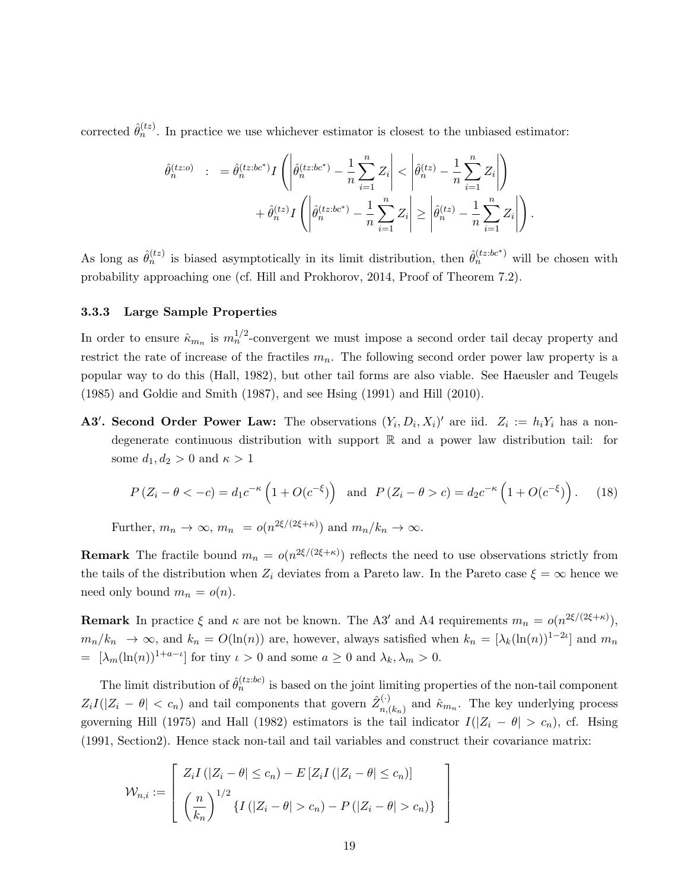corrected $\hat{\theta}_n^{(tz)}$. In practice we use whichever estimator is closest to the unbiased estimator:

$$
\begin{aligned}
\hat{\theta}_n^{(tz:o)} \quad : \quad = \hat{\theta}_n^{(tz:bc^*)} I\left(\left|\hat{\theta}_n^{(tz:bc^*)} - \frac{1}{n}\sum_{i=1}^n Z_i\right| < \left|\hat{\theta}_n^{(tz)} - \frac{1}{n}\sum_{i=1}^n Z_i\right|\right) \\
+ \hat{\theta}_n^{(tz)} I\left(\left|\hat{\theta}_n^{(tz:bc^*)} - \frac{1}{n}\sum_{i=1}^n Z_i\right| \geq \left|\hat{\theta}_n^{(tz)} - \frac{1}{n}\sum_{i=1}^n Z_i\right|\right).
\end{aligned}
$$

As long as $\hat{\theta}_n^{(tz)}$ is biased asymptotically in its limit distribution, then $\hat{\theta}_n^{(tz:bc^*)}$ will be chosen with probability approaching one (cf. Hill and Prokhorov, 2014, Proof of Theorem 7.2).

### 3.3.3 Large Sample Properties

In order to ensure $\hat{\kappa}_{m_n}$ is $m_n^{1/2}$-convergent we must impose a second order tail decay property and restrict the rate of increase of the fractiles $m_n$. The following second order power law property is a popular way to do this (Hall, 1982), but other tail forms are also viable. See Haeusler and Teugels (1985) and Goldie and Smith (1987), and see Hsing (1991) and Hill (2010).

**A3′. Second Order Power Law:** The observations $(Y_i, D_i, X_i)'$ are iid. $Z_i := h_i Y_i$ has a non-degenerate continuous distribution with support $\mathbb{R}$ and a power law distribution tail: for some $d_1, d_2 > 0$ and $\kappa > 1$

$$
P(Z_i - \theta < -c) = d_1 c^{-\kappa}\left(1 + O(c^{-\xi})\right) \quad \text{and} \quad P(Z_i - \theta > c) = d_2 c^{-\kappa}\left(1 + O(c^{-\xi})\right). \tag{18}
$$

Further, $m_n \to \infty$, $m_n = o(n^{2\xi/(2\xi+\kappa)})$ and $m_n/k_n \to \infty$.

**Remark** The fractile bound $m_n = o(n^{2\xi/(2\xi+\kappa)})$ reflects the need to use observations strictly from the tails of the distribution when $Z_i$ deviates from a Pareto law. In the Pareto case $\xi = \infty$ hence we need only bound $m_n = o(n)$.

**Remark** In practice $\xi$ and $\kappa$ are not be known. The A3′ and A4 requirements $m_n = o(n^{2\xi/(2\xi+\kappa)})$, $m_n/k_n \to \infty$, and $k_n = O(\ln(n))$ are, however, always satisfied when $k_n = [\lambda_k(\ln(n))^{1-2\iota}]$ and $m_n = [\lambda_m(\ln(n))^{1+a-\iota}]$ for tiny $\iota > 0$ and some $a \geq 0$ and $\lambda_k, \lambda_m > 0$.

The limit distribution of $\hat{\theta}_n^{(tz:bc)}$ is based on the joint limiting properties of the non-tail component $Z_i I(|Z_i - \theta| < c_n)$ and tail components that govern $\hat{Z}_{n,(k_n)}^{(\cdot)}$ and $\hat{\kappa}_{m_n}$. The key underlying process governing Hill (1975) and Hall (1982) estimators is the tail indicator $I(|Z_i - \theta| > c_n)$, cf. Hsing (1991, Section2). Hence stack non-tail and tail variables and construct their covariance matrix:

$$
\mathcal{W}_{n,i} := \left[\begin{array}{c} Z_i I(|Z_i - \theta| \leq c_n) - E\left[Z_i I(|Z_i - \theta| \leq c_n)\right] \\ \left(\dfrac{n}{k_n}\right)^{1/2}\left\{I(|Z_i - \theta| > c_n) - P(|Z_i - \theta| > c_n)\right\} \end{array}\right]
$$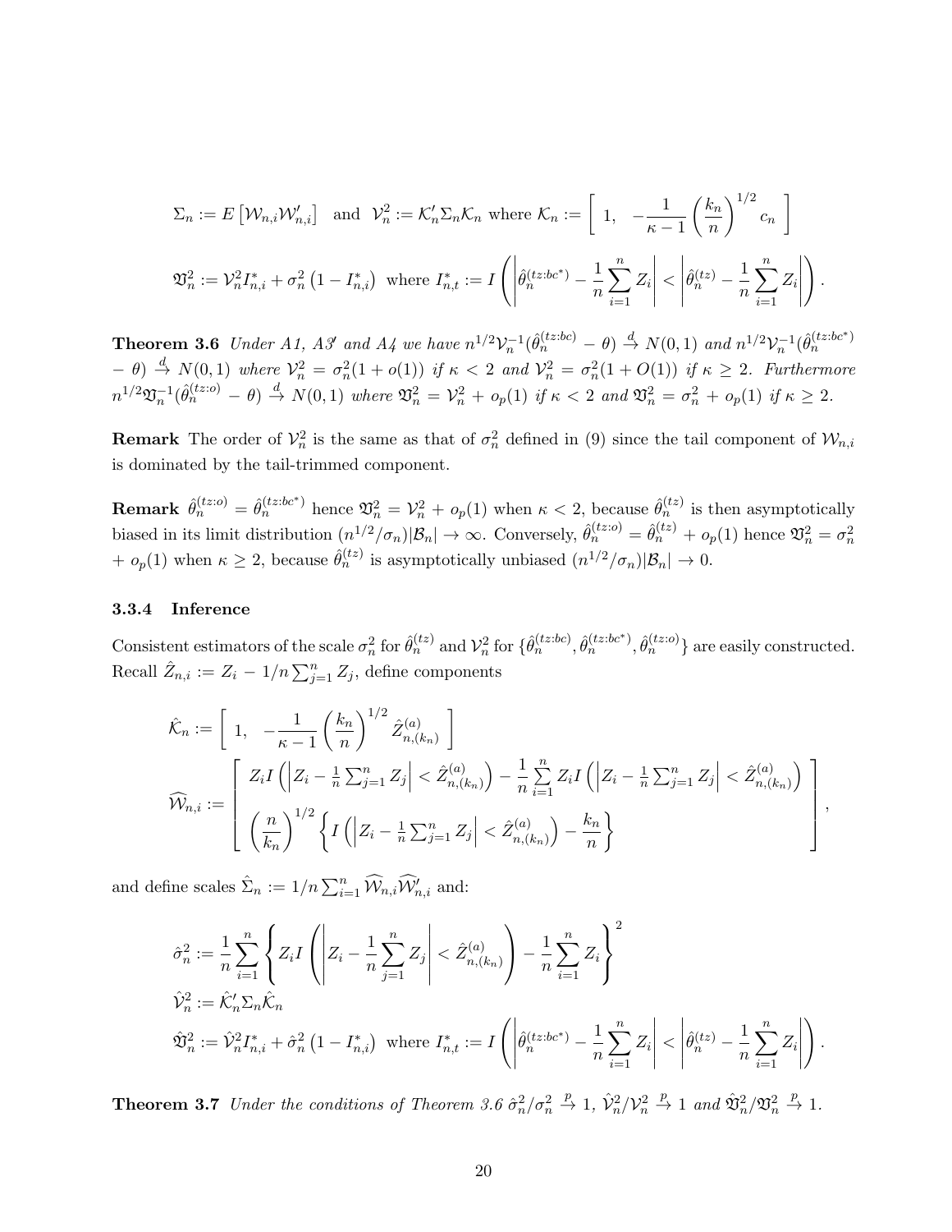$$\Sigma_n := E\left[\mathcal{W}_{n,i}\mathcal{W}_{n,i}'\right] \quad \text{and} \quad \mathcal{V}_n^2 := \mathcal{K}_n'\Sigma_n\mathcal{K}_n \text{ where } \mathcal{K}_n := \left[\begin{array}{cc} 1, & -\frac{1}{\kappa-1}\left(\frac{k_n}{n}\right)^{1/2} c_n \end{array}\right]$$

$$\mathfrak{V}_n^2 := \mathcal{V}_n^2 I_{n,i}^* + \sigma_n^2\left(1 - I_{n,i}^*\right) \text{ where } I_{n,t}^* := I\left(\left|\hat{\theta}_n^{(tz:bc^*)} - \frac{1}{n}\sum_{i=1}^n Z_i\right| < \left|\hat{\theta}_n^{(tz)} - \frac{1}{n}\sum_{i=1}^n Z_i\right|\right).$$

**Theorem 3.6** *Under A1, A3′ and A4 we have* $n^{1/2}\mathcal{V}_n^{-1}(\hat{\theta}_n^{(tz:bc)} - \theta) \xrightarrow{d} N(0,1)$ *and* $n^{1/2}\mathcal{V}_n^{-1}(\hat{\theta}_n^{(tz:bc^*)} - \theta) \xrightarrow{d} N(0,1)$ *where* $\mathcal{V}_n^2 = \sigma_n^2(1 + o(1))$ *if* $\kappa < 2$ *and* $\mathcal{V}_n^2 = \sigma_n^2(1 + O(1))$ *if* $\kappa \geq 2$. *Furthermore* $n^{1/2}\mathfrak{V}_n^{-1}(\hat{\theta}_n^{(tz:o)} - \theta) \xrightarrow{d} N(0,1)$ *where* $\mathfrak{V}_n^2 = \mathcal{V}_n^2 + o_p(1)$ *if* $\kappa < 2$ *and* $\mathfrak{V}_n^2 = \sigma_n^2 + o_p(1)$ *if* $\kappa \geq 2$.

**Remark** The order of $\mathcal{V}_n^2$ is the same as that of $\sigma_n^2$ defined in (9) since the tail component of $\mathcal{W}_{n,i}$ is dominated by the tail-trimmed component.

**Remark** $\hat{\theta}_n^{(tz:o)} = \hat{\theta}_n^{(tz:bc^*)}$ hence $\mathfrak{V}_n^2 = \mathcal{V}_n^2 + o_p(1)$ when $\kappa < 2$, because $\hat{\theta}_n^{(tz)}$ is then asymptotically biased in its limit distribution $(n^{1/2}/\sigma_n)|\mathcal{B}_n| \to \infty$. Conversely, $\hat{\theta}_n^{(tz:o)} = \hat{\theta}_n^{(tz)} + o_p(1)$ hence $\mathfrak{V}_n^2 = \sigma_n^2 + o_p(1)$ when $\kappa \geq 2$, because $\hat{\theta}_n^{(tz)}$ is asymptotically unbiased $(n^{1/2}/\sigma_n)|\mathcal{B}_n| \to 0$.

### 3.3.4 Inference

Consistent estimators of the scale $\sigma_n^2$ for $\hat{\theta}_n^{(tz)}$ and $\mathcal{V}_n^2$ for $\{\hat{\theta}_n^{(tz:bc)}, \hat{\theta}_n^{(tz:bc^*)}, \hat{\theta}_n^{(tz:o)}\}$ are easily constructed. Recall $\hat{Z}_{n,i} := Z_i - 1/n\sum_{j=1}^n Z_j$, define components

$$\hat{\mathcal{K}}_n := \left[\begin{array}{cc} 1, & -\frac{1}{\kappa-1}\left(\frac{k_n}{n}\right)^{1/2}\hat{Z}_{n,(k_n)}^{(a)} \end{array}\right]$$

$$\widehat{\mathcal{W}}_{n,i} := \left[\begin{array}{c} Z_i I\left(\left|Z_i - \frac{1}{n}\sum_{j=1}^n Z_j\right| < \hat{Z}_{n,(k_n)}^{(a)}\right) - \frac{1}{n}\sum_{i=1}^n Z_i I\left(\left|Z_i - \frac{1}{n}\sum_{j=1}^n Z_j\right| < \hat{Z}_{n,(k_n)}^{(a)}\right) \\ \left(\frac{n}{k_n}\right)^{1/2}\left\{I\left(\left|Z_i - \frac{1}{n}\sum_{j=1}^n Z_j\right| < \hat{Z}_{n,(k_n)}^{(a)}\right) - \frac{k_n}{n}\right\} \end{array}\right],$$

and define scales $\hat{\Sigma}_n := 1/n\sum_{i=1}^n \widehat{\mathcal{W}}_{n,i}\widehat{\mathcal{W}}_{n,i}'$ and:

$$\hat{\sigma}_n^2 := \frac{1}{n}\sum_{i=1}^n\left\{Z_i I\left(\left|Z_i - \frac{1}{n}\sum_{j=1}^n Z_j\right| < \hat{Z}_{n,(k_n)}^{(a)}\right) - \frac{1}{n}\sum_{i=1}^n Z_i\right\}^2$$

$$\hat{\mathcal{V}}_n^2 := \hat{\mathcal{K}}_n'\Sigma_n\hat{\mathcal{K}}_n$$

$$\hat{\mathfrak{V}}_n^2 := \hat{\mathcal{V}}_n^2 I_{n,i}^* + \hat{\sigma}_n^2\left(1 - I_{n,i}^*\right) \text{ where } I_{n,t}^* := I\left(\left|\hat{\theta}_n^{(tz:bc^*)} - \frac{1}{n}\sum_{i=1}^n Z_i\right| < \left|\hat{\theta}_n^{(tz)} - \frac{1}{n}\sum_{i=1}^n Z_i\right|\right).$$

**Theorem 3.7** *Under the conditions of Theorem 3.6* $\hat{\sigma}_n^2/\sigma_n^2 \xrightarrow{p} 1$, $\hat{\mathcal{V}}_n^2/\mathcal{V}_n^2 \xrightarrow{p} 1$ *and* $\hat{\mathfrak{V}}_n^2/\mathfrak{V}_n^2 \xrightarrow{p} 1$.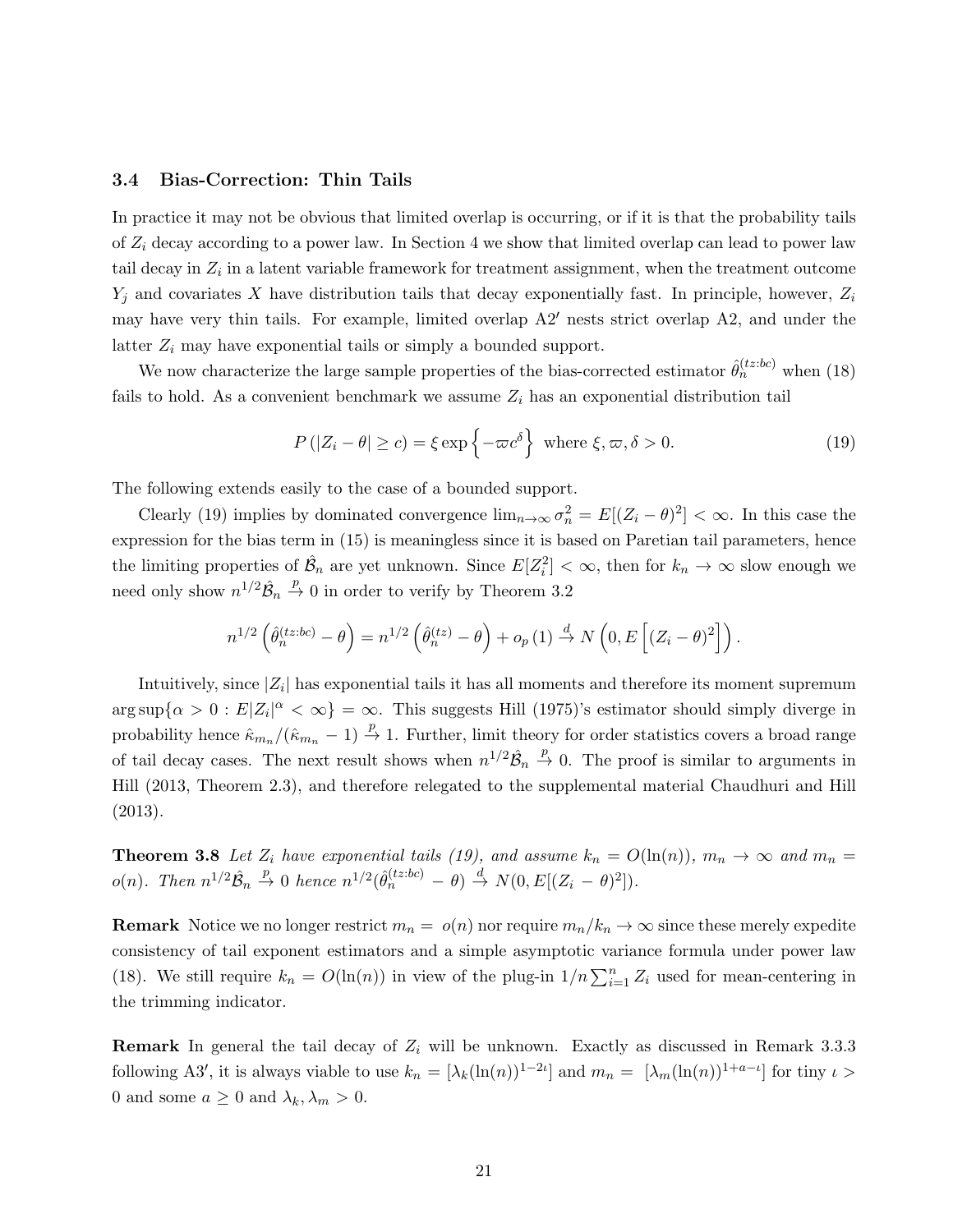### 3.4 Bias-Correction: Thin Tails

In practice it may not be obvious that limited overlap is occurring, or if it is that the probability tails of $Z_i$ decay according to a power law. In Section 4 we show that limited overlap can lead to power law tail decay in $Z_i$ in a latent variable framework for treatment assignment, when the treatment outcome $Y_j$ and covariates $X$ have distribution tails that decay exponentially fast. In principle, however, $Z_i$ may have very thin tails. For example, limited overlap A2$'$ nests strict overlap A2, and under the latter $Z_i$ may have exponential tails or simply a bounded support.

We now characterize the large sample properties of the bias-corrected estimator $\hat{\theta}_n^{(tz:bc)}$ when (18) fails to hold. As a convenient benchmark we assume $Z_i$ has an exponential distribution tail

$$P\left(|Z_i - \theta| \geq c\right) = \xi \exp\left\{-\varpi c^{\delta}\right\} \text{ where } \xi, \varpi, \delta > 0. \tag{19}$$

The following extends easily to the case of a bounded support.

Clearly (19) implies by dominated convergence $\lim_{n\to\infty} \sigma_n^2 = E[(Z_i - \theta)^2] < \infty$. In this case the expression for the bias term in (15) is meaningless since it is based on Paretian tail parameters, hence the limiting properties of $\hat{\mathcal{B}}_n$ are yet unknown. Since $E[Z_i^2] < \infty$, then for $k_n \to \infty$ slow enough we need only show $n^{1/2}\hat{\mathcal{B}}_n \xrightarrow{p} 0$ in order to verify by Theorem 3.2

$$n^{1/2}\left(\hat{\theta}_n^{(tz:bc)} - \theta\right) = n^{1/2}\left(\hat{\theta}_n^{(tz)} - \theta\right) + o_p(1) \xrightarrow{d} N\left(0, E\left[(Z_i - \theta)^2\right]\right).$$

Intuitively, since $|Z_i|$ has exponential tails it has all moments and therefore its moment supremum $\arg\sup\{\alpha > 0 : E|Z_i|^{\alpha} < \infty\} = \infty$. This suggests Hill (1975)'s estimator should simply diverge in probability hence $\hat{\kappa}_{m_n}/(\hat{\kappa}_{m_n} - 1) \xrightarrow{p} 1$. Further, limit theory for order statistics covers a broad range of tail decay cases. The next result shows when $n^{1/2}\hat{\mathcal{B}}_n \xrightarrow{p} 0$. The proof is similar to arguments in Hill (2013, Theorem 2.3), and therefore relegated to the supplemental material Chaudhuri and Hill (2013).

**Theorem 3.8** *Let $Z_i$ have exponential tails (19), and assume $k_n = O(\ln(n))$, $m_n \to \infty$ and $m_n = o(n)$. Then $n^{1/2}\hat{\mathcal{B}}_n \xrightarrow{p} 0$ hence $n^{1/2}(\hat{\theta}_n^{(tz:bc)} - \theta) \xrightarrow{d} N(0, E[(Z_i - \theta)^2])$.*

**Remark** Notice we no longer restrict $m_n = o(n)$ nor require $m_n/k_n \to \infty$ since these merely expedite consistency of tail exponent estimators and a simple asymptotic variance formula under power law (18). We still require $k_n = O(\ln(n))$ in view of the plug-in $1/n\sum_{i=1}^{n} Z_i$ used for mean-centering in the trimming indicator.

**Remark** In general the tail decay of $Z_i$ will be unknown. Exactly as discussed in Remark 3.3.3 following A3$'$, it is always viable to use $k_n = [\lambda_k(\ln(n))^{1-2\iota}]$ and $m_n = [\lambda_m(\ln(n))^{1+a-\iota}]$ for tiny $\iota > 0$ and some $a \geq 0$ and $\lambda_k, \lambda_m > 0$.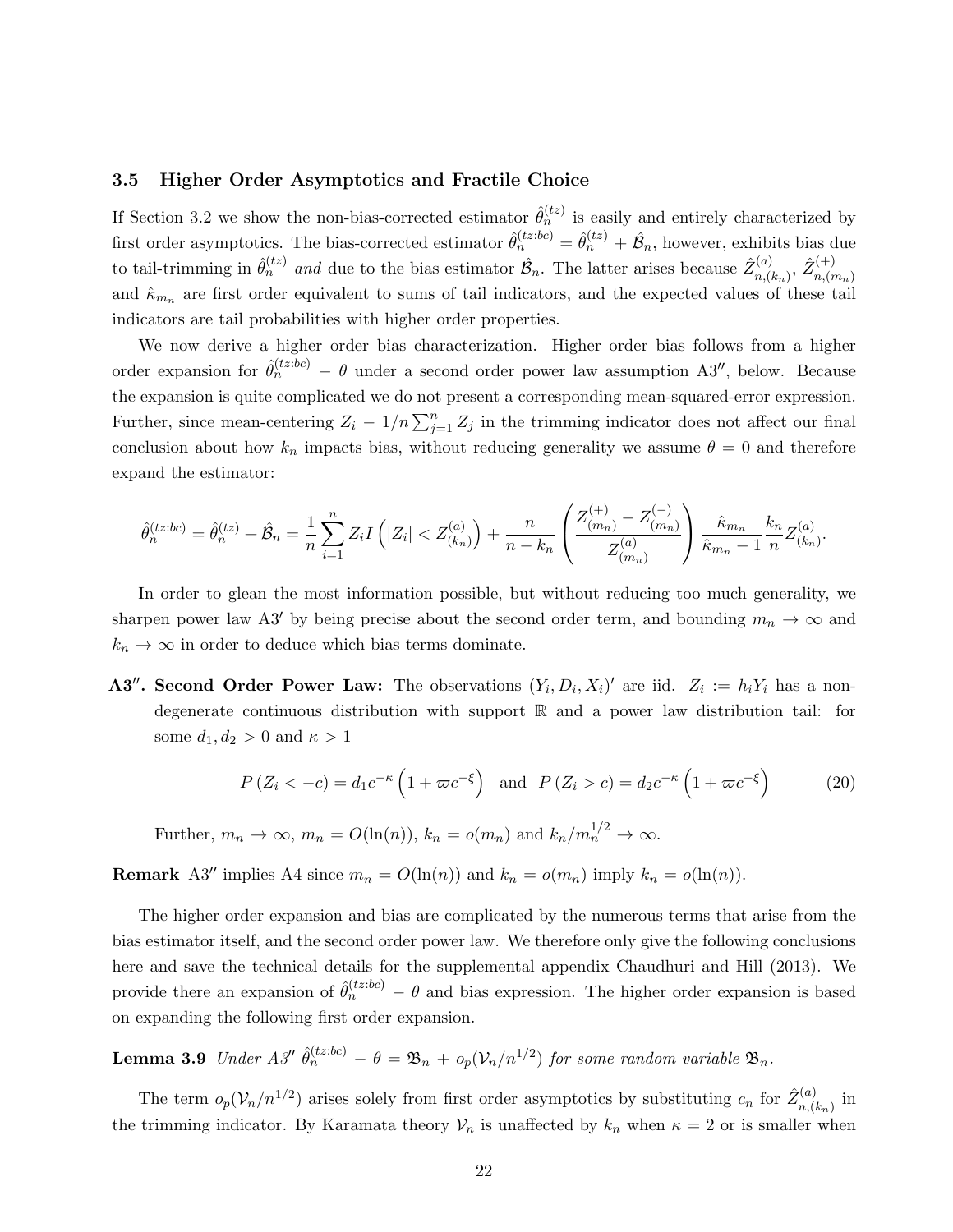### 3.5 Higher Order Asymptotics and Fractile Choice

If Section 3.2 we show the non-bias-corrected estimator $\hat{\theta}_n^{(tz)}$ is easily and entirely characterized by first order asymptotics. The bias-corrected estimator $\hat{\theta}_n^{(tz:bc)} = \hat{\theta}_n^{(tz)} + \hat{\mathcal{B}}_n$, however, exhibits bias due to tail-trimming in $\hat{\theta}_n^{(tz)}$ *and* due to the bias estimator $\hat{\mathcal{B}}_n$. The latter arises because $\hat{Z}_{n,(k_n)}^{(a)}$, $\hat{Z}_{n,(m_n)}^{(+)}$ and $\hat{\kappa}_{m_n}$ are first order equivalent to sums of tail indicators, and the expected values of these tail indicators are tail probabilities with higher order properties.

We now derive a higher order bias characterization. Higher order bias follows from a higher order expansion for $\hat{\theta}_n^{(tz:bc)} - \theta$ under a second order power law assumption A3$''$, below. Because the expansion is quite complicated we do not present a corresponding mean-squared-error expression. Further, since mean-centering $Z_i - 1/n\sum_{j=1}^n Z_j$ in the trimming indicator does not affect our final conclusion about how $k_n$ impacts bias, without reducing generality we assume $\theta = 0$ and therefore expand the estimator:

$$\hat{\theta}_n^{(tz:bc)} = \hat{\theta}_n^{(tz)} + \hat{\mathcal{B}}_n = \frac{1}{n}\sum_{i=1}^n Z_i I\left(|Z_i| < Z_{(k_n)}^{(a)}\right) + \frac{n}{n-k_n}\left(\frac{Z_{(m_n)}^{(+)} - Z_{(m_n)}^{(-)}}{Z_{(m_n)}^{(a)}}\right)\frac{\hat{\kappa}_{m_n}}{\hat{\kappa}_{m_n} - 1}\frac{k_n}{n}Z_{(k_n)}^{(a)}.$$

In order to glean the most information possible, but without reducing too much generality, we sharpen power law A3$'$ by being precise about the second order term, and bounding $m_n \to \infty$ and $k_n \to \infty$ in order to deduce which bias terms dominate.

**A3$''$. Second Order Power Law:** The observations $(Y_i, D_i, X_i)'$ are iid. $Z_i := h_i Y_i$ has a non-degenerate continuous distribution with support $\mathbb{R}$ and a power law distribution tail: for some $d_1, d_2 > 0$ and $\kappa > 1$

$$P(Z_i < -c) = d_1 c^{-\kappa}\left(1 + \varpi c^{-\xi}\right) \quad \text{and} \quad P(Z_i > c) = d_2 c^{-\kappa}\left(1 + \varpi c^{-\xi}\right) \tag{20}$$

Further, $m_n \to \infty$, $m_n = O(\ln(n))$, $k_n = o(m_n)$ and $k_n/m_n^{1/2} \to \infty$.

**Remark** A3$''$ implies A4 since $m_n = O(\ln(n))$ and $k_n = o(m_n)$ imply $k_n = o(\ln(n))$.

The higher order expansion and bias are complicated by the numerous terms that arise from the bias estimator itself, and the second order power law. We therefore only give the following conclusions here and save the technical details for the supplemental appendix Chaudhuri and Hill (2013). We provide there an expansion of $\hat{\theta}_n^{(tz:bc)} - \theta$ and bias expression. The higher order expansion is based on expanding the following first order expansion.

**Lemma 3.9** *Under A3$''$ $\hat{\theta}_n^{(tz:bc)} - \theta = \mathfrak{B}_n + o_p(\mathcal{V}_n/n^{1/2})$ for some random variable $\mathfrak{B}_n$.*

The term $o_p(\mathcal{V}_n/n^{1/2})$ arises solely from first order asymptotics by substituting $c_n$ for $\hat{Z}_{n,(k_n)}^{(a)}$ in the trimming indicator. By Karamata theory $\mathcal{V}_n$ is unaffected by $k_n$ when $\kappa = 2$ or is smaller when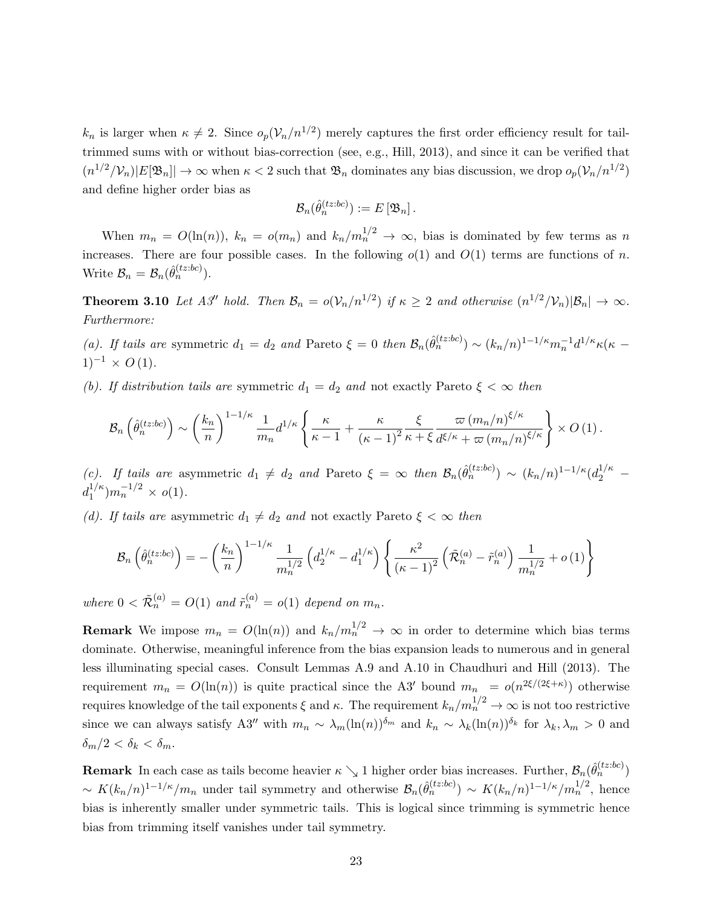$k_n$ is larger when $\kappa \neq 2$. Since $o_p(\mathcal{V}_n/n^{1/2})$ merely captures the first order efficiency result for tail-trimmed sums with or without bias-correction (see, e.g., Hill, 2013), and since it can be verified that $(n^{1/2}/\mathcal{V}_n)|E[\mathfrak{B}_n]| \to \infty$ when $\kappa < 2$ such that $\mathfrak{B}_n$ dominates any bias discussion, we drop $o_p(\mathcal{V}_n/n^{1/2})$ and define higher order bias as

$$\mathcal{B}_n(\hat{\theta}_n^{(tz:bc)}) := E\left[\mathfrak{B}_n\right].$$

When $m_n = O(\ln(n))$, $k_n = o(m_n)$ and $k_n/m_n^{1/2} \to \infty$, bias is dominated by few terms as $n$ increases. There are four possible cases. In the following $o(1)$ and $O(1)$ terms are functions of $n$. Write $\mathcal{B}_n = \mathcal{B}_n(\hat{\theta}_n^{(tz:bc)})$.

**Theorem 3.10** *Let A3$''$ hold. Then $\mathcal{B}_n = o(\mathcal{V}_n/n^{1/2})$ if $\kappa \geq 2$ and otherwise $(n^{1/2}/\mathcal{V}_n)|\mathcal{B}_n| \to \infty$. Furthermore:*

*(a). If tails are* symmetric $d_1 = d_2$ *and* Pareto $\xi = 0$ *then* $\mathcal{B}_n(\hat{\theta}_n^{(tz:bc)}) \sim (k_n/n)^{1-1/\kappa} m_n^{-1} d^{1/\kappa} \kappa(\kappa - 1)^{-1} \times O(1)$.

*(b). If distribution tails are* symmetric $d_1 = d_2$ *and* not exactly Pareto $\xi < \infty$ *then*

$$\mathcal{B}_n\left(\hat{\theta}_n^{(tz:bc)}\right) \sim \left(\frac{k_n}{n}\right)^{1-1/\kappa} \frac{1}{m_n} d^{1/\kappa} \left\{ \frac{\kappa}{\kappa - 1} + \frac{\kappa}{(\kappa - 1)^2} \frac{\xi}{\kappa + \xi} \frac{\varpi\left(m_n/n\right)^{\xi/\kappa}}{d^{\xi/\kappa} + \varpi\left(m_n/n\right)^{\xi/\kappa}} \right\} \times O\left(1\right).$$

*(c). If tails are* asymmetric $d_1 \neq d_2$ *and* Pareto $\xi = \infty$ *then* $\mathcal{B}_n(\hat{\theta}_n^{(tz:bc)}) \sim (k_n/n)^{1-1/\kappa}(d_2^{1/\kappa} - d_1^{1/\kappa}) m_n^{-1/2} \times o(1)$.

*(d). If tails are* asymmetric $d_1 \neq d_2$ *and* not exactly Pareto $\xi < \infty$ *then*

$$\mathcal{B}_n\left(\hat{\theta}_n^{(tz:bc)}\right) = -\left(\frac{k_n}{n}\right)^{1-1/\kappa} \frac{1}{m_n^{1/2}} \left(d_2^{1/\kappa} - d_1^{1/\kappa}\right) \left\{ \frac{\kappa^2}{(\kappa - 1)^2} \left(\tilde{\mathcal{R}}_n^{(a)} - \tilde{r}_n^{(a)}\right) \frac{1}{m_n^{1/2}} + o\left(1\right) \right\}$$

*where $0 < \tilde{\mathcal{R}}_n^{(a)} = O(1)$ and $\tilde{r}_n^{(a)} = o(1)$ depend on $m_n$.*

**Remark** We impose $m_n = O(\ln(n))$ and $k_n/m_n^{1/2} \to \infty$ in order to determine which bias terms dominate. Otherwise, meaningful inference from the bias expansion leads to numerous and in general less illuminating special cases. Consult Lemmas A.9 and A.10 in Chaudhuri and Hill (2013). The requirement $m_n = O(\ln(n))$ is quite practical since the A3$'$ bound $m_n = o(n^{2\xi/(2\xi+\kappa)})$ otherwise requires knowledge of the tail exponents $\xi$ and $\kappa$. The requirement $k_n/m_n^{1/2} \to \infty$ is not too restrictive since we can always satisfy A3$''$ with $m_n \sim \lambda_m(\ln(n))^{\delta_m}$ and $k_n \sim \lambda_k(\ln(n))^{\delta_k}$ for $\lambda_k, \lambda_m > 0$ and $\delta_m/2 < \delta_k < \delta_m$.

**Remark** In each case as tails become heavier $\kappa \searrow 1$ higher order bias increases. Further, $\mathcal{B}_n(\hat{\theta}_n^{(tz:bc)}) \sim K(k_n/n)^{1-1/\kappa}/m_n$ under tail symmetry and otherwise $\mathcal{B}_n(\hat{\theta}_n^{(tz:bc)}) \sim K(k_n/n)^{1-1/\kappa}/m_n^{1/2}$, hence bias is inherently smaller under symmetric tails. This is logical since trimming is symmetric hence bias from trimming itself vanishes under tail symmetry.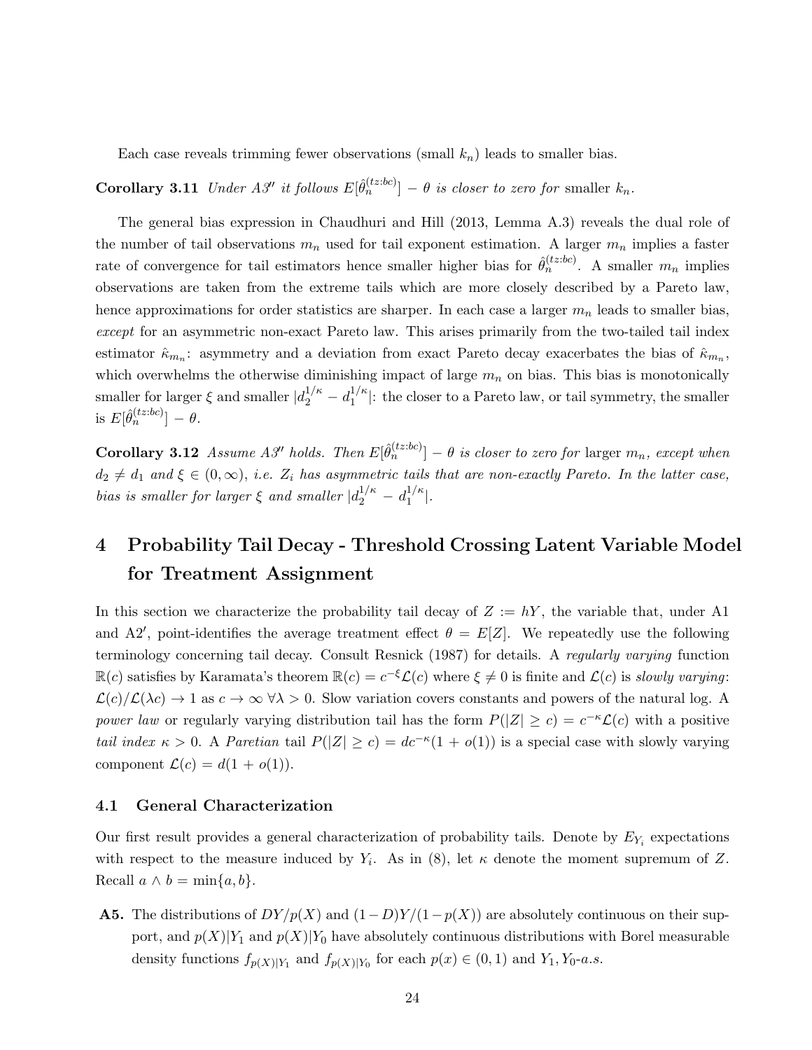Each case reveals trimming fewer observations (small $k_n$) leads to smaller bias.

**Corollary 3.11** *Under A3′′ it follows* $E[\hat{\theta}_n^{(tz:bc)}] - \theta$ *is closer to zero for* smaller $k_n$.

The general bias expression in Chaudhuri and Hill (2013, Lemma A.3) reveals the dual role of the number of tail observations $m_n$ used for tail exponent estimation. A larger $m_n$ implies a faster rate of convergence for tail estimators hence smaller higher bias for $\hat{\theta}_n^{(tz:bc)}$. A smaller $m_n$ implies observations are taken from the extreme tails which are more closely described by a Pareto law, hence approximations for order statistics are sharper. In each case a larger $m_n$ leads to smaller bias, *except* for an asymmetric non-exact Pareto law. This arises primarily from the two-tailed tail index estimator $\hat{\kappa}_{m_n}$: asymmetry and a deviation from exact Pareto decay exacerbates the bias of $\hat{\kappa}_{m_n}$, which overwhelms the otherwise diminishing impact of large $m_n$ on bias. This bias is monotonically smaller for larger $\xi$ and smaller $|d_2^{1/\kappa} - d_1^{1/\kappa}|$: the closer to a Pareto law, or tail symmetry, the smaller is $E[\hat{\theta}_n^{(tz:bc)}] - \theta$.

**Corollary 3.12** *Assume A3′′ holds. Then* $E[\hat{\theta}_n^{(tz:bc)}] - \theta$ *is closer to zero for* larger $m_n$, *except when* $d_2 \neq d_1$ *and* $\xi \in (0, \infty)$, *i.e.* $Z_i$ *has asymmetric tails that are non-exactly Pareto. In the latter case, bias is smaller for larger* $\xi$ *and smaller* $|d_2^{1/\kappa} - d_1^{1/\kappa}|$.

# 4 Probability Tail Decay - Threshold Crossing Latent Variable Model for Treatment Assignment

In this section we characterize the probability tail decay of $Z := hY$, the variable that, under A1 and A2′, point-identifies the average treatment effect $\theta = E[Z]$. We repeatedly use the following terminology concerning tail decay. Consult Resnick (1987) for details. A *regularly varying* function $\mathbb{R}(c)$ satisfies by Karamata's theorem $\mathbb{R}(c) = c^{-\xi}\mathcal{L}(c)$ where $\xi \neq 0$ is finite and $\mathcal{L}(c)$ is *slowly varying*: $\mathcal{L}(c)/\mathcal{L}(\lambda c) \to 1$ as $c \to \infty$ $\forall \lambda > 0$. Slow variation covers constants and powers of the natural log. A *power law* or regularly varying distribution tail has the form $P(|Z| \geq c) = c^{-\kappa}\mathcal{L}(c)$ with a positive *tail index* $\kappa > 0$. A *Paretian* tail $P(|Z| \geq c) = dc^{-\kappa}(1 + o(1))$ is a special case with slowly varying component $\mathcal{L}(c) = d(1 + o(1))$.

## 4.1 General Characterization

Our first result provides a general characterization of probability tails. Denote by $E_{Y_i}$ expectations with respect to the measure induced by $Y_i$. As in (8), let $\kappa$ denote the moment supremum of $Z$. Recall $a \wedge b = \min\{a, b\}$.

**A5.** The distributions of $DY/p(X)$ and $(1-D)Y/(1-p(X))$ are absolutely continuous on their support, and $p(X)|Y_1$ and $p(X)|Y_0$ have absolutely continuous distributions with Borel measurable density functions $f_{p(X)|Y_1}$ and $f_{p(X)|Y_0}$ for each $p(x) \in (0, 1)$ and $Y_1, Y_0$-*a.s.*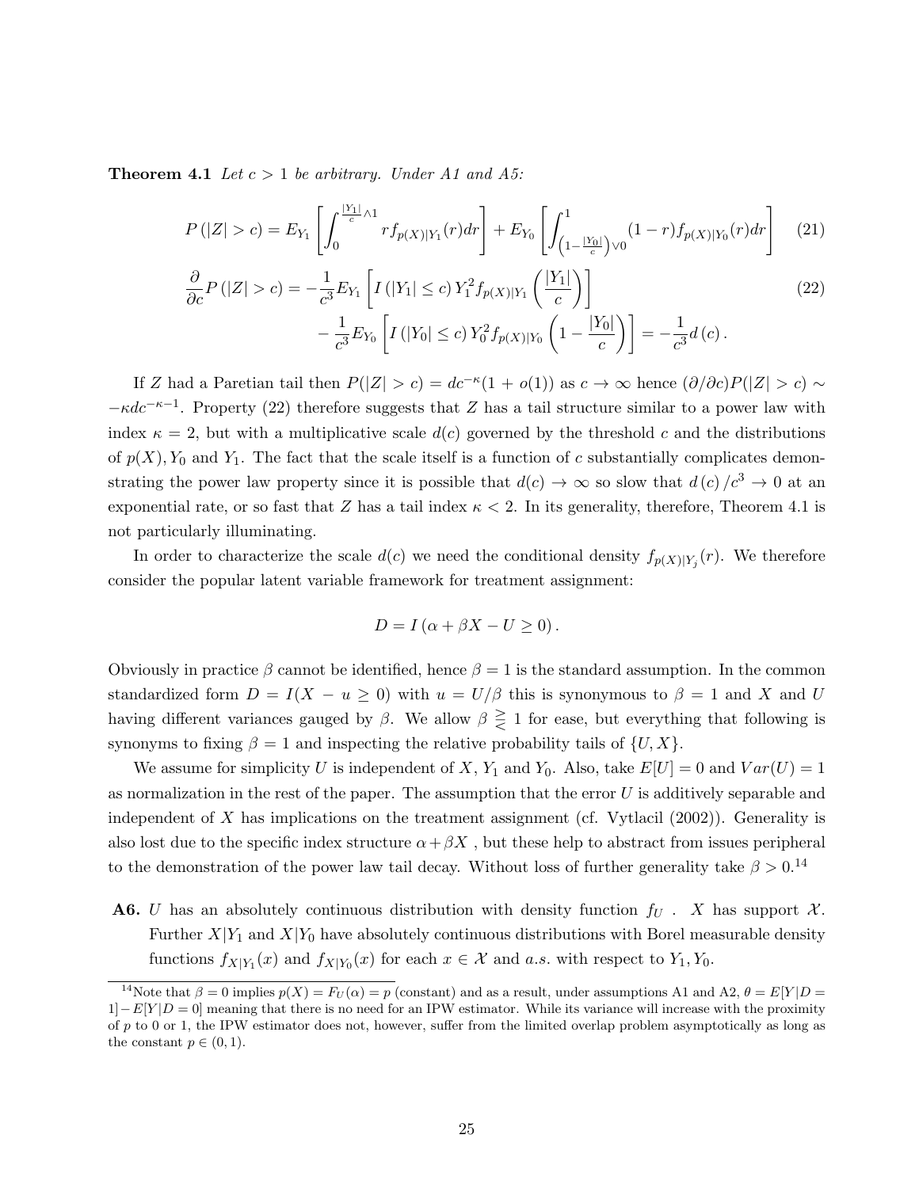**Theorem 4.1** *Let $c > 1$ be arbitrary. Under A1 and A5:*

$$P(|Z| > c) = E_{Y_1}\left[\int_0^{\frac{|Y_1|}{c}\wedge 1} r f_{p(X)|Y_1}(r)dr\right] + E_{Y_0}\left[\int_{\left(1-\frac{|Y_0|}{c}\right)\vee 0}^{1}(1-r)f_{p(X)|Y_0}(r)dr\right] \tag{21}$$

$$\begin{aligned}\frac{\partial}{\partial c}P(|Z| > c) = &-\frac{1}{c^3}E_{Y_1}\left[I(|Y_1| \leq c)Y_1^2 f_{p(X)|Y_1}\left(\frac{|Y_1|}{c}\right)\right] \\ &-\frac{1}{c^3}E_{Y_0}\left[I(|Y_0| \leq c)Y_0^2 f_{p(X)|Y_0}\left(1-\frac{|Y_0|}{c}\right)\right] = -\frac{1}{c^3}d(c).\end{aligned} \tag{22}$$

If $Z$ had a Paretian tail then $P(|Z| > c) = dc^{-\kappa}(1 + o(1))$ as $c \to \infty$ hence $(\partial/\partial c)P(|Z| > c) \sim -\kappa dc^{-\kappa-1}$. Property (22) therefore suggests that $Z$ has a tail structure similar to a power law with index $\kappa = 2$, but with a multiplicative scale $d(c)$ governed by the threshold $c$ and the distributions of $p(X), Y_0$ and $Y_1$. The fact that the scale itself is a function of $c$ substantially complicates demonstrating the power law property since it is possible that $d(c) \to \infty$ so slow that $d(c)/c^3 \to 0$ at an exponential rate, or so fast that $Z$ has a tail index $\kappa < 2$. In its generality, therefore, Theorem 4.1 is not particularly illuminating.

In order to characterize the scale $d(c)$ we need the conditional density $f_{p(X)|Y_j}(r)$. We therefore consider the popular latent variable framework for treatment assignment:

$$D = I(\alpha + \beta X - U \geq 0).$$

Obviously in practice $\beta$ cannot be identified, hence $\beta = 1$ is the standard assumption. In the common standardized form $D = I(X - u \geq 0)$ with $u = U/\beta$ this is synonymous to $\beta = 1$ and $X$ and $U$ having different variances gauged by $\beta$. We allow $\beta \gtreqless 1$ for ease, but everything that following is synonyms to fixing $\beta = 1$ and inspecting the relative probability tails of $\{U, X\}$.

We assume for simplicity $U$ is independent of $X$, $Y_1$ and $Y_0$. Also, take $E[U] = 0$ and $Var(U) = 1$ as normalization in the rest of the paper. The assumption that the error $U$ is additively separable and independent of $X$ has implications on the treatment assignment (cf. Vytlacil (2002)). Generality is also lost due to the specific index structure $\alpha + \beta X$ , but these help to abstract from issues peripheral to the demonstration of the power law tail decay. Without loss of further generality take $\beta > 0$.[14]

**A6.** $U$ has an absolutely continuous distribution with density function $f_U$ . $X$ has support $\mathcal{X}$. Further $X|Y_1$ and $X|Y_0$ have absolutely continuous distributions with Borel measurable density functions $f_{X|Y_1}(x)$ and $f_{X|Y_0}(x)$ for each $x \in \mathcal{X}$ and *a.s.* with respect to $Y_1, Y_0$.

[14] Note that $\beta = 0$ implies $p(X) = F_U(\alpha) = p$ (constant) and as a result, under assumptions A1 and A2, $\theta = E[Y|D = 1] - E[Y|D = 0]$ meaning that there is no need for an IPW estimator. While its variance will increase with the proximity of $p$ to 0 or 1, the IPW estimator does not, however, suffer from the limited overlap problem asymptotically as long as the constant $p \in (0, 1)$.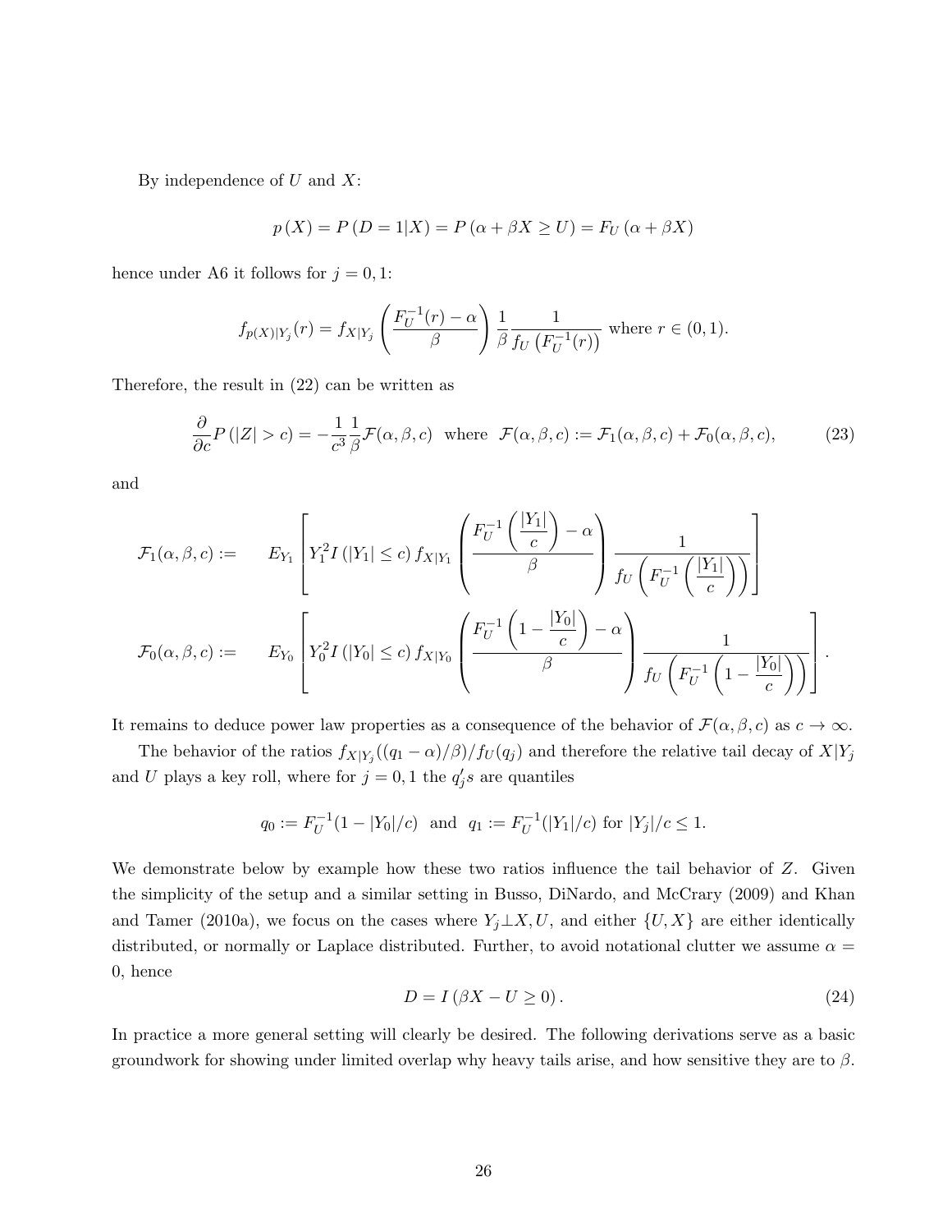By independence of $U$ and $X$:

$$p(X) = P(D = 1|X) = P(\alpha + \beta X \geq U) = F_U(\alpha + \beta X)$$

hence under A6 it follows for $j = 0, 1$:

$$f_{p(X)|Y_j}(r) = f_{X|Y_j}\left(\frac{F_U^{-1}(r) - \alpha}{\beta}\right)\frac{1}{\beta}\frac{1}{f_U\left(F_U^{-1}(r)\right)} \text{ where } r \in (0, 1).$$

Therefore, the result in (22) can be written as

$$\frac{\partial}{\partial c}P(|Z| > c) = -\frac{1}{c^3}\frac{1}{\beta}\mathcal{F}(\alpha, \beta, c) \text{ where } \mathcal{F}(\alpha, \beta, c) := \mathcal{F}_1(\alpha, \beta, c) + \mathcal{F}_0(\alpha, \beta, c), \tag{23}$$

and

$$\mathcal{F}_1(\alpha, \beta, c) := \quad E_{Y_1}\left[Y_1^2 I(|Y_1| \leq c) f_{X|Y_1}\left(\frac{F_U^{-1}\left(\frac{|Y_1|}{c}\right) - \alpha}{\beta}\right)\frac{1}{f_U\left(F_U^{-1}\left(\frac{|Y_1|}{c}\right)\right)}\right]$$

$$\mathcal{F}_0(\alpha, \beta, c) := \quad E_{Y_0}\left[Y_0^2 I(|Y_0| \leq c) f_{X|Y_0}\left(\frac{F_U^{-1}\left(1 - \frac{|Y_0|}{c}\right) - \alpha}{\beta}\right)\frac{1}{f_U\left(F_U^{-1}\left(1 - \frac{|Y_0|}{c}\right)\right)}\right].$$

It remains to deduce power law properties as a consequence of the behavior of $\mathcal{F}(\alpha, \beta, c)$ as $c \to \infty$.

The behavior of the ratios $f_{X|Y_j}((q_1 - \alpha)/\beta)/f_U(q_j)$ and therefore the relative tail decay of $X|Y_j$ and $U$ plays a key roll, where for $j = 0, 1$ the $q_j's$ are quantiles

$$q_0 := F_U^{-1}(1 - |Y_0|/c) \text{ and } q_1 := F_U^{-1}(|Y_1|/c) \text{ for } |Y_j|/c \leq 1.$$

We demonstrate below by example how these two ratios influence the tail behavior of $Z$. Given the simplicity of the setup and a similar setting in Busso, DiNardo, and McCrary (2009) and Khan and Tamer (2010a), we focus on the cases where $Y_j \perp X, U$, and either $\{U, X\}$ are either identically distributed, or normally or Laplace distributed. Further, to avoid notational clutter we assume $\alpha = 0$, hence

$$D = I(\beta X - U \geq 0). \tag{24}$$

In practice a more general setting will clearly be desired. The following derivations serve as a basic groundwork for showing under limited overlap why heavy tails arise, and how sensitive they are to $\beta$.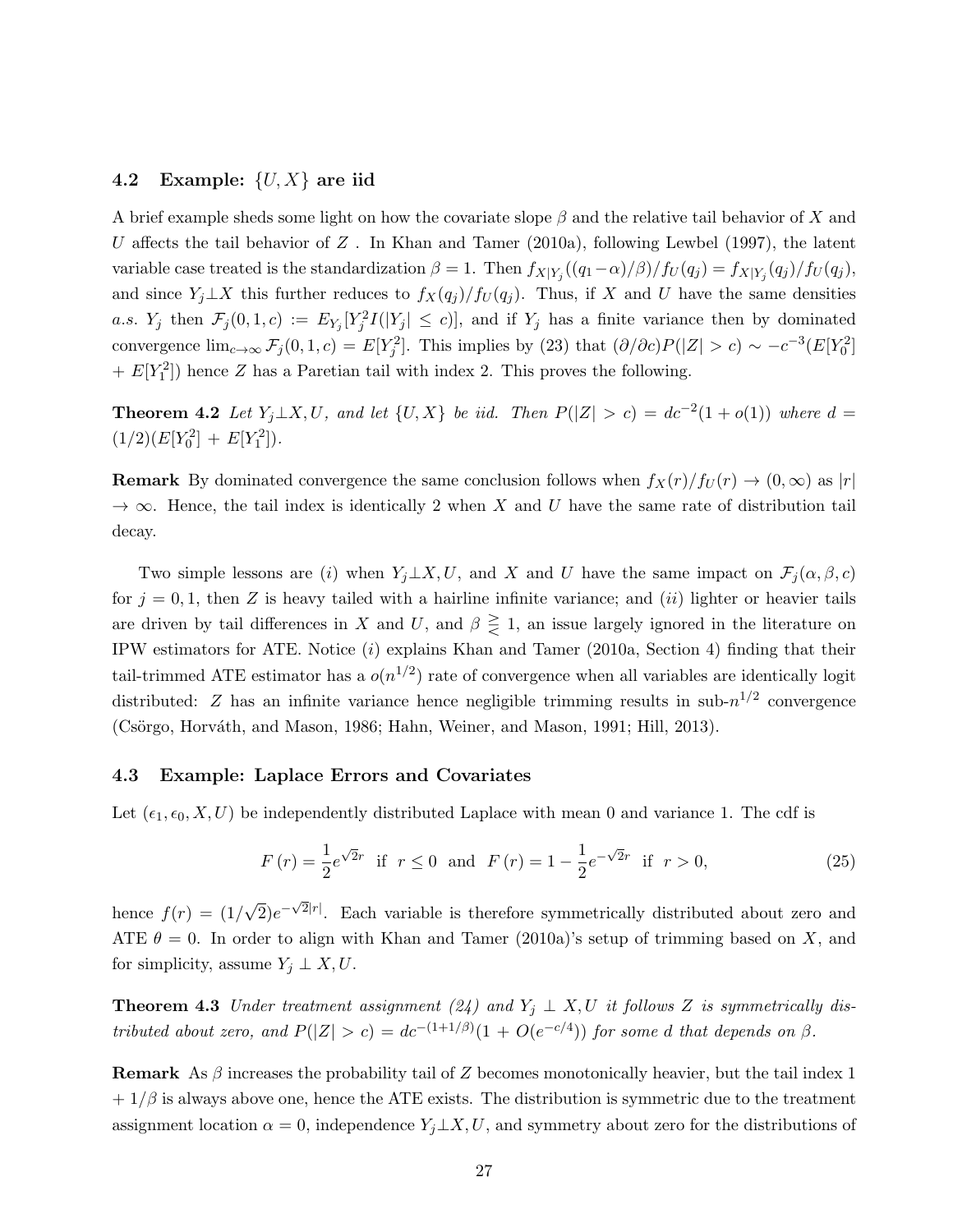### 4.2 Example: $\{U, X\}$ are iid

A brief example sheds some light on how the covariate slope $\beta$ and the relative tail behavior of $X$ and $U$ affects the tail behavior of $Z$ . In Khan and Tamer (2010a), following Lewbel (1997), the latent variable case treated is the standardization $\beta = 1$. Then $f_{X|Y_j}((q_1 - \alpha)/\beta)/f_U(q_j) = f_{X|Y_j}(q_j)/f_U(q_j)$, and since $Y_j \perp X$ this further reduces to $f_X(q_j)/f_U(q_j)$. Thus, if $X$ and $U$ have the same densities *a.s.* $Y_j$ then $\mathcal{F}_j(0, 1, c) := E_{Y_j}[Y_j^2 I(|Y_j| \leq c)]$, and if $Y_j$ has a finite variance then by dominated convergence $\lim_{c\to\infty} \mathcal{F}_j(0, 1, c) = E[Y_j^2]$. This implies by (23) that $(\partial/\partial c)P(|Z| > c) \sim -c^{-3}(E[Y_0^2] + E[Y_1^2])$ hence $Z$ has a Paretian tail with index 2. This proves the following.

**Theorem 4.2** *Let $Y_j \perp X, U$, and let $\{U, X\}$ be iid. Then $P(|Z| > c) = dc^{-2}(1 + o(1))$ where $d = (1/2)(E[Y_0^2] + E[Y_1^2])$.*

**Remark** By dominated convergence the same conclusion follows when $f_X(r)/f_U(r) \to (0, \infty)$ as $|r| \to \infty$. Hence, the tail index is identically 2 when $X$ and $U$ have the same rate of distribution tail decay.

Two simple lessons are $(i)$ when $Y_j \perp X, U$, and $X$ and $U$ have the same impact on $\mathcal{F}_j(\alpha, \beta, c)$ for $j = 0, 1$, then $Z$ is heavy tailed with a hairline infinite variance; and $(ii)$ lighter or heavier tails are driven by tail differences in $X$ and $U$, and $\beta \gtreqless 1$, an issue largely ignored in the literature on IPW estimators for ATE. Notice $(i)$ explains Khan and Tamer (2010a, Section 4) finding that their tail-trimmed ATE estimator has a $o(n^{1/2})$ rate of convergence when all variables are identically logit distributed: $Z$ has an infinite variance hence negligible trimming results in sub-$n^{1/2}$ convergence (Csörgo, Horváth, and Mason, 1986; Hahn, Weiner, and Mason, 1991; Hill, 2013).

### 4.3 Example: Laplace Errors and Covariates

Let $(\epsilon_1, \epsilon_0, X, U)$ be independently distributed Laplace with mean 0 and variance 1. The cdf is

$$F(r) = \frac{1}{2}e^{\sqrt{2}r} \text{ if } r \leq 0 \text{ and } F(r) = 1 - \frac{1}{2}e^{-\sqrt{2}r} \text{ if } r > 0, \tag{25}$$

hence $f(r) = (1/\sqrt{2})e^{-\sqrt{2}|r|}$. Each variable is therefore symmetrically distributed about zero and ATE $\theta = 0$. In order to align with Khan and Tamer (2010a)'s setup of trimming based on $X$, and for simplicity, assume $Y_j \perp X, U$.

**Theorem 4.3** *Under treatment assignment (24) and $Y_j \perp X, U$ it follows $Z$ is symmetrically distributed about zero, and $P(|Z| > c) = dc^{-(1+1/\beta)}(1 + O(e^{-c/4}))$ for some $d$ that depends on $\beta$.*

**Remark** As $\beta$ increases the probability tail of $Z$ becomes monotonically heavier, but the tail index $1 + 1/\beta$ is always above one, hence the ATE exists. The distribution is symmetric due to the treatment assignment location $\alpha = 0$, independence $Y_j \perp X, U$, and symmetry about zero for the distributions of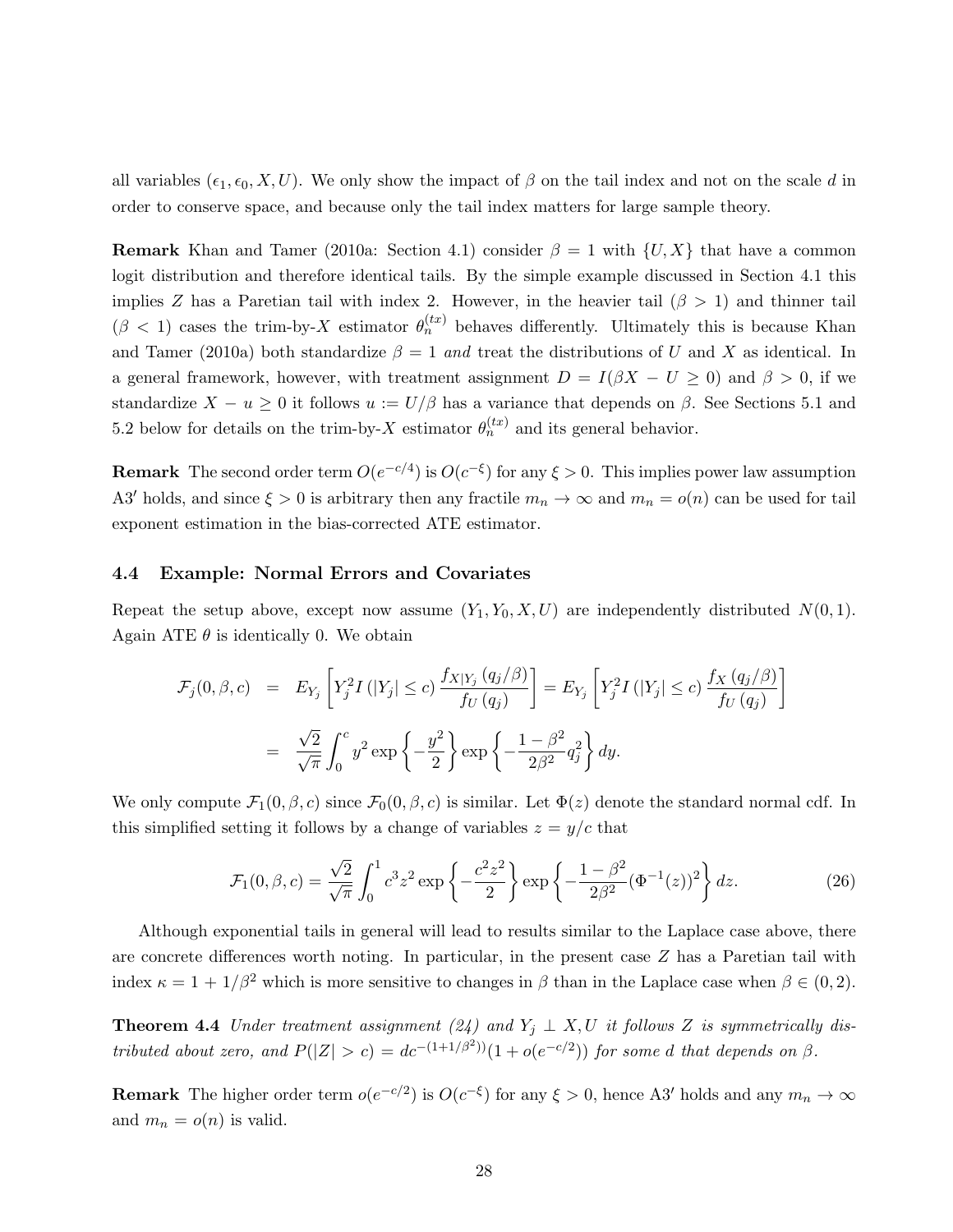all variables $(\epsilon_1, \epsilon_0, X, U)$. We only show the impact of $\beta$ on the tail index and not on the scale $d$ in order to conserve space, and because only the tail index matters for large sample theory.

**Remark** Khan and Tamer (2010a: Section 4.1) consider $\beta = 1$ with $\{U, X\}$ that have a common logit distribution and therefore identical tails. By the simple example discussed in Section 4.1 this implies $Z$ has a Paretian tail with index 2. However, in the heavier tail ($\beta > 1$) and thinner tail ($\beta < 1$) cases the trim-by-$X$ estimator $\theta_n^{(tx)}$ behaves differently. Ultimately this is because Khan and Tamer (2010a) both standardize $\beta = 1$ *and* treat the distributions of $U$ and $X$ as identical. In a general framework, however, with treatment assignment $D = I(\beta X - U \geq 0)$ and $\beta > 0$, if we standardize $X - u \geq 0$ it follows $u := U/\beta$ has a variance that depends on $\beta$. See Sections 5.1 and 5.2 below for details on the trim-by-$X$ estimator $\theta_n^{(tx)}$ and its general behavior.

**Remark** The second order term $O(e^{-c/4})$ is $O(c^{-\xi})$ for any $\xi > 0$. This implies power law assumption A3$'$ holds, and since $\xi > 0$ is arbitrary then any fractile $m_n \to \infty$ and $m_n = o(n)$ can be used for tail exponent estimation in the bias-corrected ATE estimator.

### 4.4 Example: Normal Errors and Covariates

Repeat the setup above, except now assume $(Y_1, Y_0, X, U)$ are independently distributed $N(0,1)$. Again ATE $\theta$ is identically 0. We obtain

$$\begin{aligned}
\mathcal{F}_j(0, \beta, c) &= E_{Y_j}\left[Y_j^2 I\left(|Y_j| \leq c\right) \frac{f_{X|Y_j}\left(q_j/\beta\right)}{f_U\left(q_j\right)}\right] = E_{Y_j}\left[Y_j^2 I\left(|Y_j| \leq c\right) \frac{f_X\left(q_j/\beta\right)}{f_U\left(q_j\right)}\right] \\
&= \frac{\sqrt{2}}{\sqrt{\pi}} \int_0^c y^2 \exp\left\{-\frac{y^2}{2}\right\} \exp\left\{-\frac{1-\beta^2}{2\beta^2} q_j^2\right\} dy.
\end{aligned}$$

We only compute $\mathcal{F}_1(0, \beta, c)$ since $\mathcal{F}_0(0, \beta, c)$ is similar. Let $\Phi(z)$ denote the standard normal cdf. In this simplified setting it follows by a change of variables $z = y/c$ that

$$\mathcal{F}_1(0, \beta, c) = \frac{\sqrt{2}}{\sqrt{\pi}} \int_0^1 c^3 z^2 \exp\left\{-\frac{c^2 z^2}{2}\right\} \exp\left\{-\frac{1-\beta^2}{2\beta^2} (\Phi^{-1}(z))^2\right\} dz. \tag{26}$$

Although exponential tails in general will lead to results similar to the Laplace case above, there are concrete differences worth noting. In particular, in the present case $Z$ has a Paretian tail with index $\kappa = 1 + 1/\beta^2$ which is more sensitive to changes in $\beta$ than in the Laplace case when $\beta \in (0, 2)$.

**Theorem 4.4** *Under treatment assignment (24) and $Y_j \perp X, U$ it follows $Z$ is symmetrically distributed about zero, and $P(|Z| > c) = dc^{-(1+1/\beta^2))}(1 + o(e^{-c/2}))$ for some $d$ that depends on $\beta$.*

**Remark** The higher order term $o(e^{-c/2})$ is $O(c^{-\xi})$ for any $\xi > 0$, hence A3$'$ holds and any $m_n \to \infty$ and $m_n = o(n)$ is valid.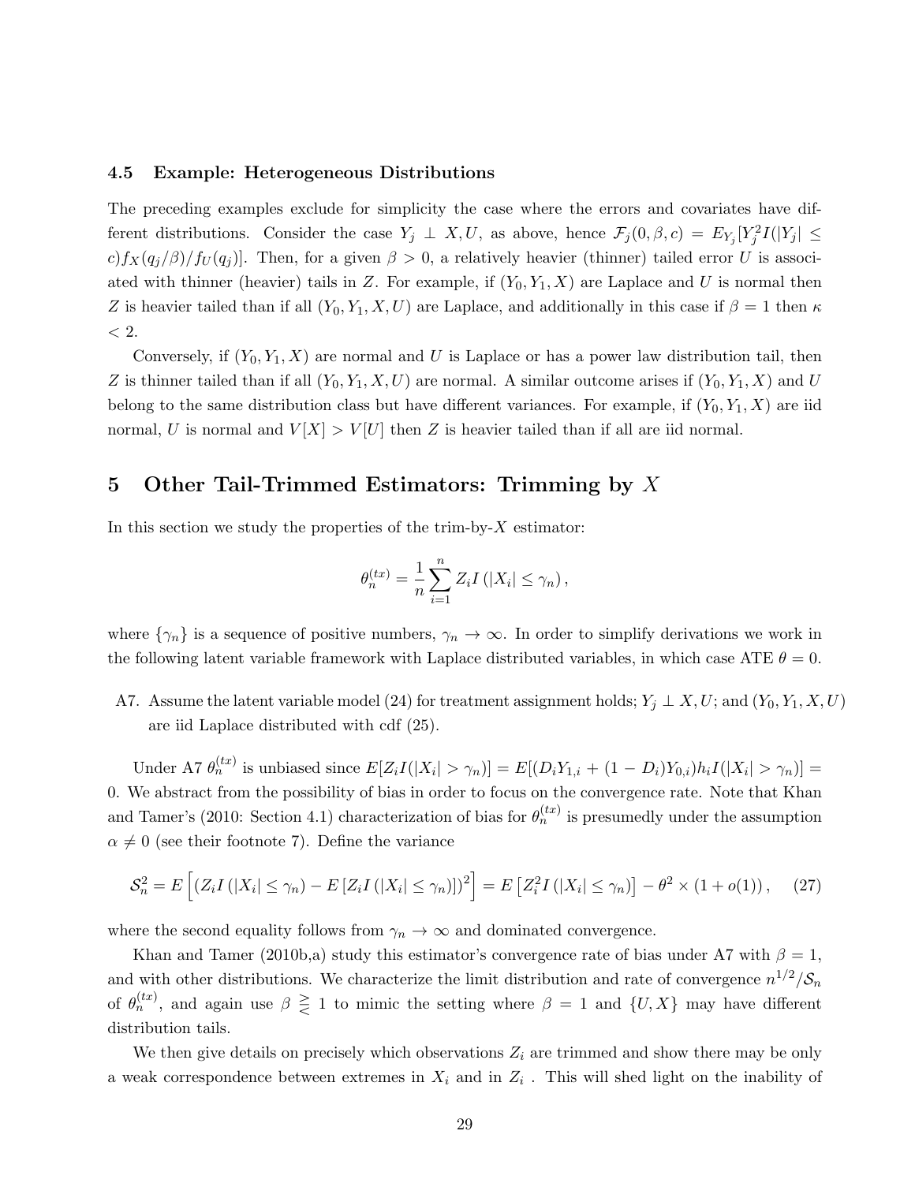### 4.5 Example: Heterogeneous Distributions

The preceding examples exclude for simplicity the case where the errors and covariates have different distributions. Consider the case $Y_j \perp X, U$, as above, hence $\mathcal{F}_j(0, \beta, c) = E_{Y_j}[Y_j^2 I(|Y_j| \leq c) f_X(q_j/\beta)/f_U(q_j)]$. Then, for a given $\beta > 0$, a relatively heavier (thinner) tailed error $U$ is associated with thinner (heavier) tails in $Z$. For example, if $(Y_0, Y_1, X)$ are Laplace and $U$ is normal then $Z$ is heavier tailed than if all $(Y_0, Y_1, X, U)$ are Laplace, and additionally in this case if $\beta = 1$ then $\kappa < 2$.

Conversely, if $(Y_0, Y_1, X)$ are normal and $U$ is Laplace or has a power law distribution tail, then $Z$ is thinner tailed than if all $(Y_0, Y_1, X, U)$ are normal. A similar outcome arises if $(Y_0, Y_1, X)$ and $U$ belong to the same distribution class but have different variances. For example, if $(Y_0, Y_1, X)$ are iid normal, $U$ is normal and $V[X] > V[U]$ then $Z$ is heavier tailed than if all are iid normal.

## 5 Other Tail-Trimmed Estimators: Trimming by $X$

In this section we study the properties of the trim-by-$X$ estimator:

$$\theta_n^{(tx)} = \frac{1}{n} \sum_{i=1}^{n} Z_i I(|X_i| \leq \gamma_n),$$

where $\{\gamma_n\}$ is a sequence of positive numbers, $\gamma_n \to \infty$. In order to simplify derivations we work in the following latent variable framework with Laplace distributed variables, in which case ATE $\theta = 0$.

A7. Assume the latent variable model (24) for treatment assignment holds; $Y_j \perp X, U$; and $(Y_0, Y_1, X, U)$ are iid Laplace distributed with cdf (25).

Under A7 $\theta_n^{(tx)}$ is unbiased since $E[Z_i I(|X_i| > \gamma_n)] = E[(D_i Y_{1,i} + (1 - D_i) Y_{0,i}) h_i I(|X_i| > \gamma_n)] = 0$. We abstract from the possibility of bias in order to focus on the convergence rate. Note that Khan and Tamer's (2010: Section 4.1) characterization of bias for $\theta_n^{(tx)}$ is presumedly under the assumption $\alpha \neq 0$ (see their footnote 7). Define the variance

$$\mathcal{S}_n^2 = E\left[\left(Z_i I(|X_i| \leq \gamma_n) - E\left[Z_i I(|X_i| \leq \gamma_n)\right]\right)^2\right] = E\left[Z_i^2 I(|X_i| \leq \gamma_n)\right] - \theta^2 \times (1 + o(1)), \quad (27)$$

where the second equality follows from $\gamma_n \to \infty$ and dominated convergence.

Khan and Tamer (2010b,a) study this estimator's convergence rate of bias under A7 with $\beta = 1$, and with other distributions. We characterize the limit distribution and rate of convergence $n^{1/2}/\mathcal{S}_n$ of $\theta_n^{(tx)}$, and again use $\beta \gtreqless 1$ to mimic the setting where $\beta = 1$ and $\{U, X\}$ may have different distribution tails.

We then give details on precisely which observations $Z_i$ are trimmed and show there may be only a weak correspondence between extremes in $X_i$ and in $Z_i$ . This will shed light on the inability of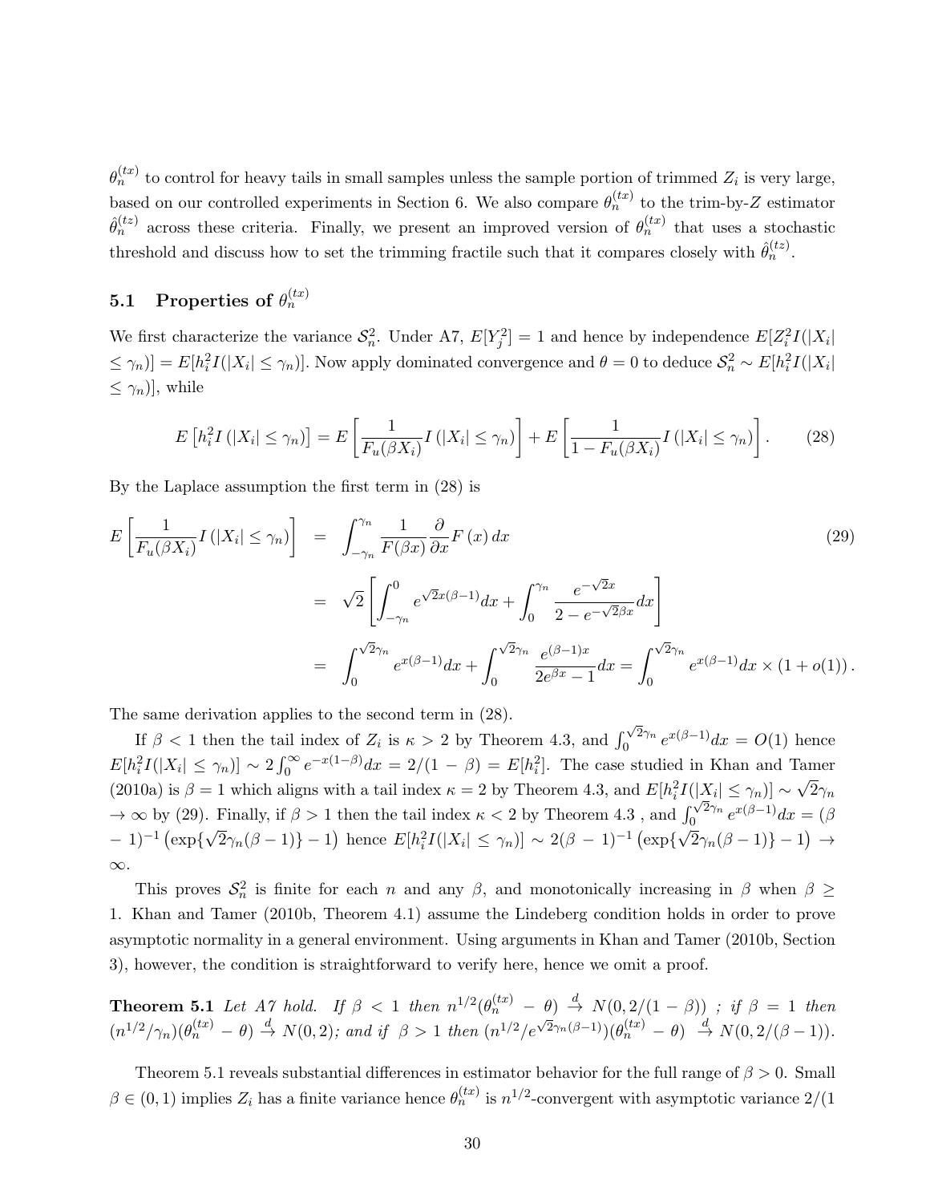$\theta_n^{(tx)}$ to control for heavy tails in small samples unless the sample portion of trimmed $Z_i$ is very large, based on our controlled experiments in Section 6. We also compare $\theta_n^{(tx)}$ to the trim-by-$Z$ estimator $\hat{\theta}_n^{(tz)}$ across these criteria. Finally, we present an improved version of $\theta_n^{(tx)}$ that uses a stochastic threshold and discuss how to set the trimming fractile such that it compares closely with $\hat{\theta}_n^{(tz)}$.

## 5.1 Properties of $\theta_n^{(tx)}$

We first characterize the variance $\mathcal{S}_n^2$. Under A7, $E[Y_j^2] = 1$ and hence by independence $E[Z_i^2 I(|X_i| \leq \gamma_n)] = E[h_i^2 I(|X_i| \leq \gamma_n)]$. Now apply dominated convergence and $\theta = 0$ to deduce $\mathcal{S}_n^2 \sim E[h_i^2 I(|X_i| \leq \gamma_n)]$, while

$$E\left[h_i^2 I\left(|X_i| \leq \gamma_n\right)\right] = E\left[\frac{1}{F_u(\beta X_i)} I\left(|X_i| \leq \gamma_n\right)\right] + E\left[\frac{1}{1 - F_u(\beta X_i)} I\left(|X_i| \leq \gamma_n\right)\right]. \tag{28}$$

By the Laplace assumption the first term in (28) is

$$\begin{aligned}
E\left[\frac{1}{F_u(\beta X_i)} I\left(|X_i| \leq \gamma_n\right)\right] &= \int_{-\gamma_n}^{\gamma_n} \frac{1}{F(\beta x)} \frac{\partial}{\partial x} F(x)\, dx \qquad (29) \\
&= \sqrt{2}\left[\int_{-\gamma_n}^{0} e^{\sqrt{2}x(\beta-1)} dx + \int_0^{\gamma_n} \frac{e^{-\sqrt{2}x}}{2 - e^{-\sqrt{2}\beta x}} dx\right] \\
&= \int_0^{\sqrt{2}\gamma_n} e^{x(\beta-1)} dx + \int_0^{\sqrt{2}\gamma_n} \frac{e^{(\beta-1)x}}{2e^{\beta x} - 1} dx = \int_0^{\sqrt{2}\gamma_n} e^{x(\beta-1)} dx \times (1 + o(1)).
\end{aligned}$$

The same derivation applies to the second term in (28).

If $\beta < 1$ then the tail index of $Z_i$ is $\kappa > 2$ by Theorem 4.3, and $\int_0^{\sqrt{2}\gamma_n} e^{x(\beta-1)} dx = O(1)$ hence $E[h_i^2 I(|X_i| \leq \gamma_n)] \sim 2\int_0^{\infty} e^{-x(1-\beta)} dx = 2/(1-\beta) = E[h_i^2]$. The case studied in Khan and Tamer (2010a) is $\beta = 1$ which aligns with a tail index $\kappa = 2$ by Theorem 4.3, and $E[h_i^2 I(|X_i| \leq \gamma_n)] \sim \sqrt{2}\gamma_n \to \infty$ by (29). Finally, if $\beta > 1$ then the tail index $\kappa < 2$ by Theorem 4.3 , and $\int_0^{\sqrt{2}\gamma_n} e^{x(\beta-1)} dx = (\beta - 1)^{-1}\left(\exp\{\sqrt{2}\gamma_n(\beta-1)\} - 1\right)$ hence $E[h_i^2 I(|X_i| \leq \gamma_n)] \sim 2(\beta-1)^{-1}\left(\exp\{\sqrt{2}\gamma_n(\beta-1)\} - 1\right) \to \infty$.

This proves $\mathcal{S}_n^2$ is finite for each $n$ and any $\beta$, and monotonically increasing in $\beta$ when $\beta \geq 1$. Khan and Tamer (2010b, Theorem 4.1) assume the Lindeberg condition holds in order to prove asymptotic normality in a general environment. Using arguments in Khan and Tamer (2010b, Section 3), however, the condition is straightforward to verify here, hence we omit a proof.

**Theorem 5.1** *Let A7 hold. If $\beta < 1$ then $n^{1/2}(\theta_n^{(tx)} - \theta) \xrightarrow{d} N(0, 2/(1-\beta))$ ; if $\beta = 1$ then $(n^{1/2}/\gamma_n)(\theta_n^{(tx)} - \theta) \xrightarrow{d} N(0,2)$; and if $\beta > 1$ then $(n^{1/2}/e^{\sqrt{2}\gamma_n(\beta-1)})(\theta_n^{(tx)} - \theta) \xrightarrow{d} N(0, 2/(\beta-1))$.*

Theorem 5.1 reveals substantial differences in estimator behavior for the full range of $\beta > 0$. Small $\beta \in (0,1)$ implies $Z_i$ has a finite variance hence $\theta_n^{(tx)}$ is $n^{1/2}$-convergent with asymptotic variance $2/(1$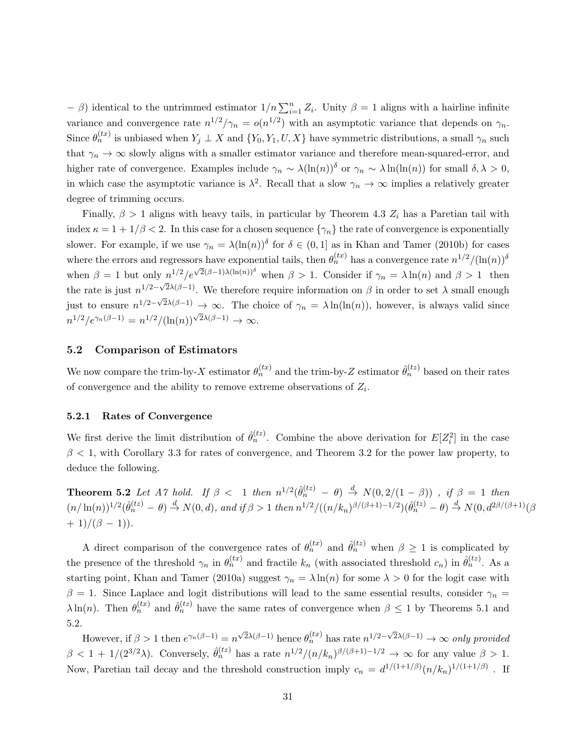$-\ \beta$) identical to the untrimmed estimator $1/n\sum_{i=1}^{n} Z_i$. Unity $\beta = 1$ aligns with a hairline infinite variance and convergence rate $n^{1/2}/\gamma_n = o(n^{1/2})$ with an asymptotic variance that depends on $\gamma_n$. Since $\theta_n^{(tx)}$ is unbiased when $Y_j \perp X$ and $\{Y_0, Y_1, U, X\}$ have symmetric distributions, a small $\gamma_n$ such that $\gamma_n \to \infty$ slowly aligns with a smaller estimator variance and therefore mean-squared-error, and higher rate of convergence. Examples include $\gamma_n \sim \lambda(\ln(n))^{\delta}$ or $\gamma_n \sim \lambda \ln(\ln(n))$ for small $\delta, \lambda > 0$, in which case the asymptotic variance is $\lambda^2$. Recall that a slow $\gamma_n \to \infty$ implies a relatively greater degree of trimming occurs.

Finally, $\beta > 1$ aligns with heavy tails, in particular by Theorem 4.3 $Z_i$ has a Paretian tail with index $\kappa = 1 + 1/\beta < 2$. In this case for a chosen sequence $\{\gamma_n\}$ the rate of convergence is exponentially slower. For example, if we use $\gamma_n = \lambda(\ln(n))^{\delta}$ for $\delta \in (0, 1]$ as in Khan and Tamer (2010b) for cases where the errors and regressors have exponential tails, then $\theta_n^{(tx)}$ has a convergence rate $n^{1/2}/(\ln(n))^{\delta}$ when $\beta = 1$ but only $n^{1/2}/e^{\sqrt{2}(\beta-1)\lambda(\ln(n))^{\delta}}$ when $\beta > 1$. Consider if $\gamma_n = \lambda \ln(n)$ and $\beta > 1$ then the rate is just $n^{1/2-\sqrt{2}\lambda(\beta-1)}$. We therefore require information on $\beta$ in order to set $\lambda$ small enough just to ensure $n^{1/2-\sqrt{2}\lambda(\beta-1)} \to \infty$. The choice of $\gamma_n = \lambda \ln(\ln(n))$, however, is always valid since $n^{1/2}/e^{\gamma_n(\beta-1)} = n^{1/2}/(\ln(n))^{\sqrt{2}\lambda(\beta-1)} \to \infty$.

### 5.2 Comparison of Estimators

We now compare the trim-by-$X$ estimator $\theta_n^{(tx)}$ and the trim-by-$Z$ estimator $\hat{\theta}_n^{(tz)}$ based on their rates of convergence and the ability to remove extreme observations of $Z_i$.

#### 5.2.1 Rates of Convergence

We first derive the limit distribution of $\hat{\theta}_n^{(tz)}$. Combine the above derivation for $E[Z_i^2]$ in the case $\beta < 1$, with Corollary 3.3 for rates of convergence, and Theorem 3.2 for the power law property, to deduce the following.

**Theorem 5.2** *Let A7 hold. If $\beta < 1$ then $n^{1/2}(\hat{\theta}_n^{(tz)} - \theta) \xrightarrow{d} N(0, 2/(1-\beta))$ , if $\beta = 1$ then $(n/\ln(n))^{1/2}(\hat{\theta}_n^{(tz)} - \theta) \xrightarrow{d} N(0, d)$, and if $\beta > 1$ then $n^{1/2}/((n/k_n)^{\beta/(\beta+1)-1/2})(\hat{\theta}_n^{(tz)} - \theta) \xrightarrow{d} N(0, d^{2\beta/(\beta+1)}(\beta + 1)/(\beta - 1))$.*

A direct comparison of the convergence rates of $\theta_n^{(tx)}$ and $\hat{\theta}_n^{(tz)}$ when $\beta \geq 1$ is complicated by the presence of the threshold $\gamma_n$ in $\theta_n^{(tx)}$ and fractile $k_n$ (with associated threshold $c_n$) in $\hat{\theta}_n^{(tz)}$. As a starting point, Khan and Tamer (2010a) suggest $\gamma_n = \lambda \ln(n)$ for some $\lambda > 0$ for the logit case with $\beta = 1$. Since Laplace and logit distributions will lead to the same essential results, consider $\gamma_n = \lambda \ln(n)$. Then $\theta_n^{(tx)}$ and $\hat{\theta}_n^{(tz)}$ have the same rates of convergence when $\beta \leq 1$ by Theorems 5.1 and 5.2.

However, if $\beta > 1$ then $e^{\gamma_n(\beta-1)} = n^{\sqrt{2}\lambda(\beta-1)}$ hence $\theta_n^{(tx)}$ has rate $n^{1/2-\sqrt{2}\lambda(\beta-1)} \to \infty$ *only provided* $\beta < 1 + 1/(2^{3/2}\lambda)$. Conversely, $\hat{\theta}_n^{(tz)}$ has a rate $n^{1/2}/(n/k_n)^{\beta/(\beta+1)-1/2} \to \infty$ for any value $\beta > 1$. Now, Paretian tail decay and the threshold construction imply $c_n = d^{1/(1+1/\beta)}(n/k_n)^{1/(1+1/\beta)}$ . If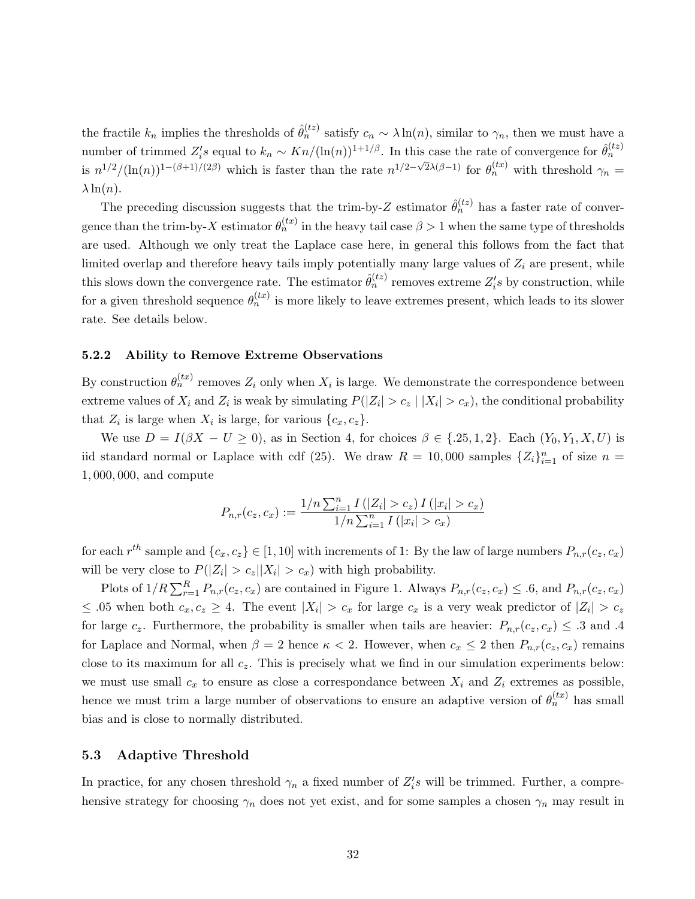the fractile $k_n$ implies the thresholds of $\hat{\theta}_n^{(tz)}$ satisfy $c_n \sim \lambda \ln(n)$, similar to $\gamma_n$, then we must have a number of trimmed $Z_i's$ equal to $k_n \sim Kn/(\ln(n))^{1+1/\beta}$. In this case the rate of convergence for $\hat{\theta}_n^{(tz)}$ is $n^{1/2}/(\ln(n))^{1-(\beta+1)/(2\beta)}$ which is faster than the rate $n^{1/2-\sqrt{2}\lambda(\beta-1)}$ for $\theta_n^{(tx)}$ with threshold $\gamma_n = \lambda \ln(n)$.

The preceding discussion suggests that the trim-by-$Z$ estimator $\hat{\theta}_n^{(tz)}$ has a faster rate of convergence than the trim-by-$X$ estimator $\theta_n^{(tx)}$ in the heavy tail case $\beta > 1$ when the same type of thresholds are used. Although we only treat the Laplace case here, in general this follows from the fact that limited overlap and therefore heavy tails imply potentially many large values of $Z_i$ are present, while this slows down the convergence rate. The estimator $\hat{\theta}_n^{(tz)}$ removes extreme $Z_i's$ by construction, while for a given threshold sequence $\theta_n^{(tx)}$ is more likely to leave extremes present, which leads to its slower rate. See details below.

### 5.2.2 Ability to Remove Extreme Observations

By construction $\theta_n^{(tx)}$ removes $Z_i$ only when $X_i$ is large. We demonstrate the correspondence between extreme values of $X_i$ and $Z_i$ is weak by simulating $P(|Z_i| > c_z \mid |X_i| > c_x)$, the conditional probability that $Z_i$ is large when $X_i$ is large, for various $\{c_x, c_z\}$.

We use $D = I(\beta X - U \geq 0)$, as in Section 4, for choices $\beta \in \{.25, 1, 2\}$. Each $(Y_0, Y_1, X, U)$ is iid standard normal or Laplace with cdf (25). We draw $R = 10,000$ samples $\{Z_i\}_{i=1}^n$ of size $n = 1,000,000$, and compute

$$P_{n,r}(c_z, c_x) := \frac{1/n \sum_{i=1}^n I(|Z_i| > c_z) I(|x_i| > c_x)}{1/n \sum_{i=1}^n I(|x_i| > c_x)}$$

for each $r^{th}$ sample and $\{c_x, c_z\} \in [1, 10]$ with increments of 1: By the law of large numbers $P_{n,r}(c_z, c_x)$ will be very close to $P(|Z_i| > c_z||X_i| > c_x)$ with high probability.

Plots of $1/R \sum_{r=1}^R P_{n,r}(c_z, c_x)$ are contained in Figure 1. Always $P_{n,r}(c_z, c_x) \leq .6$, and $P_{n,r}(c_z, c_x) \leq .05$ when both $c_x, c_z \geq 4$. The event $|X_i| > c_x$ for large $c_x$ is a very weak predictor of $|Z_i| > c_z$ for large $c_z$. Furthermore, the probability is smaller when tails are heavier: $P_{n,r}(c_z, c_x) \leq .3$ and .4 for Laplace and Normal, when $\beta = 2$ hence $\kappa < 2$. However, when $c_x \leq 2$ then $P_{n,r}(c_z, c_x)$ remains close to its maximum for all $c_z$. This is precisely what we find in our simulation experiments below: we must use small $c_x$ to ensure as close a correspondance between $X_i$ and $Z_i$ extremes as possible, hence we must trim a large number of observations to ensure an adaptive version of $\theta_n^{(tx)}$ has small bias and is close to normally distributed.

## 5.3 Adaptive Threshold

In practice, for any chosen threshold $\gamma_n$ a fixed number of $Z_i's$ will be trimmed. Further, a comprehensive strategy for choosing $\gamma_n$ does not yet exist, and for some samples a chosen $\gamma_n$ may result in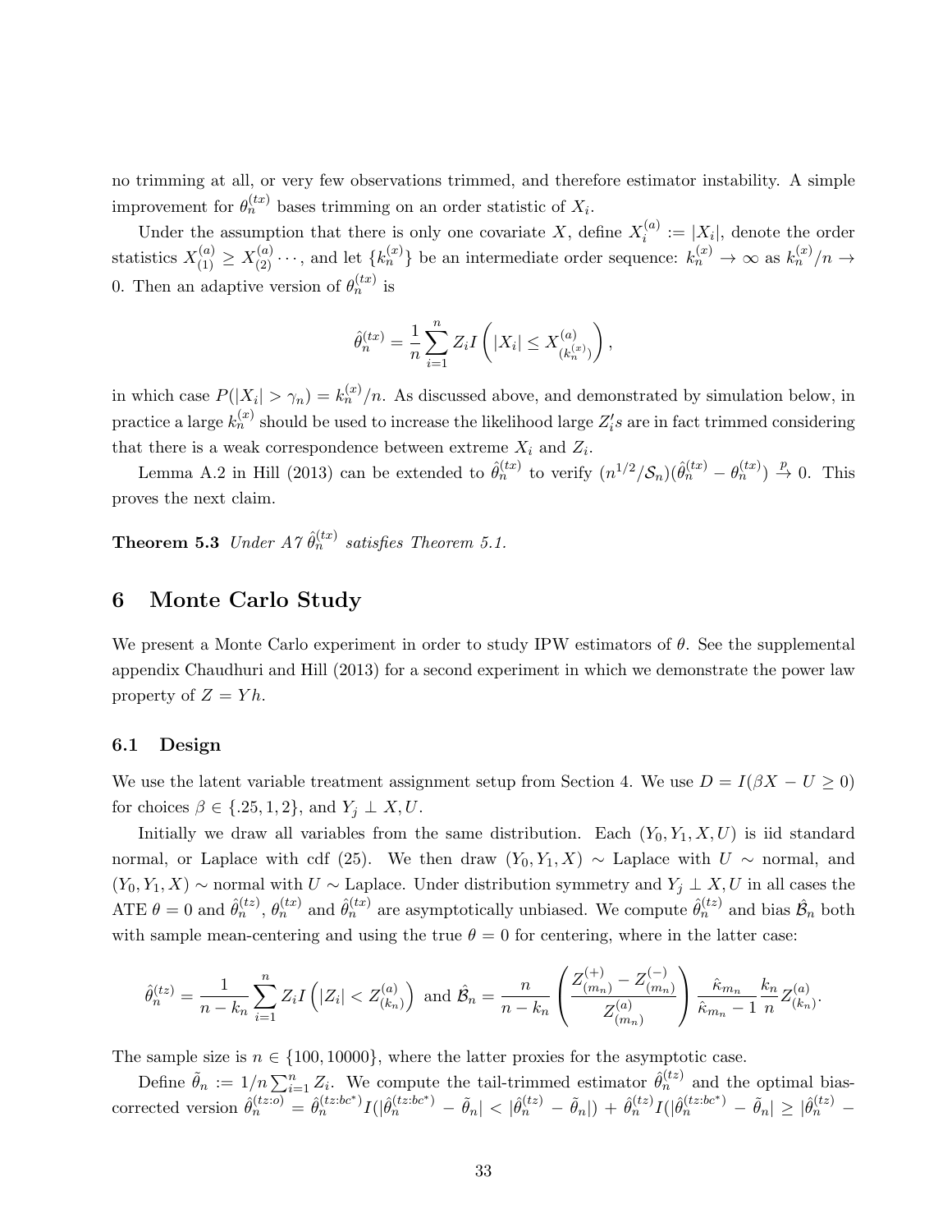no trimming at all, or very few observations trimmed, and therefore estimator instability. A simple improvement for $\theta_n^{(tx)}$ bases trimming on an order statistic of $X_i$.

Under the assumption that there is only one covariate $X$, define $X_i^{(a)} := |X_i|$, denote the order statistics $X_{(1)}^{(a)} \geq X_{(2)}^{(a)} \cdots$, and let $\{k_n^{(x)}\}$ be an intermediate order sequence: $k_n^{(x)} \to \infty$ as $k_n^{(x)}/n \to 0$. Then an adaptive version of $\theta_n^{(tx)}$ is

$$\hat{\theta}_n^{(tx)} = \frac{1}{n}\sum_{i=1}^{n} Z_i I\left(|X_i| \leq X_{(k_n^{(x)})}^{(a)}\right),$$

in which case $P(|X_i| > \gamma_n) = k_n^{(x)}/n$. As discussed above, and demonstrated by simulation below, in practice a large $k_n^{(x)}$ should be used to increase the likelihood large $Z_i's$ are in fact trimmed considering that there is a weak correspondence between extreme $X_i$ and $Z_i$.

Lemma A.2 in Hill (2013) can be extended to $\hat{\theta}_n^{(tx)}$ to verify $(n^{1/2}/\mathcal{S}_n)(\hat{\theta}_n^{(tx)} - \theta_n^{(tx)}) \xrightarrow{p} 0$. This proves the next claim.

**Theorem 5.3** *Under A7 $\hat{\theta}_n^{(tx)}$ satisfies Theorem 5.1.*

# 6 Monte Carlo Study

We present a Monte Carlo experiment in order to study IPW estimators of $\theta$. See the supplemental appendix Chaudhuri and Hill (2013) for a second experiment in which we demonstrate the power law property of $Z = Yh$.

## 6.1 Design

We use the latent variable treatment assignment setup from Section 4. We use $D = I(\beta X - U \geq 0)$ for choices $\beta \in \{.25, 1, 2\}$, and $Y_j \perp X, U$.

Initially we draw all variables from the same distribution. Each $(Y_0, Y_1, X, U)$ is iid standard normal, or Laplace with cdf (25). We then draw $(Y_0, Y_1, X) \sim$ Laplace with $U \sim$ normal, and $(Y_0, Y_1, X) \sim$ normal with $U \sim$ Laplace. Under distribution symmetry and $Y_j \perp X, U$ in all cases the ATE $\theta = 0$ and $\hat{\theta}_n^{(tz)}$, $\theta_n^{(tx)}$ and $\hat{\theta}_n^{(tx)}$ are asymptotically unbiased. We compute $\hat{\theta}_n^{(tz)}$ and bias $\hat{\mathcal{B}}_n$ both with sample mean-centering and using the true $\theta = 0$ for centering, where in the latter case:

$$\hat{\theta}_n^{(tz)} = \frac{1}{n - k_n}\sum_{i=1}^{n} Z_i I\left(|Z_i| < Z_{(k_n)}^{(a)}\right) \text{ and } \hat{\mathcal{B}}_n = \frac{n}{n - k_n}\left(\frac{Z_{(m_n)}^{(+)} - Z_{(m_n)}^{(-)}}{Z_{(m_n)}^{(a)}}\right)\frac{\hat{\kappa}_{m_n}}{\hat{\kappa}_{m_n} - 1}\frac{k_n}{n}Z_{(k_n)}^{(a)}.$$

The sample size is $n \in \{100, 10000\}$, where the latter proxies for the asymptotic case.

Define $\tilde{\theta}_n := 1/n\sum_{i=1}^{n} Z_i$. We compute the tail-trimmed estimator $\hat{\theta}_n^{(tz)}$ and the optimal bias-corrected version $\hat{\theta}_n^{(tz:o)} = \hat{\theta}_n^{(tz:bc^*)} I(|\hat{\theta}_n^{(tz:bc^*)} - \tilde{\theta}_n| < |\hat{\theta}_n^{(tz)} - \tilde{\theta}_n|) + \hat{\theta}_n^{(tz)} I(|\hat{\theta}_n^{(tz:bc^*)} - \tilde{\theta}_n| \geq |\hat{\theta}_n^{(tz)} -$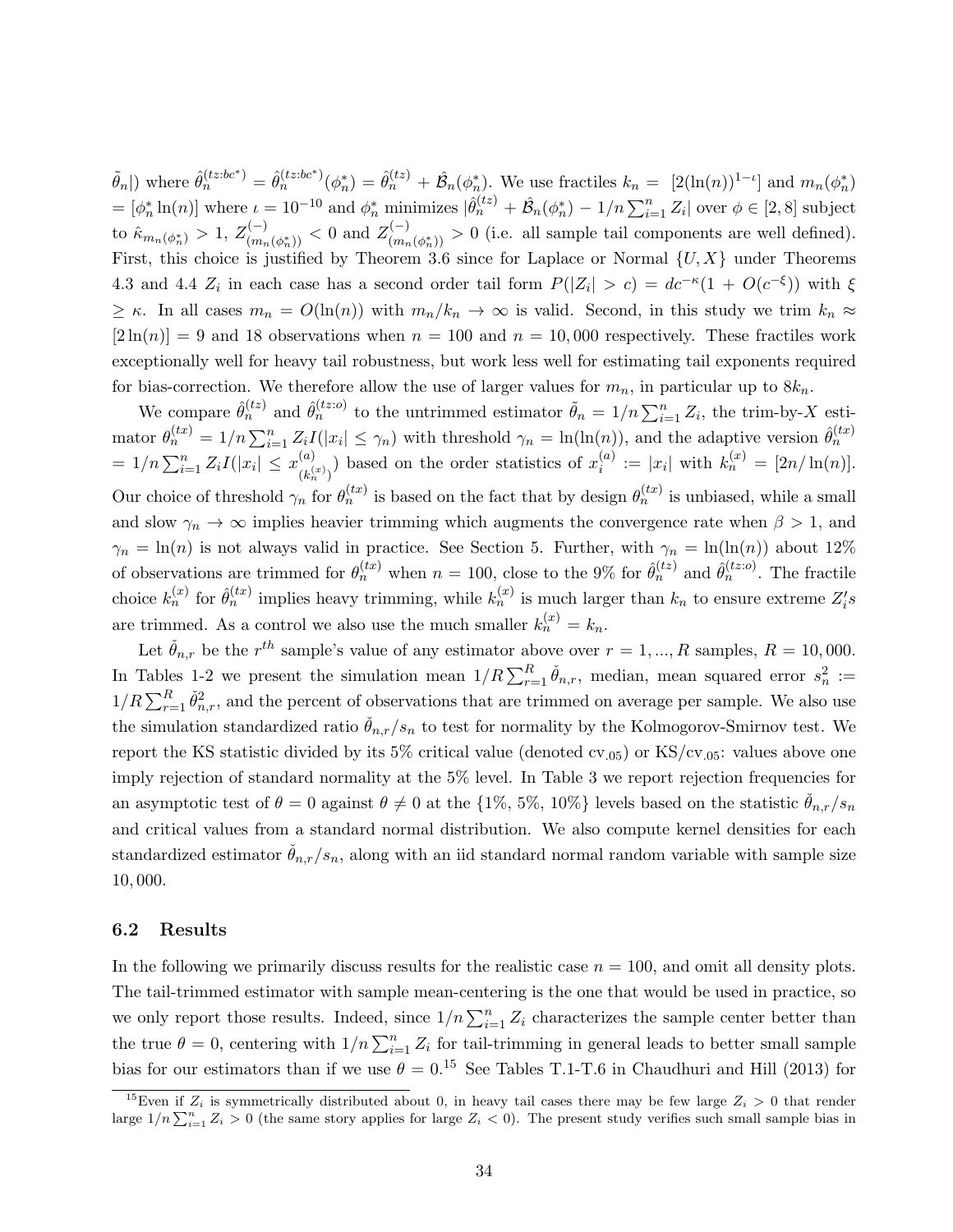$\tilde{\theta}_n|)$ where $\hat{\theta}_n^{(tz:bc^*)} = \hat{\theta}_n^{(tz:bc^*)}(\phi_n^*) = \hat{\theta}_n^{(tz)} + \hat{\mathcal{B}}_n(\phi_n^*)$. We use fractiles $k_n = [2(\ln(n))^{1-\iota}]$ and $m_n(\phi_n^*) = [\phi_n^* \ln(n)]$ where $\iota = 10^{-10}$ and $\phi_n^*$ minimizes $|\hat{\theta}_n^{(tz)} + \hat{\mathcal{B}}_n(\phi_n^*) - 1/n\sum_{i=1}^n Z_i|$ over $\phi \in [2, 8]$ subject to $\hat{\kappa}_{m_n(\phi_n^*)} > 1$, $Z^{(-)}_{(m_n(\phi_n^*))} < 0$ and $Z^{(-)}_{(m_n(\phi_n^*))} > 0$ (i.e. all sample tail components are well defined). First, this choice is justified by Theorem 3.6 since for Laplace or Normal $\{U, X\}$ under Theorems 4.3 and 4.4 $Z_i$ in each case has a second order tail form $P(|Z_i| > c) = dc^{-\kappa}(1 + O(c^{-\xi}))$ with $\xi \geq \kappa$. In all cases $m_n = O(\ln(n))$ with $m_n/k_n \to \infty$ is valid. Second, in this study we trim $k_n \approx [2\ln(n)] = 9$ and 18 observations when $n = 100$ and $n = 10,000$ respectively. These fractiles work exceptionally well for heavy tail robustness, but work less well for estimating tail exponents required for bias-correction. We therefore allow the use of larger values for $m_n$, in particular up to $8k_n$.

We compare $\hat{\theta}_n^{(tz)}$ and $\hat{\theta}_n^{(tz:o)}$ to the untrimmed estimator $\tilde{\theta}_n = 1/n\sum_{i=1}^n Z_i$, the trim-by-$X$ estimator $\theta_n^{(tx)} = 1/n\sum_{i=1}^n Z_i I(|x_i| \leq \gamma_n)$ with threshold $\gamma_n = \ln(\ln(n))$, and the adaptive version $\hat{\theta}_n^{(tx)} = 1/n\sum_{i=1}^n Z_i I(|x_i| \leq x^{(a)}_{(k_n^{(x)})})$ based on the order statistics of $x_i^{(a)} := |x_i|$ with $k_n^{(x)} = [2n/\ln(n)]$. Our choice of threshold $\gamma_n$ for $\theta_n^{(tx)}$ is based on the fact that by design $\theta_n^{(tx)}$ is unbiased, while a small and slow $\gamma_n \to \infty$ implies heavier trimming which augments the convergence rate when $\beta > 1$, and $\gamma_n = \ln(n)$ is not always valid in practice. See Section 5. Further, with $\gamma_n = \ln(\ln(n))$ about 12% of observations are trimmed for $\theta_n^{(tx)}$ when $n = 100$, close to the 9% for $\hat{\theta}_n^{(tz)}$ and $\hat{\theta}_n^{(tz:o)}$. The fractile choice $k_n^{(x)}$ for $\hat{\theta}_n^{(tx)}$ implies heavy trimming, while $k_n^{(x)}$ is much larger than $k_n$ to ensure extreme $Z_i's$ are trimmed. As a control we also use the much smaller $k_n^{(x)} = k_n$.

Let $\check{\theta}_{n,r}$ be the $r^{th}$ sample's value of any estimator above over $r = 1, ..., R$ samples, $R = 10,000$. In Tables 1-2 we present the simulation mean $1/R\sum_{r=1}^R \check{\theta}_{n,r}$, median, mean squared error $s_n^2 := 1/R\sum_{r=1}^R \check{\theta}_{n,r}^2$, and the percent of observations that are trimmed on average per sample. We also use the simulation standardized ratio $\check{\theta}_{n,r}/s_n$ to test for normality by the Kolmogorov-Smirnov test. We report the KS statistic divided by its 5% critical value (denoted $\text{cv}_{.05}$) or $\text{KS}/\text{cv}_{.05}$: values above one imply rejection of standard normality at the 5% level. In Table 3 we report rejection frequencies for an asymptotic test of $\theta = 0$ against $\theta \neq 0$ at the $\{1\%, 5\%, 10\%\}$ levels based on the statistic $\check{\theta}_{n,r}/s_n$ and critical values from a standard normal distribution. We also compute kernel densities for each standardized estimator $\check{\theta}_{n,r}/s_n$, along with an iid standard normal random variable with sample size 10,000.

### 6.2 Results

In the following we primarily discuss results for the realistic case $n = 100$, and omit all density plots. The tail-trimmed estimator with sample mean-centering is the one that would be used in practice, so we only report those results. Indeed, since $1/n\sum_{i=1}^n Z_i$ characterizes the sample center better than the true $\theta = 0$, centering with $1/n\sum_{i=1}^n Z_i$ for tail-trimming in general leads to better small sample bias for our estimators than if we use $\theta = 0$.[15] See Tables T.1-T.6 in Chaudhuri and Hill (2013) for

[15] Even if $Z_i$ is symmetrically distributed about 0, in heavy tail cases there may be few large $Z_i > 0$ that render large $1/n\sum_{i=1}^n Z_i > 0$ (the same story applies for large $Z_i < 0$). The present study verifies such small sample bias in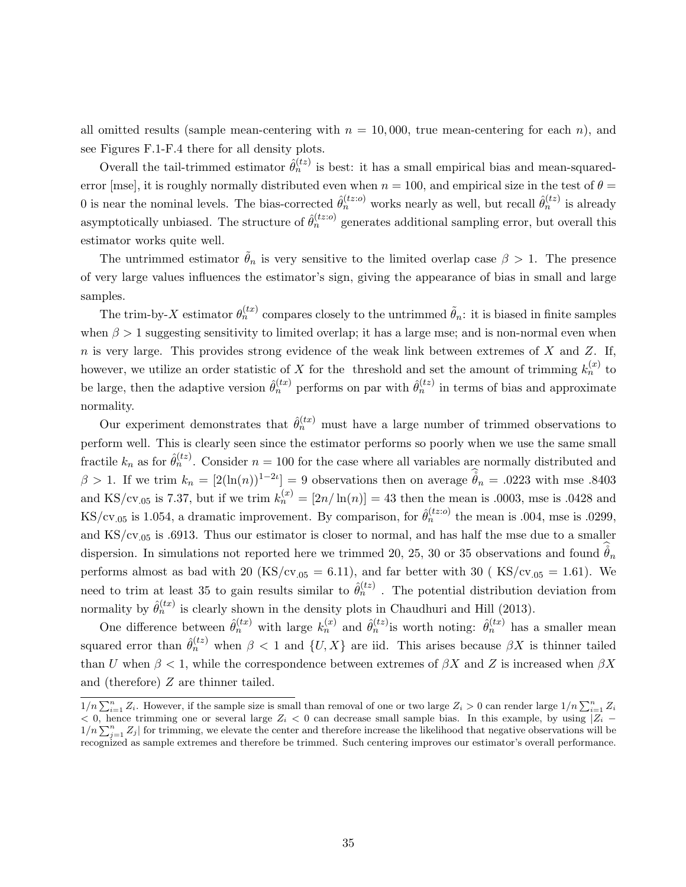all omitted results (sample mean-centering with $n = 10,000$, true mean-centering for each $n$), and see Figures F.1-F.4 there for all density plots.

Overall the tail-trimmed estimator $\hat{\theta}_n^{(tz)}$ is best: it has a small empirical bias and mean-squared-error [mse], it is roughly normally distributed even when $n = 100$, and empirical size in the test of $\theta = 0$ is near the nominal levels. The bias-corrected $\hat{\theta}_n^{(tz:o)}$ works nearly as well, but recall $\hat{\theta}_n^{(tz)}$ is already asymptotically unbiased. The structure of $\hat{\theta}_n^{(tz:o)}$ generates additional sampling error, but overall this estimator works quite well.

The untrimmed estimator $\tilde{\theta}_n$ is very sensitive to the limited overlap case $\beta > 1$. The presence of very large values influences the estimator's sign, giving the appearance of bias in small and large samples.

The trim-by-$X$ estimator $\theta_n^{(tx)}$ compares closely to the untrimmed $\tilde{\theta}_n$: it is biased in finite samples when $\beta > 1$ suggesting sensitivity to limited overlap; it has a large mse; and is non-normal even when $n$ is very large. This provides strong evidence of the weak link between extremes of $X$ and $Z$. If, however, we utilize an order statistic of $X$ for the threshold and set the amount of trimming $k_n^{(x)}$ to be large, then the adaptive version $\hat{\theta}_n^{(tx)}$ performs on par with $\hat{\theta}_n^{(tz)}$ in terms of bias and approximate normality.

Our experiment demonstrates that $\hat{\theta}_n^{(tx)}$ must have a large number of trimmed observations to perform well. This is clearly seen since the estimator performs so poorly when we use the same small fractile $k_n$ as for $\hat{\theta}_n^{(tz)}$. Consider $n = 100$ for the case where all variables are normally distributed and $\beta > 1$. If we trim $k_n = [2(\ln(n))^{1-2\iota}] = 9$ observations then on average $\hat{\mathring{\theta}}_n = .0223$ with mse .8403 and KS/cv$_{.05}$ is 7.37, but if we trim $k_n^{(x)} = [2n/\ln(n)] = 43$ then the mean is .0003, mse is .0428 and KS/cv$_{.05}$ is 1.054, a dramatic improvement. By comparison, for $\hat{\theta}_n^{(tz:o)}$ the mean is .004, mse is .0299, and KS/cv$_{.05}$ is .6913. Thus our estimator is closer to normal, and has half the mse due to a smaller dispersion. In simulations not reported here we trimmed 20, 25, 30 or 35 observations and found $\hat{\mathring{\theta}}_n$ performs almost as bad with 20 (KS/cv$_{.05}$ = 6.11), and far better with 30 ( KS/cv$_{.05}$ = 1.61). We need to trim at least 35 to gain results similar to $\hat{\theta}_n^{(tz)}$ . The potential distribution deviation from normality by $\hat{\theta}_n^{(tx)}$ is clearly shown in the density plots in Chaudhuri and Hill (2013).

One difference between $\hat{\theta}_n^{(tx)}$ with large $k_n^{(x)}$ and $\hat{\theta}_n^{(tz)}$is worth noting: $\hat{\theta}_n^{(tx)}$ has a smaller mean squared error than $\hat{\theta}_n^{(tz)}$ when $\beta < 1$ and $\{U, X\}$ are iid. This arises because $\beta X$ is thinner tailed than $U$ when $\beta < 1$, while the correspondence between extremes of $\beta X$ and $Z$ is increased when $\beta X$ and (therefore) $Z$ are thinner tailed.

---

$1/n \sum_{i=1}^n Z_i$. However, if the sample size is small than removal of one or two large $Z_i > 0$ can render large $1/n \sum_{i=1}^n Z_i < 0$, hence trimming one or several large $Z_i < 0$ can decrease small sample bias. In this example, by using $|Z_i - 1/n \sum_{j=1}^n Z_j|$ for trimming, we elevate the center and therefore increase the likelihood that negative observations will be recognized as sample extremes and therefore be trimmed. Such centering improves our estimator's overall performance.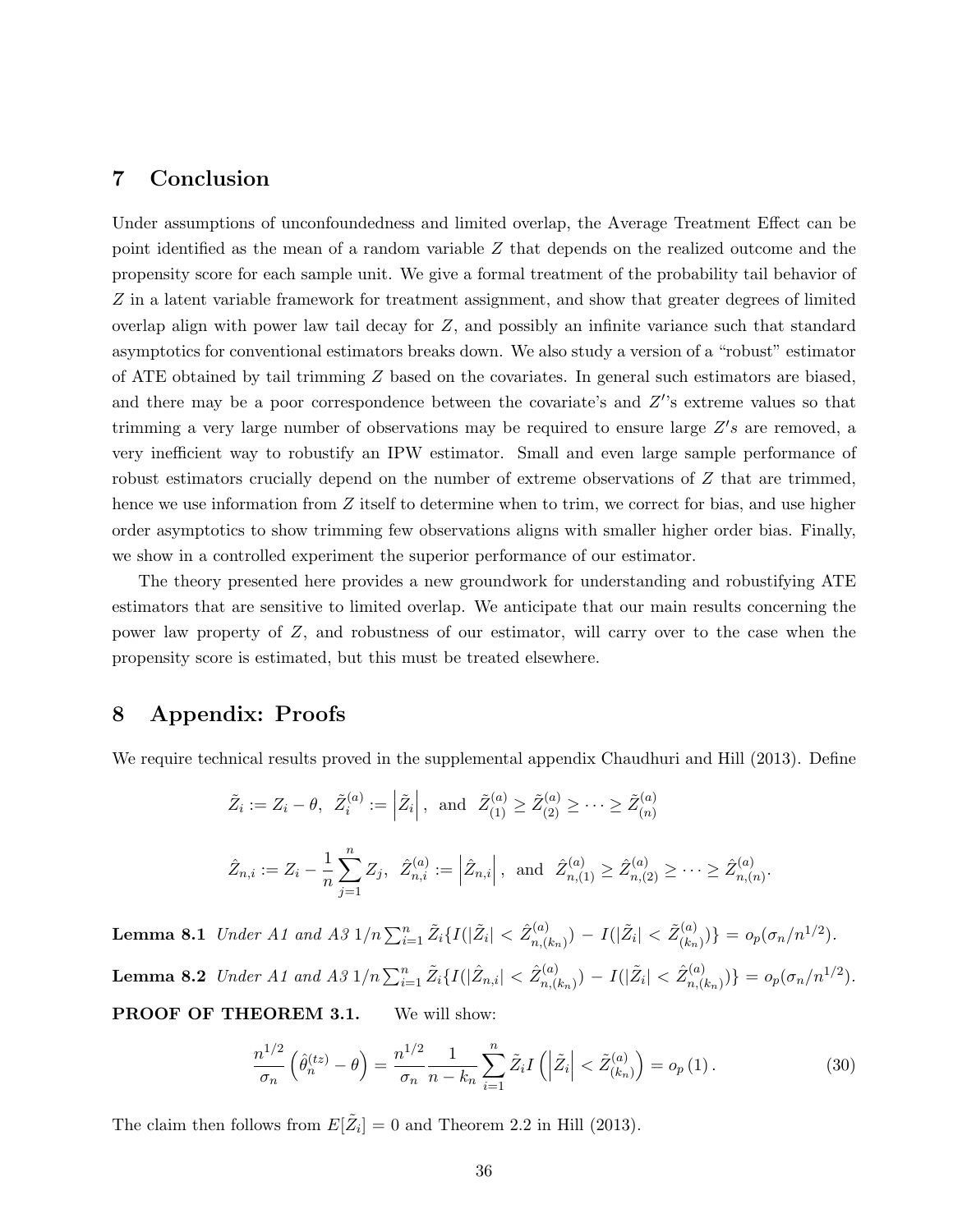## 7 Conclusion

Under assumptions of unconfoundedness and limited overlap, the Average Treatment Effect can be point identified as the mean of a random variable $Z$ that depends on the realized outcome and the propensity score for each sample unit. We give a formal treatment of the probability tail behavior of $Z$ in a latent variable framework for treatment assignment, and show that greater degrees of limited overlap align with power law tail decay for $Z$, and possibly an infinite variance such that standard asymptotics for conventional estimators breaks down. We also study a version of a "robust" estimator of ATE obtained by tail trimming $Z$ based on the covariates. In general such estimators are biased, and there may be a poor correspondence between the covariate's and $Z'$'s extreme values so that trimming a very large number of observations may be required to ensure large $Z's$ are removed, a very inefficient way to robustify an IPW estimator. Small and even large sample performance of robust estimators crucially depend on the number of extreme observations of $Z$ that are trimmed, hence we use information from $Z$ itself to determine when to trim, we correct for bias, and use higher order asymptotics to show trimming few observations aligns with smaller higher order bias. Finally, we show in a controlled experiment the superior performance of our estimator.

The theory presented here provides a new groundwork for understanding and robustifying ATE estimators that are sensitive to limited overlap. We anticipate that our main results concerning the power law property of $Z$, and robustness of our estimator, will carry over to the case when the propensity score is estimated, but this must be treated elsewhere.

## 8 Appendix: Proofs

We require technical results proved in the supplemental appendix Chaudhuri and Hill (2013). Define

$$\tilde{Z}_i := Z_i - \theta, \;\; \tilde{Z}_i^{(a)} := \left|\tilde{Z}_i\right|, \;\text{ and }\; \tilde{Z}_{(1)}^{(a)} \geq \tilde{Z}_{(2)}^{(a)} \geq \cdots \geq \tilde{Z}_{(n)}^{(a)}$$

$$\hat{Z}_{n,i} := Z_i - \frac{1}{n}\sum_{j=1}^{n} Z_j, \;\; \hat{Z}_{n,i}^{(a)} := \left|\hat{Z}_{n,i}\right|, \;\text{ and }\; \hat{Z}_{n,(1)}^{(a)} \geq \hat{Z}_{n,(2)}^{(a)} \geq \cdots \geq \hat{Z}_{n,(n)}^{(a)}.$$

**Lemma 8.1** *Under A1 and A3* $1/n\sum_{i=1}^{n}\tilde{Z}_i\{I(|\tilde{Z}_i| < \hat{Z}_{n,(k_n)}^{(a)}) - I(|\tilde{Z}_i| < \tilde{Z}_{(k_n)}^{(a)})\} = o_p(\sigma_n/n^{1/2})$.

**Lemma 8.2** *Under A1 and A3* $1/n\sum_{i=1}^{n}\tilde{Z}_i\{I(|\hat{Z}_{n,i}| < \hat{Z}_{n,(k_n)}^{(a)}) - I(|\tilde{Z}_i| < \hat{Z}_{n,(k_n)}^{(a)})\} = o_p(\sigma_n/n^{1/2})$.

**PROOF OF THEOREM 3.1.** We will show:

$$\frac{n^{1/2}}{\sigma_n}\left(\hat{\theta}_n^{(tz)} - \theta\right) = \frac{n^{1/2}}{\sigma_n}\frac{1}{n-k_n}\sum_{i=1}^{n}\tilde{Z}_i I\left(\left|\tilde{Z}_i\right| < \tilde{Z}_{(k_n)}^{(a)}\right) = o_p(1). \tag{30}$$

The claim then follows from $E[\tilde{Z}_i] = 0$ and Theorem 2.2 in Hill (2013).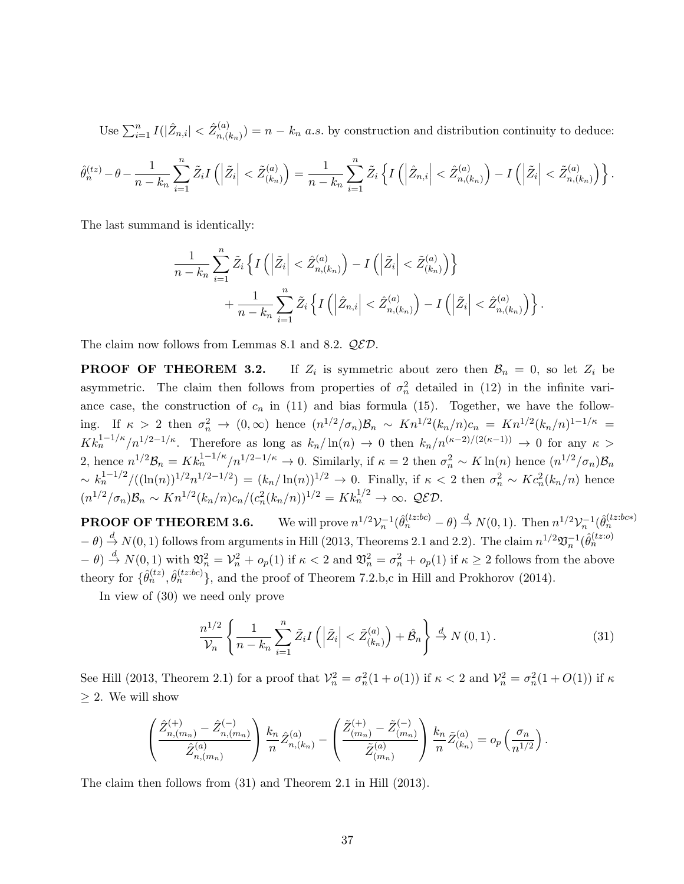Use $\sum_{i=1}^{n} I(|\hat{Z}_{n,i}| < \hat{Z}_{n,(k_n)}^{(a)}) = n - k_n$ *a.s.* by construction and distribution continuity to deduce:

$$\hat{\theta}_n^{(tz)} - \theta - \frac{1}{n-k_n}\sum_{i=1}^{n} \tilde{Z}_i I\left(\left|\tilde{Z}_i\right| < \tilde{Z}_{(k_n)}^{(a)}\right) = \frac{1}{n-k_n}\sum_{i=1}^{n} \tilde{Z}_i \left\{ I\left(\left|\hat{Z}_{n,i}\right| < \hat{Z}_{n,(k_n)}^{(a)}\right) - I\left(\left|\tilde{Z}_i\right| < \tilde{Z}_{n,(k_n)}^{(a)}\right)\right\}.$$

The last summand is identically:

$$\frac{1}{n-k_n}\sum_{i=1}^{n} \tilde{Z}_i \left\{ I\left(\left|\tilde{Z}_i\right| < \hat{Z}_{n,(k_n)}^{(a)}\right) - I\left(\left|\tilde{Z}_i\right| < \tilde{Z}_{(k_n)}^{(a)}\right)\right\}$$
$$+ \frac{1}{n-k_n}\sum_{i=1}^{n} \tilde{Z}_i \left\{ I\left(\left|\hat{Z}_{n,i}\right| < \hat{Z}_{n,(k_n)}^{(a)}\right) - I\left(\left|\tilde{Z}_i\right| < \hat{Z}_{n,(k_n)}^{(a)}\right)\right\}.$$

The claim now follows from Lemmas 8.1 and 8.2. *QED*.

**PROOF OF THEOREM 3.2.** If $Z_i$ is symmetric about zero then $\mathcal{B}_n = 0$, so let $Z_i$ be asymmetric. The claim then follows from properties of $\sigma_n^2$ detailed in (12) in the infinite variance case, the construction of $c_n$ in (11) and bias formula (15). Together, we have the following. If $\kappa > 2$ then $\sigma_n^2 \to (0, \infty)$ hence $(n^{1/2}/\sigma_n)\mathcal{B}_n \sim Kn^{1/2}(k_n/n)c_n = Kn^{1/2}(k_n/n)^{1-1/\kappa} = Kk_n^{1-1/\kappa}/n^{1/2-1/\kappa}$. Therefore as long as $k_n/\ln(n) \to 0$ then $k_n/n^{(\kappa-2)/(2(\kappa-1))} \to 0$ for any $\kappa > 2$, hence $n^{1/2}\mathcal{B}_n = Kk_n^{1-1/\kappa}/n^{1/2-1/\kappa} \to 0$. Similarly, if $\kappa = 2$ then $\sigma_n^2 \sim K\ln(n)$ hence $(n^{1/2}/\sigma_n)\mathcal{B}_n \sim k_n^{1-1/2}/((\ln(n))^{1/2}n^{1/2-1/2}) = (k_n/\ln(n))^{1/2} \to 0$. Finally, if $\kappa < 2$ then $\sigma_n^2 \sim Kc_n^2(k_n/n)$ hence $(n^{1/2}/\sigma_n)\mathcal{B}_n \sim Kn^{1/2}(k_n/n)c_n/(c_n^2(k_n/n))^{1/2} = Kk_n^{1/2} \to \infty$. *QED*.

**PROOF OF THEOREM 3.6.** We will prove $n^{1/2}\mathcal{V}_n^{-1}(\hat{\theta}_n^{(tz:bc)} - \theta) \xrightarrow{d} N(0,1)$. Then $n^{1/2}\mathcal{V}_n^{-1}(\hat{\theta}_n^{(tz:bc*)} - \theta) \xrightarrow{d} N(0,1)$ follows from arguments in Hill (2013, Theorems 2.1 and 2.2). The claim $n^{1/2}\mathfrak{V}_n^{-1}(\hat{\theta}_n^{(tz:o)} - \theta) \xrightarrow{d} N(0,1)$ with $\mathfrak{V}_n^2 = \mathcal{V}_n^2 + o_p(1)$ if $\kappa < 2$ and $\mathfrak{V}_n^2 = \sigma_n^2 + o_p(1)$ if $\kappa \geq 2$ follows from the above theory for $\{\hat{\theta}_n^{(tz)}, \hat{\theta}_n^{(tz:bc)}\}$, and the proof of Theorem 7.2.b,c in Hill and Prokhorov (2014).

In view of (30) we need only prove

$$\frac{n^{1/2}}{\mathcal{V}_n}\left\{\frac{1}{n-k_n}\sum_{i=1}^{n} \tilde{Z}_i I\left(\left|\tilde{Z}_i\right| < \tilde{Z}_{(k_n)}^{(a)}\right) + \hat{\mathcal{B}}_n\right\} \xrightarrow{d} N(0,1). \tag{31}$$

See Hill (2013, Theorem 2.1) for a proof that $\mathcal{V}_n^2 = \sigma_n^2(1 + o(1))$ if $\kappa < 2$ and $\mathcal{V}_n^2 = \sigma_n^2(1 + O(1))$ if $\kappa \geq 2$. We will show

$$\left(\frac{\hat{Z}_{n,(m_n)}^{(+)} - \hat{Z}_{n,(m_n)}^{(-)}}{\hat{Z}_{n,(m_n)}^{(a)}}\right)\frac{k_n}{n}\hat{Z}_{n,(k_n)}^{(a)} - \left(\frac{\tilde{Z}_{(m_n)}^{(+)} - \tilde{Z}_{(m_n)}^{(-)}}{\tilde{Z}_{(m_n)}^{(a)}}\right)\frac{k_n}{n}\tilde{Z}_{(k_n)}^{(a)} = o_p\left(\frac{\sigma_n}{n^{1/2}}\right).$$

The claim then follows from (31) and Theorem 2.1 in Hill (2013).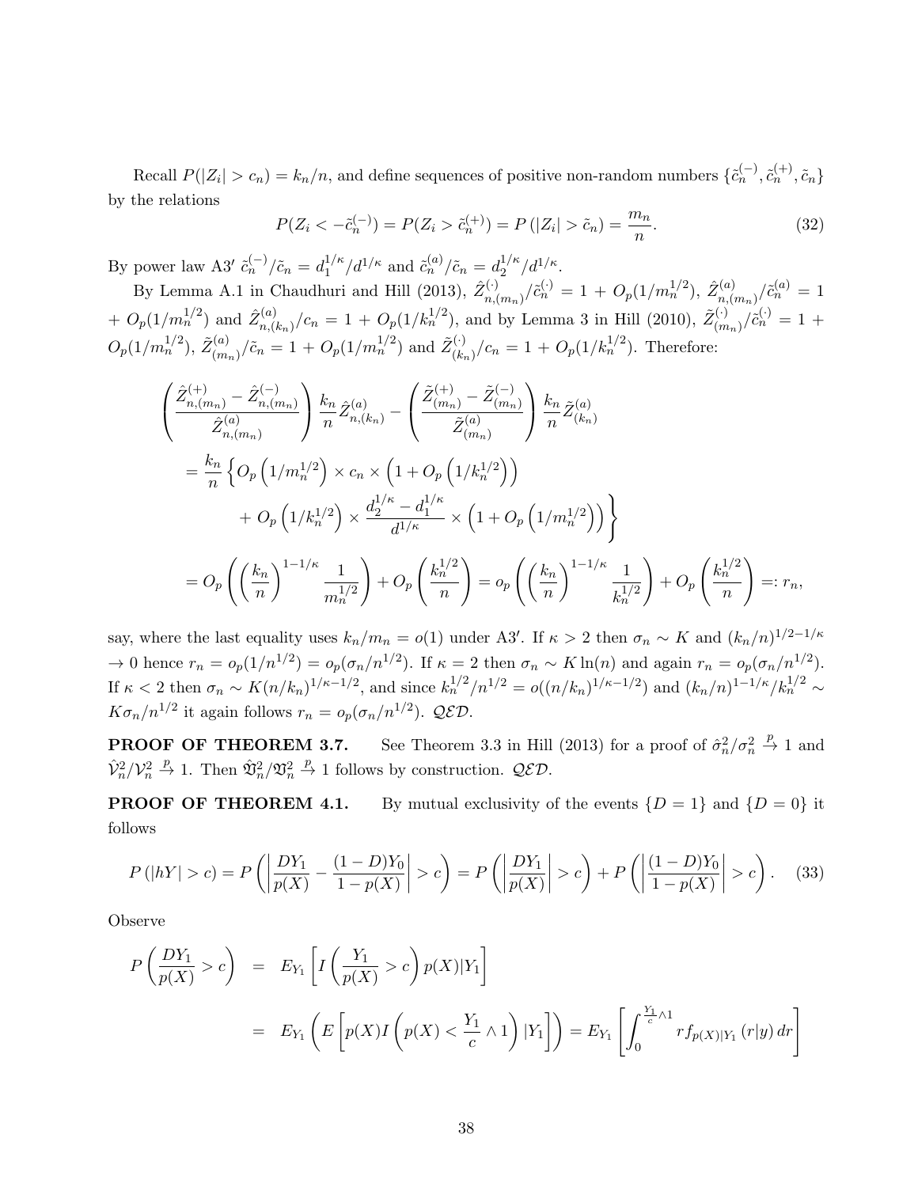Recall $P(|Z_i| > c_n) = k_n/n$, and define sequences of positive non-random numbers $\{\tilde{c}_n^{(-)}, \tilde{c}_n^{(+)}, \tilde{c}_n\}$ by the relations

$$P(Z_i < -\tilde{c}_n^{(-)}) = P(Z_i > \tilde{c}_n^{(+)}) = P\left(|Z_i| > \tilde{c}_n\right) = \frac{m_n}{n}. \tag{32}$$

By power law A3′ $\tilde{c}_n^{(-)}/\tilde{c}_n = d_1^{1/\kappa}/d^{1/\kappa}$ and $\tilde{c}_n^{(a)}/\tilde{c}_n = d_2^{1/\kappa}/d^{1/\kappa}$.

By Lemma A.1 in Chaudhuri and Hill (2013), $\hat{Z}_{n,(m_n)}^{(\cdot)}/\tilde{c}_n^{(\cdot)} = 1 + O_p(1/m_n^{1/2})$, $\hat{Z}_{n,(m_n)}^{(a)}/\tilde{c}_n^{(a)} = 1 + O_p(1/m_n^{1/2})$ and $\hat{Z}_{n,(k_n)}^{(a)}/c_n = 1 + O_p(1/k_n^{1/2})$, and by Lemma 3 in Hill (2010), $\tilde{Z}_{(m_n)}^{(\cdot)}/\tilde{c}_n^{(\cdot)} = 1 + O_p(1/m_n^{1/2})$, $\tilde{Z}_{(m_n)}^{(a)}/\tilde{c}_n = 1 + O_p(1/m_n^{1/2})$ and $\tilde{Z}_{(k_n)}^{(\cdot)}/c_n = 1 + O_p(1/k_n^{1/2})$. Therefore:

$$\begin{aligned}
&\left(\frac{\hat{Z}_{n,(m_n)}^{(+)} - \hat{Z}_{n,(m_n)}^{(-)}}{\hat{Z}_{n,(m_n)}^{(a)}}\right)\frac{k_n}{n}\hat{Z}_{n,(k_n)}^{(a)} - \left(\frac{\tilde{Z}_{(m_n)}^{(+)} - \tilde{Z}_{(m_n)}^{(-)}}{\tilde{Z}_{(m_n)}^{(a)}}\right)\frac{k_n}{n}\tilde{Z}_{(k_n)}^{(a)} \\
&= \frac{k_n}{n}\left\{O_p\left(1/m_n^{1/2}\right) \times c_n \times \left(1 + O_p\left(1/k_n^{1/2}\right)\right)\right. \\
&\qquad \left. + O_p\left(1/k_n^{1/2}\right) \times \frac{d_2^{1/\kappa} - d_1^{1/\kappa}}{d^{1/\kappa}} \times \left(1 + O_p\left(1/m_n^{1/2}\right)\right)\right\} \\
&= O_p\left(\left(\frac{k_n}{n}\right)^{1-1/\kappa}\frac{1}{m_n^{1/2}}\right) + O_p\left(\frac{k_n^{1/2}}{n}\right) = o_p\left(\left(\frac{k_n}{n}\right)^{1-1/\kappa}\frac{1}{k_n^{1/2}}\right) + O_p\left(\frac{k_n^{1/2}}{n}\right) =: r_n,
\end{aligned}$$

say, where the last equality uses $k_n/m_n = o(1)$ under A3′. If $\kappa > 2$ then $\sigma_n \sim K$ and $(k_n/n)^{1/2-1/\kappa} \to 0$ hence $r_n = o_p(1/n^{1/2}) = o_p(\sigma_n/n^{1/2})$. If $\kappa = 2$ then $\sigma_n \sim K\ln(n)$ and again $r_n = o_p(\sigma_n/n^{1/2})$. If $\kappa < 2$ then $\sigma_n \sim K(n/k_n)^{1/\kappa-1/2}$, and since $k_n^{1/2}/n^{1/2} = o((n/k_n)^{1/\kappa-1/2})$ and $(k_n/n)^{1-1/\kappa}/k_n^{1/2} \sim K\sigma_n/n^{1/2}$ it again follows $r_n = o_p(\sigma_n/n^{1/2})$. $\mathcal{QED}$.

**PROOF OF THEOREM 3.7.** See Theorem 3.3 in Hill (2013) for a proof of $\hat{\sigma}_n^2/\sigma_n^2 \xrightarrow{p} 1$ and $\hat{\mathcal{V}}_n^2/\mathcal{V}_n^2 \xrightarrow{p} 1$. Then $\hat{\mathfrak{V}}_n^2/\mathfrak{V}_n^2 \xrightarrow{p} 1$ follows by construction. $\mathcal{QED}$.

**PROOF OF THEOREM 4.1.** By mutual exclusivity of the events $\{D = 1\}$ and $\{D = 0\}$ it follows

$$P\left(|hY| > c\right) = P\left(\left|\frac{DY_1}{p(X)} - \frac{(1-D)Y_0}{1-p(X)}\right| > c\right) = P\left(\left|\frac{DY_1}{p(X)}\right| > c\right) + P\left(\left|\frac{(1-D)Y_0}{1-p(X)}\right| > c\right). \tag{33}$$

Observe

$$\begin{aligned}
P\left(\frac{DY_1}{p(X)} > c\right) &= E_{Y_1}\left[I\left(\frac{Y_1}{p(X)} > c\right)p(X)|Y_1\right] \\
&= E_{Y_1}\left(E\left[p(X)I\left(p(X) < \frac{Y_1}{c} \wedge 1\right)|Y_1\right]\right) = E_{Y_1}\left[\int_0^{\frac{Y_1}{c}\wedge 1} r f_{p(X)|Y_1}(r|y)\,dr\right]
\end{aligned}$$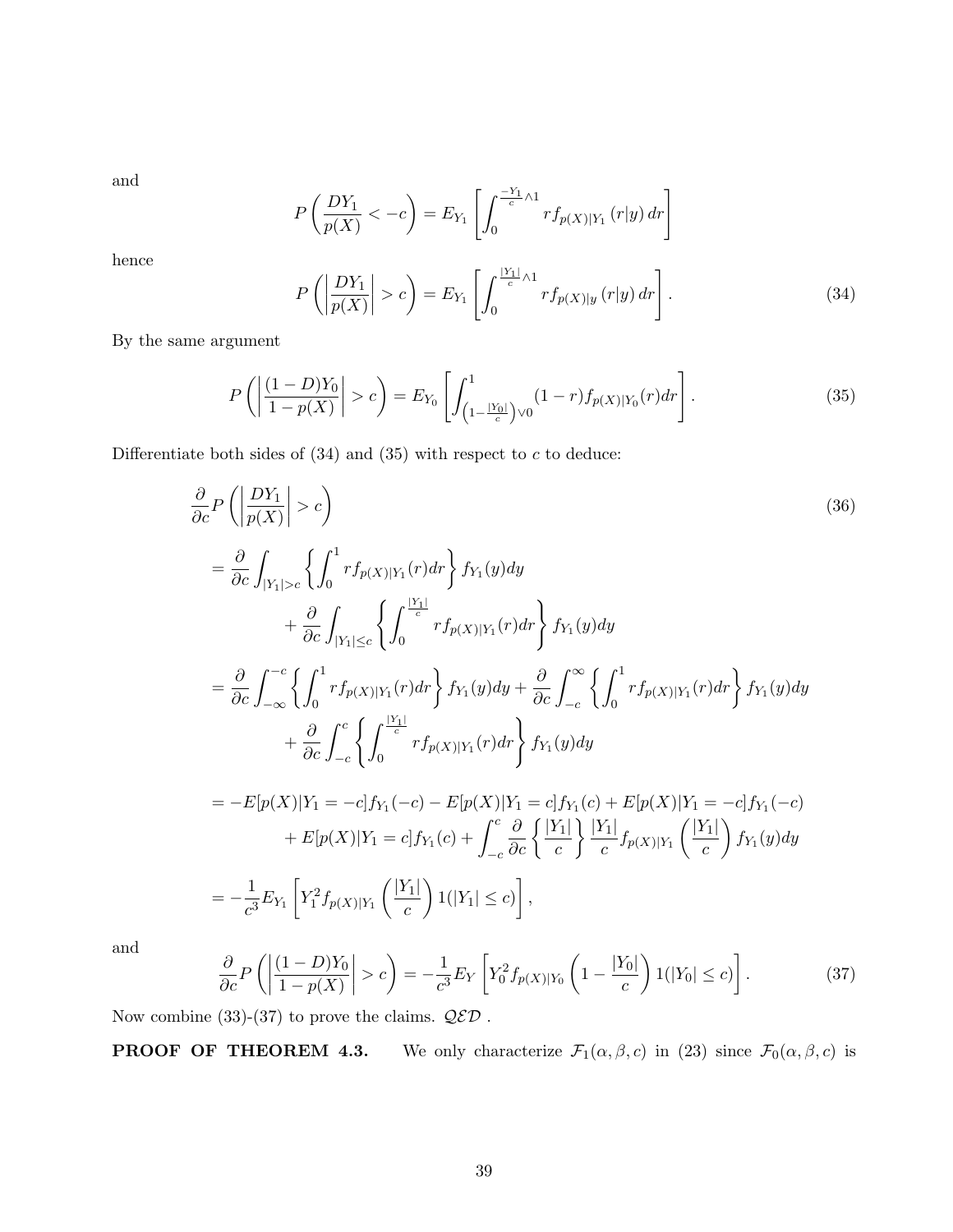and

$$P\left(\frac{DY_1}{p(X)} < -c\right) = E_{Y_1}\left[\int_0^{\frac{-Y_1}{c}\wedge 1} r f_{p(X)|Y_1}(r|y)\,dr\right]$$

hence

$$P\left(\left|\frac{DY_1}{p(X)}\right| > c\right) = E_{Y_1}\left[\int_0^{\frac{|Y_1|}{c}\wedge 1} r f_{p(X)|y}(r|y)\,dr\right]. \tag{34}$$

By the same argument

$$P\left(\left|\frac{(1-D)Y_0}{1-p(X)}\right| > c\right) = E_{Y_0}\left[\int_{\left(1-\frac{|Y_0|}{c}\right)\vee 0}^{1} (1-r) f_{p(X)|Y_0}(r)dr\right]. \tag{35}$$

Differentiate both sides of (34) and (35) with respect to $c$ to deduce:

$$\begin{aligned}
&\frac{\partial}{\partial c} P\left(\left|\frac{DY_1}{p(X)}\right| > c\right) \qquad\qquad (36)\\
&= \frac{\partial}{\partial c}\int_{|Y_1|>c}\left\{\int_0^1 r f_{p(X)|Y_1}(r)dr\right\} f_{Y_1}(y)dy \\
&\qquad + \frac{\partial}{\partial c}\int_{|Y_1|\le c}\left\{\int_0^{\frac{|Y_1|}{c}} r f_{p(X)|Y_1}(r)dr\right\} f_{Y_1}(y)dy \\
&= \frac{\partial}{\partial c}\int_{-\infty}^{-c}\left\{\int_0^1 r f_{p(X)|Y_1}(r)dr\right\} f_{Y_1}(y)dy + \frac{\partial}{\partial c}\int_{-c}^{\infty}\left\{\int_0^1 r f_{p(X)|Y_1}(r)dr\right\} f_{Y_1}(y)dy \\
&\qquad + \frac{\partial}{\partial c}\int_{-c}^{c}\left\{\int_0^{\frac{|Y_1|}{c}} r f_{p(X)|Y_1}(r)dr\right\} f_{Y_1}(y)dy \\
&= -E[p(X)|Y_1=-c]f_{Y_1}(-c) - E[p(X)|Y_1=c]f_{Y_1}(c) + E[p(X)|Y_1=-c]f_{Y_1}(-c) \\
&\qquad + E[p(X)|Y_1=c]f_{Y_1}(c) + \int_{-c}^{c}\frac{\partial}{\partial c}\left\{\frac{|Y_1|}{c}\right\}\frac{|Y_1|}{c} f_{p(X)|Y_1}\left(\frac{|Y_1|}{c}\right) f_{Y_1}(y)dy \\
&= -\frac{1}{c^3}E_{Y_1}\left[Y_1^2 f_{p(X)|Y_1}\left(\frac{|Y_1|}{c}\right)1(|Y_1|\le c)\right],
\end{aligned}$$

and

$$\frac{\partial}{\partial c}P\left(\left|\frac{(1-D)Y_0}{1-p(X)}\right| > c\right) = -\frac{1}{c^3}E_Y\left[Y_0^2 f_{p(X)|Y_0}\left(1-\frac{|Y_0|}{c}\right)1(|Y_0|\le c)\right]. \tag{37}$$

Now combine (33)-(37) to prove the claims. $\mathcal{QED}$ .

**PROOF OF THEOREM 4.3.** We only characterize $\mathcal{F}_1(\alpha,\beta,c)$ in (23) since $\mathcal{F}_0(\alpha,\beta,c)$ is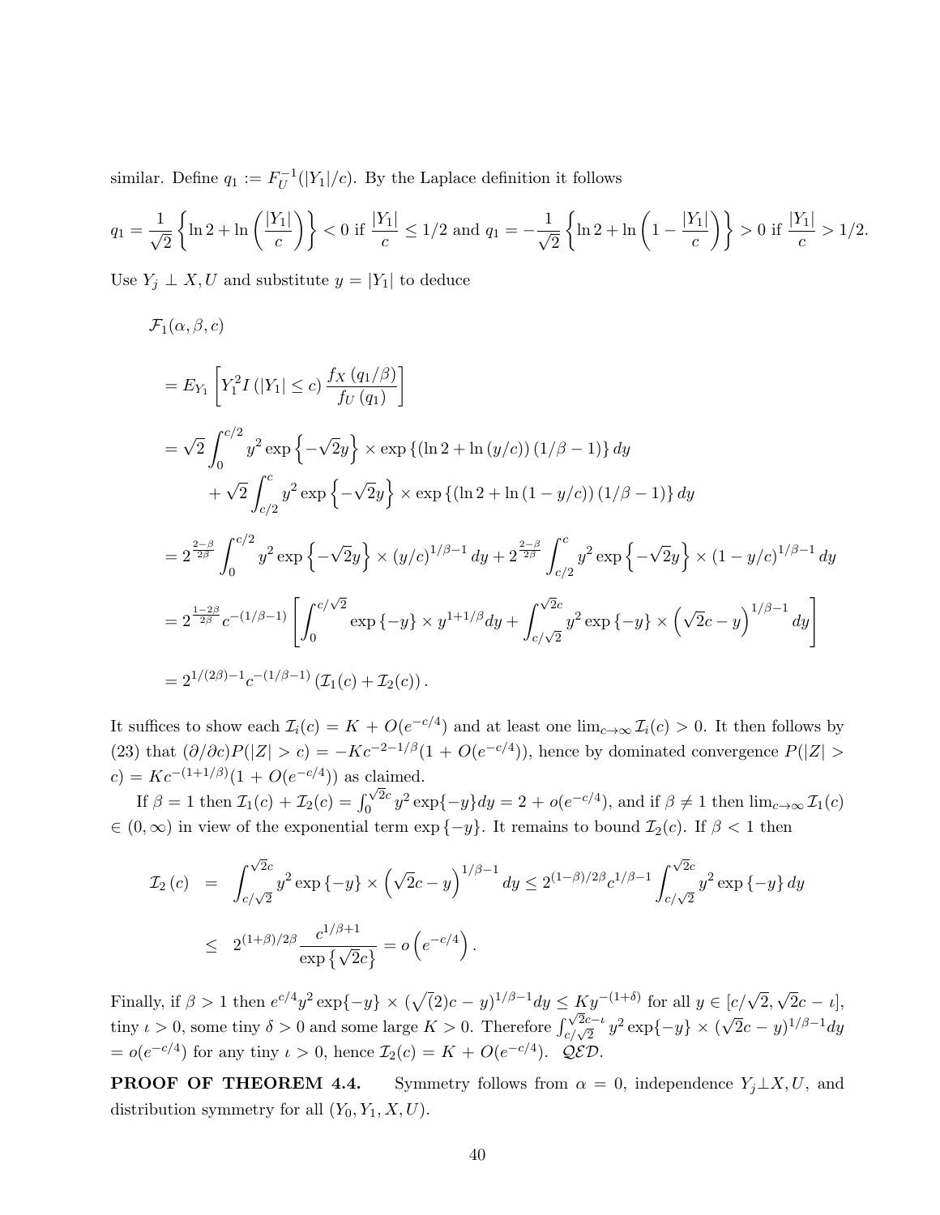similar. Define $q_1 := F_U^{-1}(|Y_1|/c)$. By the Laplace definition it follows

$$q_1 = \frac{1}{\sqrt{2}}\left\{\ln 2 + \ln\left(\frac{|Y_1|}{c}\right)\right\} < 0 \text{ if } \frac{|Y_1|}{c} \leq 1/2 \text{ and } q_1 = -\frac{1}{\sqrt{2}}\left\{\ln 2 + \ln\left(1 - \frac{|Y_1|}{c}\right)\right\} > 0 \text{ if } \frac{|Y_1|}{c} > 1/2.$$

Use $Y_j \perp X, U$ and substitute $y = |Y_1|$ to deduce

$$\begin{aligned}
&\mathcal{F}_1(\alpha, \beta, c) \\
&= E_{Y_1}\left[Y_1^2 I\left(|Y_1| \leq c\right) \frac{f_X\left(q_1/\beta\right)}{f_U\left(q_1\right)}\right] \\
&= \sqrt{2}\int_0^{c/2} y^2 \exp\left\{-\sqrt{2}y\right\} \times \exp\left\{\left(\ln 2 + \ln\left(y/c\right)\right)\left(1/\beta - 1\right)\right\} dy \\
&\quad + \sqrt{2}\int_{c/2}^{c} y^2 \exp\left\{-\sqrt{2}y\right\} \times \exp\left\{\left(\ln 2 + \ln\left(1 - y/c\right)\right)\left(1/\beta - 1\right)\right\} dy \\
&= 2^{\frac{2-\beta}{2\beta}} \int_0^{c/2} y^2 \exp\left\{-\sqrt{2}y\right\} \times \left(y/c\right)^{1/\beta - 1} dy + 2^{\frac{2-\beta}{2\beta}} \int_{c/2}^{c} y^2 \exp\left\{-\sqrt{2}y\right\} \times \left(1 - y/c\right)^{1/\beta - 1} dy \\
&= 2^{\frac{1-2\beta}{2\beta}} c^{-(1/\beta - 1)} \left[\int_0^{c/\sqrt{2}} \exp\left\{-y\right\} \times y^{1+1/\beta} dy + \int_{c/\sqrt{2}}^{\sqrt{2}c} y^2 \exp\left\{-y\right\} \times \left(\sqrt{2}c - y\right)^{1/\beta - 1} dy\right] \\
&= 2^{1/(2\beta) - 1} c^{-(1/\beta - 1)} \left(\mathcal{I}_1(c) + \mathcal{I}_2(c)\right).
\end{aligned}$$

It suffices to show each $\mathcal{I}_i(c) = K + O(e^{-c/4})$ and at least one $\lim_{c\to\infty} \mathcal{I}_i(c) > 0$. It then follows by (23) that $(\partial/\partial c)P(|Z| > c) = -Kc^{-2-1/\beta}(1 + O(e^{-c/4}))$, hence by dominated convergence $P(|Z| > c) = Kc^{-(1+1/\beta)}(1 + O(e^{-c/4}))$ as claimed.

If $\beta = 1$ then $\mathcal{I}_1(c) + \mathcal{I}_2(c) = \int_0^{\sqrt{2}c} y^2 \exp\{-y\} dy = 2 + o(e^{-c/4})$, and if $\beta \neq 1$ then $\lim_{c\to\infty} \mathcal{I}_1(c) \in (0, \infty)$ in view of the exponential term $\exp\{-y\}$. It remains to bound $\mathcal{I}_2(c)$. If $\beta < 1$ then

$$\begin{aligned}
\mathcal{I}_2(c) &= \int_{c/\sqrt{2}}^{\sqrt{2}c} y^2 \exp\{-y\} \times \left(\sqrt{2}c - y\right)^{1/\beta - 1} dy \leq 2^{(1-\beta)/2\beta} c^{1/\beta - 1} \int_{c/\sqrt{2}}^{\sqrt{2}c} y^2 \exp\{-y\} dy \\
&\leq 2^{(1+\beta)/2\beta} \frac{c^{1/\beta + 1}}{\exp\left\{\sqrt{2}c\right\}} = o\left(e^{-c/4}\right).
\end{aligned}$$

Finally, if $\beta > 1$ then $e^{c/4} y^2 \exp\{-y\} \times (\sqrt{(}2)c - y)^{1/\beta - 1} dy \leq Ky^{-(1+\delta)}$ for all $y \in [c/\sqrt{2}, \sqrt{2}c - \iota]$, tiny $\iota > 0$, some tiny $\delta > 0$ and some large $K > 0$. Therefore $\int_{c/\sqrt{2}}^{\sqrt{2}c - \iota} y^2 \exp\{-y\} \times (\sqrt{2}c - y)^{1/\beta - 1} dy = o(e^{-c/4})$ for any tiny $\iota > 0$, hence $\mathcal{I}_2(c) = K + O(e^{-c/4})$. $\mathcal{QED}$.

**PROOF OF THEOREM 4.4.** Symmetry follows from $\alpha = 0$, independence $Y_j \perp X, U$, and distribution symmetry for all $(Y_0, Y_1, X, U)$.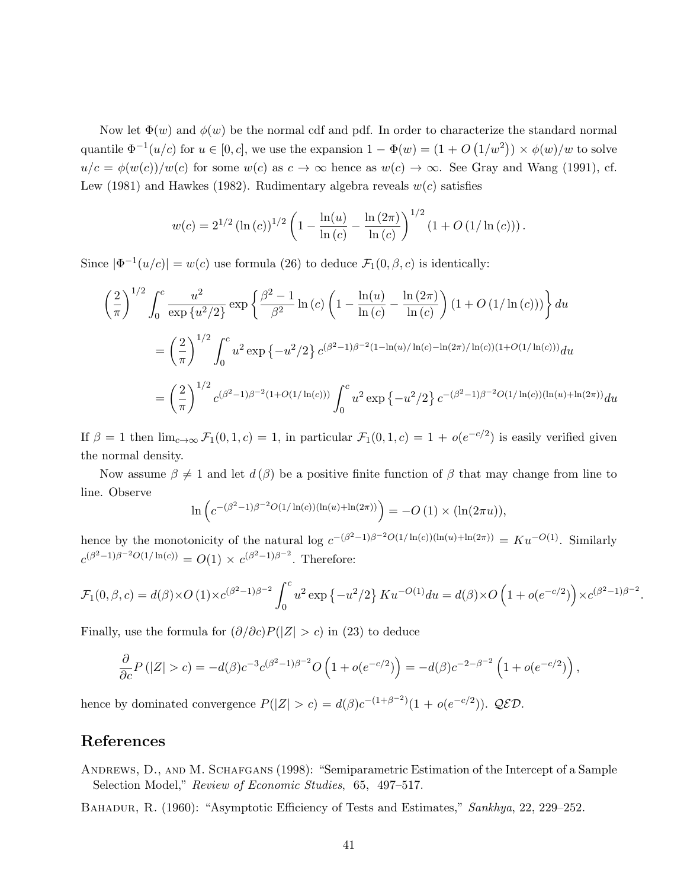Now let $\Phi(w)$ and $\phi(w)$ be the normal cdf and pdf. In order to characterize the standard normal quantile $\Phi^{-1}(u/c)$ for $u \in [0, c]$, we use the expansion $1 - \Phi(w) = (1 + O(1/w^2)) \times \phi(w)/w$ to solve $u/c = \phi(w(c))/w(c)$ for some $w(c)$ as $c \to \infty$ hence as $w(c) \to \infty$. See Gray and Wang (1991), cf. Lew (1981) and Hawkes (1982). Rudimentary algebra reveals $w(c)$ satisfies

$$w(c) = 2^{1/2} (\ln(c))^{1/2} \left(1 - \frac{\ln(u)}{\ln(c)} - \frac{\ln(2\pi)}{\ln(c)}\right)^{1/2} (1 + O(1/\ln(c))).$$

Since $|\Phi^{-1}(u/c)| = w(c)$ use formula (26) to deduce $\mathcal{F}_1(0, \beta, c)$ is identically:

$$\left(\frac{2}{\pi}\right)^{1/2} \int_0^c \frac{u^2}{\exp\{u^2/2\}} \exp\left\{\frac{\beta^2 - 1}{\beta^2} \ln(c) \left(1 - \frac{\ln(u)}{\ln(c)} - \frac{\ln(2\pi)}{\ln(c)}\right)(1 + O(1/\ln(c)))\right\} du$$

$$= \left(\frac{2}{\pi}\right)^{1/2} \int_0^c u^2 \exp\{-u^2/2\} c^{(\beta^2-1)\beta^{-2}(1-\ln(u)/\ln(c)-\ln(2\pi)/\ln(c))(1+O(1/\ln(c)))} du$$

$$= \left(\frac{2}{\pi}\right)^{1/2} c^{(\beta^2-1)\beta^{-2}(1+O(1/\ln(c)))} \int_0^c u^2 \exp\{-u^2/2\} c^{-(\beta^2-1)\beta^{-2}O(1/\ln(c))(\ln(u)+\ln(2\pi))} du$$

If $\beta = 1$ then $\lim_{c\to\infty} \mathcal{F}_1(0, 1, c) = 1$, in particular $\mathcal{F}_1(0, 1, c) = 1 + o(e^{-c/2})$ is easily verified given the normal density.

Now assume $\beta \neq 1$ and let $d(\beta)$ be a positive finite function of $\beta$ that may change from line to line. Observe

$$\ln\left(c^{-(\beta^2-1)\beta^{-2}O(1/\ln(c))(\ln(u)+\ln(2\pi))}\right) = -O(1) \times (\ln(2\pi u)),$$

hence by the monotonicity of the natural log $c^{-(\beta^2-1)\beta^{-2}O(1/\ln(c))(\ln(u)+\ln(2\pi))} = Ku^{-O(1)}$. Similarly $c^{(\beta^2-1)\beta^{-2}O(1/\ln(c))} = O(1) \times c^{(\beta^2-1)\beta^{-2}}$. Therefore:

$$\mathcal{F}_1(0, \beta, c) = d(\beta) \times O(1) \times c^{(\beta^2-1)\beta^{-2}} \int_0^c u^2 \exp\{-u^2/2\} Ku^{-O(1)} du = d(\beta) \times O\left(1 + o(e^{-c/2})\right) \times c^{(\beta^2-1)\beta^{-2}}.$$

Finally, use the formula for $(\partial/\partial c) P(|Z| > c)$ in (23) to deduce

$$\frac{\partial}{\partial c} P(|Z| > c) = -d(\beta) c^{-3} c^{(\beta^2-1)\beta^{-2}} O\left(1 + o(e^{-c/2})\right) = -d(\beta) c^{-2-\beta^{-2}} \left(1 + o(e^{-c/2})\right),$$

hence by dominated convergence $P(|Z| > c) = d(\beta) c^{-(1+\beta^{-2})}(1 + o(e^{-c/2}))$. $\mathcal{QED}$.

## References

Andrews, D., and M. Schafgans (1998): "Semiparametric Estimation of the Intercept of a Sample Selection Model," *Review of Economic Studies*, 65, 497–517.

Bahadur, R. (1960): "Asymptotic Efficiency of Tests and Estimates," *Sankhya*, 22, 229–252.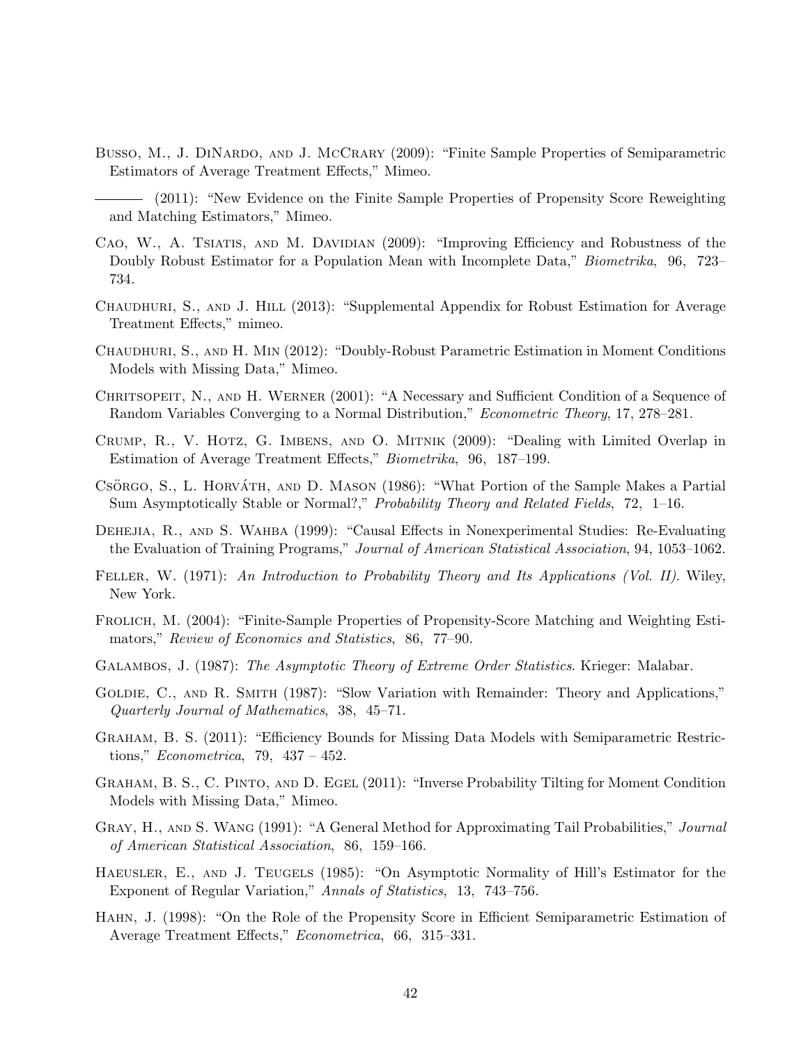Busso, M., J. DiNardo, and J. McCrary (2009): "Finite Sample Properties of Semiparametric Estimators of Average Treatment Effects," Mimeo.

——— (2011): "New Evidence on the Finite Sample Properties of Propensity Score Reweighting and Matching Estimators," Mimeo.

Cao, W., A. Tsiatis, and M. Davidian (2009): "Improving Efficiency and Robustness of the Doubly Robust Estimator for a Population Mean with Incomplete Data," *Biometrika*, 96, 723–734.

Chaudhuri, S., and J. Hill (2013): "Supplemental Appendix for Robust Estimation for Average Treatment Effects," mimeo.

Chaudhuri, S., and H. Min (2012): "Doubly-Robust Parametric Estimation in Moment Conditions Models with Missing Data," Mimeo.

Chritsopeit, N., and H. Werner (2001): "A Necessary and Sufficient Condition of a Sequence of Random Variables Converging to a Normal Distribution," *Econometric Theory*, 17, 278–281.

Crump, R., V. Hotz, G. Imbens, and O. Mitnik (2009): "Dealing with Limited Overlap in Estimation of Average Treatment Effects," *Biometrika*, 96, 187–199.

Csörgo, S., L. Horváth, and D. Mason (1986): "What Portion of the Sample Makes a Partial Sum Asymptotically Stable or Normal?," *Probability Theory and Related Fields*, 72, 1–16.

Dehejia, R., and S. Wahba (1999): "Causal Effects in Nonexperimental Studies: Re-Evaluating the Evaluation of Training Programs," *Journal of American Statistical Association*, 94, 1053–1062.

Feller, W. (1971): *An Introduction to Probability Theory and Its Applications (Vol. II)*. Wiley, New York.

Frolich, M. (2004): "Finite-Sample Properties of Propensity-Score Matching and Weighting Estimators," *Review of Economics and Statistics*, 86, 77–90.

Galambos, J. (1987): *The Asymptotic Theory of Extreme Order Statistics*. Krieger: Malabar.

Goldie, C., and R. Smith (1987): "Slow Variation with Remainder: Theory and Applications," *Quarterly Journal of Mathematics*, 38, 45–71.

Graham, B. S. (2011): "Efficiency Bounds for Missing Data Models with Semiparametric Restrictions," *Econometrica*, 79, 437 – 452.

Graham, B. S., C. Pinto, and D. Egel (2011): "Inverse Probability Tilting for Moment Condition Models with Missing Data," Mimeo.

Gray, H., and S. Wang (1991): "A General Method for Approximating Tail Probabilities," *Journal of American Statistical Association*, 86, 159–166.

Haeusler, E., and J. Teugels (1985): "On Asymptotic Normality of Hill's Estimator for the Exponent of Regular Variation," *Annals of Statistics*, 13, 743–756.

Hahn, J. (1998): "On the Role of the Propensity Score in Efficient Semiparametric Estimation of Average Treatment Effects," *Econometrica*, 66, 315–331.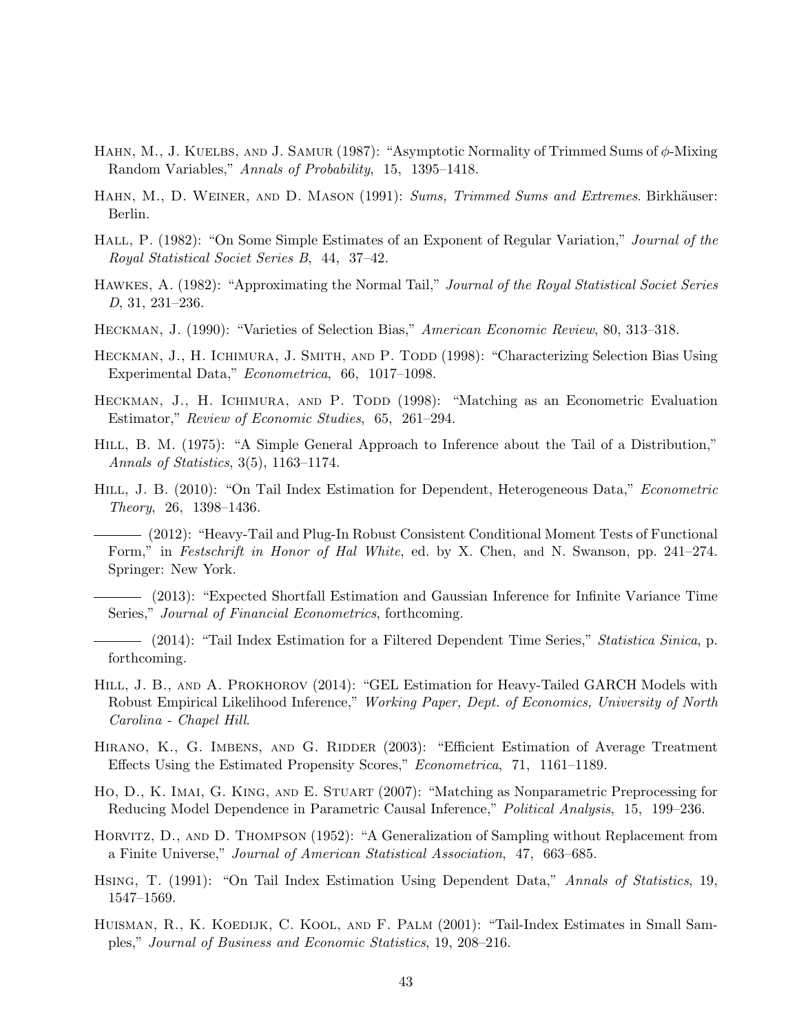Hahn, M., J. Kuelbs, and J. Samur (1987): "Asymptotic Normality of Trimmed Sums of $\phi$-Mixing Random Variables," *Annals of Probability*, 15, 1395–1418.

Hahn, M., D. Weiner, and D. Mason (1991): *Sums, Trimmed Sums and Extremes*. Birkhäuser: Berlin.

Hall, P. (1982): "On Some Simple Estimates of an Exponent of Regular Variation," *Journal of the Royal Statistical Societ Series B*, 44, 37–42.

Hawkes, A. (1982): "Approximating the Normal Tail," *Journal of the Royal Statistical Societ Series D*, 31, 231–236.

Heckman, J. (1990): "Varieties of Selection Bias," *American Economic Review*, 80, 313–318.

Heckman, J., H. Ichimura, J. Smith, and P. Todd (1998): "Characterizing Selection Bias Using Experimental Data," *Econometrica*, 66, 1017–1098.

Heckman, J., H. Ichimura, and P. Todd (1998): "Matching as an Econometric Evaluation Estimator," *Review of Economic Studies*, 65, 261–294.

Hill, B. M. (1975): "A Simple General Approach to Inference about the Tail of a Distribution," *Annals of Statistics*, 3(5), 1163–1174.

Hill, J. B. (2010): "On Tail Index Estimation for Dependent, Heterogeneous Data," *Econometric Theory*, 26, 1398–1436.

——— (2012): "Heavy-Tail and Plug-In Robust Consistent Conditional Moment Tests of Functional Form," in *Festschrift in Honor of Hal White*, ed. by X. Chen, and N. Swanson, pp. 241–274. Springer: New York.

——— (2013): "Expected Shortfall Estimation and Gaussian Inference for Infinite Variance Time Series," *Journal of Financial Econometrics*, forthcoming.

——— (2014): "Tail Index Estimation for a Filtered Dependent Time Series," *Statistica Sinica*, p. forthcoming.

Hill, J. B., and A. Prokhorov (2014): "GEL Estimation for Heavy-Tailed GARCH Models with Robust Empirical Likelihood Inference," *Working Paper, Dept. of Economics, University of North Carolina - Chapel Hill*.

Hirano, K., G. Imbens, and G. Ridder (2003): "Efficient Estimation of Average Treatment Effects Using the Estimated Propensity Scores," *Econometrica*, 71, 1161–1189.

Ho, D., K. Imai, G. King, and E. Stuart (2007): "Matching as Nonparametric Preprocessing for Reducing Model Dependence in Parametric Causal Inference," *Political Analysis*, 15, 199–236.

Horvitz, D., and D. Thompson (1952): "A Generalization of Sampling without Replacement from a Finite Universe," *Journal of American Statistical Association*, 47, 663–685.

Hsing, T. (1991): "On Tail Index Estimation Using Dependent Data," *Annals of Statistics*, 19, 1547–1569.

Huisman, R., K. Koedijk, C. Kool, and F. Palm (2001): "Tail-Index Estimates in Small Samples," *Journal of Business and Economic Statistics*, 19, 208–216.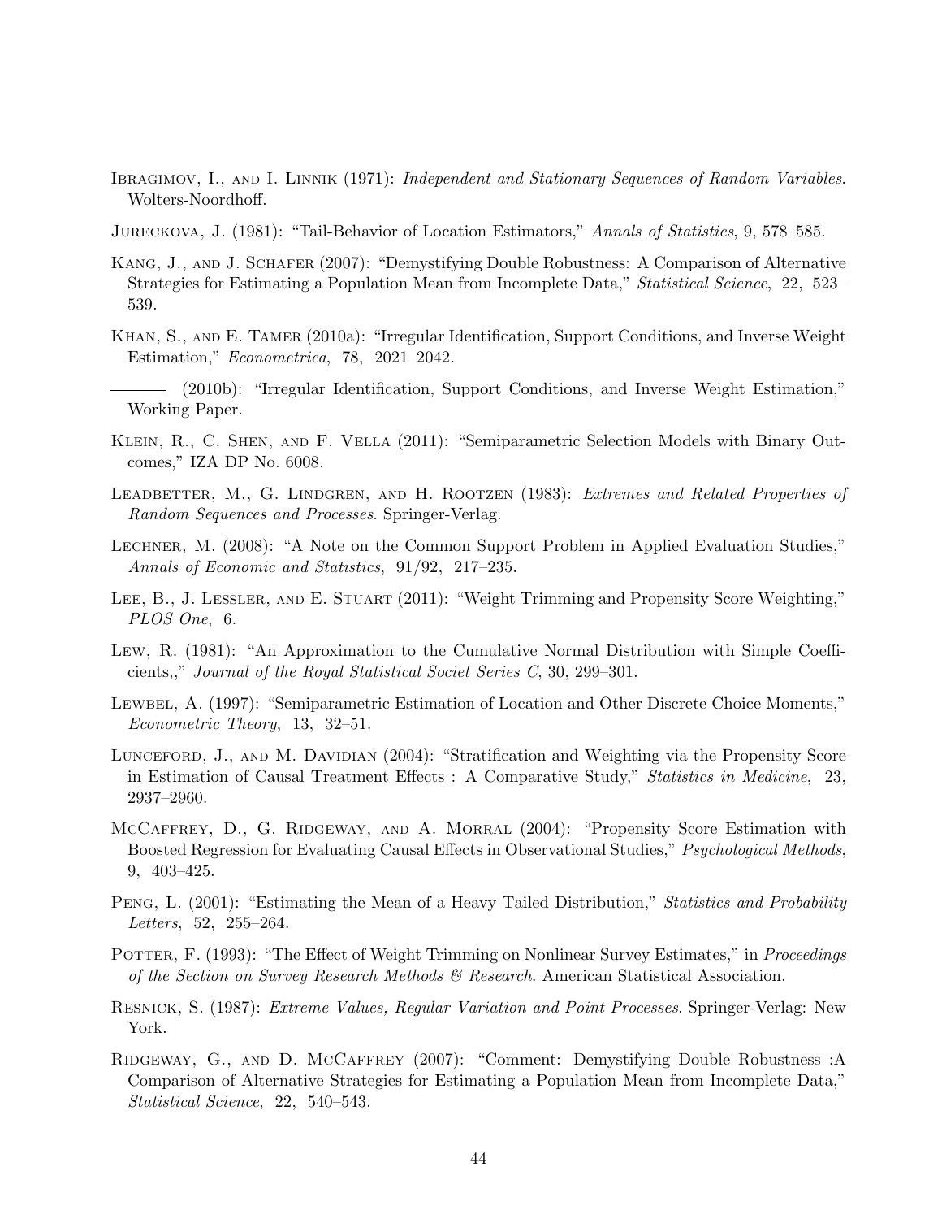Ibragimov, I., and I. Linnik (1971): *Independent and Stationary Sequences of Random Variables*. Wolters-Noordhoff.

Jureckova, J. (1981): "Tail-Behavior of Location Estimators," *Annals of Statistics*, 9, 578–585.

Kang, J., and J. Schafer (2007): "Demystifying Double Robustness: A Comparison of Alternative Strategies for Estimating a Population Mean from Incomplete Data," *Statistical Science*, 22, 523–539.

Khan, S., and E. Tamer (2010a): "Irregular Identification, Support Conditions, and Inverse Weight Estimation," *Econometrica*, 78, 2021–2042.

——— (2010b): "Irregular Identification, Support Conditions, and Inverse Weight Estimation," Working Paper.

Klein, R., C. Shen, and F. Vella (2011): "Semiparametric Selection Models with Binary Outcomes," IZA DP No. 6008.

Leadbetter, M., G. Lindgren, and H. Rootzen (1983): *Extremes and Related Properties of Random Sequences and Processes*. Springer-Verlag.

Lechner, M. (2008): "A Note on the Common Support Problem in Applied Evaluation Studies," *Annals of Economic and Statistics*, 91/92, 217–235.

Lee, B., J. Lessler, and E. Stuart (2011): "Weight Trimming and Propensity Score Weighting," *PLOS One*, 6.

Lew, R. (1981): "An Approximation to the Cumulative Normal Distribution with Simple Coefficients,," *Journal of the Royal Statistical Societ Series C*, 30, 299–301.

Lewbel, A. (1997): "Semiparametric Estimation of Location and Other Discrete Choice Moments," *Econometric Theory*, 13, 32–51.

Lunceford, J., and M. Davidian (2004): "Stratification and Weighting via the Propensity Score in Estimation of Causal Treatment Effects : A Comparative Study," *Statistics in Medicine*, 23, 2937–2960.

McCaffrey, D., G. Ridgeway, and A. Morral (2004): "Propensity Score Estimation with Boosted Regression for Evaluating Causal Effects in Observational Studies," *Psychological Methods*, 9, 403–425.

Peng, L. (2001): "Estimating the Mean of a Heavy Tailed Distribution," *Statistics and Probability Letters*, 52, 255–264.

Potter, F. (1993): "The Effect of Weight Trimming on Nonlinear Survey Estimates," in *Proceedings of the Section on Survey Research Methods & Research*. American Statistical Association.

Resnick, S. (1987): *Extreme Values, Regular Variation and Point Processes*. Springer-Verlag: New York.

Ridgeway, G., and D. McCaffrey (2007): "Comment: Demystifying Double Robustness :A Comparison of Alternative Strategies for Estimating a Population Mean from Incomplete Data," *Statistical Science*, 22, 540–543.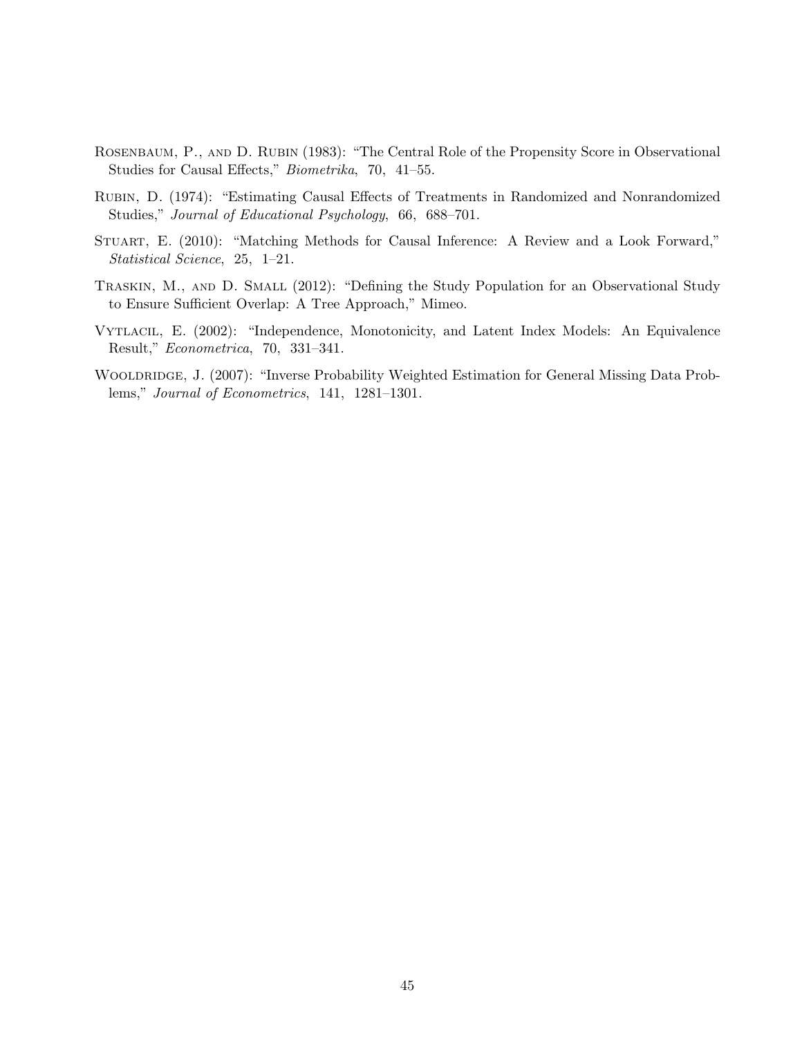Rosenbaum, P., and D. Rubin (1983): "The Central Role of the Propensity Score in Observational Studies for Causal Effects," *Biometrika*, 70, 41–55.

Rubin, D. (1974): "Estimating Causal Effects of Treatments in Randomized and Nonrandomized Studies," *Journal of Educational Psychology*, 66, 688–701.

Stuart, E. (2010): "Matching Methods for Causal Inference: A Review and a Look Forward," *Statistical Science*, 25, 1–21.

Traskin, M., and D. Small (2012): "Defining the Study Population for an Observational Study to Ensure Sufficient Overlap: A Tree Approach," Mimeo.

Vytlacil, E. (2002): "Independence, Monotonicity, and Latent Index Models: An Equivalence Result," *Econometrica*, 70, 331–341.

Wooldridge, J. (2007): "Inverse Probability Weighted Estimation for General Missing Data Problems," *Journal of Econometrics*, 141, 1281–1301.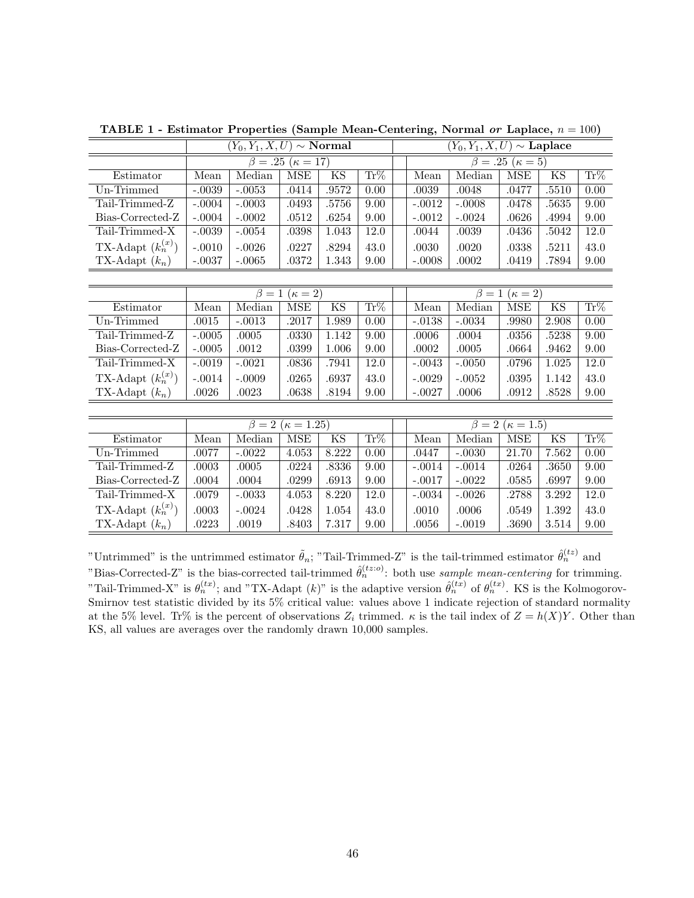**TABLE 1 - Estimator Properties (Sample Mean-Centering, Normal *or* Laplace, $n = 100$)**

| | $(Y_0, Y_1, X, U) \sim$ **Normal** | | | | | $(Y_0, Y_1, X, U) \sim$ **Laplace** | | | | |
|---|---|---|---|---|---|---|---|---|---|---|
| | $\beta = .25$ ($\kappa = 17$) | | | | | $\beta = .25$ ($\kappa = 5$) | | | | |
| Estimator | Mean | Median | MSE | KS | Tr% | Mean | Median | MSE | KS | Tr% |
| Un-Trimmed | -.0039 | -.0053 | .0414 | .9572 | 0.00 | .0039 | .0048 | .0477 | .5510 | 0.00 |
| Tail-Trimmed-Z | -.0004 | -.0003 | .0493 | .5756 | 9.00 | -.0012 | -.0008 | .0478 | .5635 | 9.00 |
| Bias-Corrected-Z | -.0004 | -.0002 | .0512 | .6254 | 9.00 | -.0012 | -.0024 | .0626 | .4994 | 9.00 |
| Tail-Trimmed-X | -.0039 | -.0054 | .0398 | 1.043 | 12.0 | .0044 | .0039 | .0436 | .5042 | 12.0 |
| TX-Adapt ($k_n^{(x)}$) | -.0010 | -.0026 | .0227 | .8294 | 43.0 | .0030 | .0020 | .0338 | .5211 | 43.0 |
| TX-Adapt ($k_n$) | -.0037 | -.0065 | .0372 | 1.343 | 9.00 | -.0008 | .0002 | .0419 | .7894 | 9.00 |
| | $\beta = 1$ ($\kappa = 2$) | | | | | $\beta = 1$ ($\kappa = 2$) | | | | |
| Estimator | Mean | Median | MSE | KS | Tr% | Mean | Median | MSE | KS | Tr% |
| Un-Trimmed | .0015 | -.0013 | .2017 | 1.989 | 0.00 | -.0138 | -.0034 | .9980 | 2.908 | 0.00 |
| Tail-Trimmed-Z | -.0005 | .0005 | .0330 | 1.142 | 9.00 | .0006 | .0004 | .0356 | .5238 | 9.00 |
| Bias-Corrected-Z | -.0005 | .0012 | .0399 | 1.006 | 9.00 | .0002 | .0005 | .0664 | .9462 | 9.00 |
| Tail-Trimmed-X | -.0019 | -.0021 | .0836 | .7941 | 12.0 | -.0043 | -.0050 | .0796 | 1.025 | 12.0 |
| TX-Adapt ($k_n^{(x)}$) | -.0014 | -.0009 | .0265 | .6937 | 43.0 | -.0029 | -.0052 | .0395 | 1.142 | 43.0 |
| TX-Adapt ($k_n$) | .0026 | .0023 | .0638 | .8194 | 9.00 | -.0027 | .0006 | .0912 | .8528 | 9.00 |
| | $\beta = 2$ ($\kappa = 1.25$) | | | | | $\beta = 2$ ($\kappa = 1.5$) | | | | |
| Estimator | Mean | Median | MSE | KS | Tr% | Mean | Median | MSE | KS | Tr% |
| Un-Trimmed | .0077 | -.0022 | 4.053 | 8.222 | 0.00 | .0447 | -.0030 | 21.70 | 7.562 | 0.00 |
| Tail-Trimmed-Z | .0003 | .0005 | .0224 | .8336 | 9.00 | -.0014 | -.0014 | .0264 | .3650 | 9.00 |
| Bias-Corrected-Z | .0004 | .0004 | .0299 | .6913 | 9.00 | -.0017 | -.0022 | .0585 | .6997 | 9.00 |
| Tail-Trimmed-X | .0079 | -.0033 | 4.053 | 8.220 | 12.0 | -.0034 | -.0026 | .2788 | 3.292 | 12.0 |
| TX-Adapt ($k_n^{(x)}$) | .0003 | -.0024 | .0428 | 1.054 | 43.0 | .0010 | .0006 | .0549 | 1.392 | 43.0 |
| TX-Adapt ($k_n$) | .0223 | .0019 | .8403 | 7.317 | 9.00 | .0056 | -.0019 | .3690 | 3.514 | 9.00 |

"Untrimmed" is the untrimmed estimator $\tilde{\theta}_n$; "Tail-Trimmed-Z" is the tail-trimmed estimator $\hat{\theta}_n^{(tz)}$ and "Bias-Corrected-Z" is the bias-corrected tail-trimmed $\hat{\theta}_n^{(tz:o)}$: both use *sample mean-centering* for trimming. "Tail-Trimmed-X" is $\theta_n^{(tx)}$; and "TX-Adapt $(k)$" is the adaptive version $\hat{\theta}_n^{(tx)}$ of $\theta_n^{(tx)}$. KS is the Kolmogorov-Smirnov test statistic divided by its 5% critical value: values above 1 indicate rejection of standard normality at the 5% level. Tr% is the percent of observations $Z_i$ trimmed. $\kappa$ is the tail index of $Z = h(X)Y$. Other than KS, all values are averages over the randomly drawn 10,000 samples.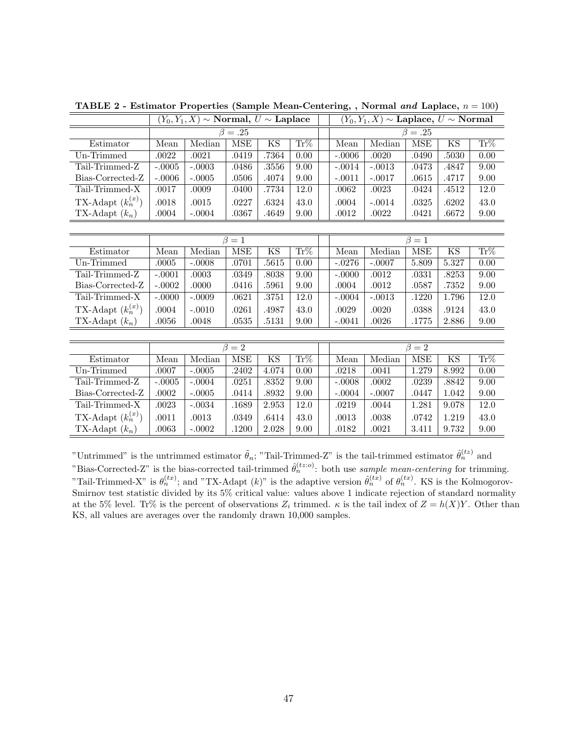**TABLE 2 - Estimator Properties (Sample Mean-Centering, , Normal *and* Laplace, $n = 100$)**

| | $(Y_0, Y_1, X) \sim$ **Normal**, $U \sim$ **Laplace** | | | | | $(Y_0, Y_1, X) \sim$ **Laplace**, $U \sim$ **Normal** | | | | |
|---|---|---|---|---|---|---|---|---|---|---|
| | $\beta = .25$ | | | | | $\beta = .25$ | | | | |
| Estimator | Mean | Median | MSE | KS | Tr% | Mean | Median | MSE | KS | Tr% |
| Un-Trimmed | .0022 | .0021 | .0419 | .7364 | 0.00 | -.0006 | .0020 | .0490 | .5030 | 0.00 |
| Tail-Trimmed-Z | -.0005 | -.0003 | .0486 | .3556 | 9.00 | -.0014 | -.0013 | .0473 | .4847 | 9.00 |
| Bias-Corrected-Z | -.0006 | -.0005 | .0506 | .4074 | 9.00 | -.0011 | -.0017 | .0615 | .4717 | 9.00 |
| Tail-Trimmed-X | .0017 | .0009 | .0400 | .7734 | 12.0 | .0062 | .0023 | .0424 | .4512 | 12.0 |
| TX-Adapt ($k_n^{(x)}$) | .0018 | .0015 | .0227 | .6324 | 43.0 | .0004 | -.0014 | .0325 | .6202 | 43.0 |
| TX-Adapt ($k_n$) | .0004 | -.0004 | .0367 | .4649 | 9.00 | .0012 | .0022 | .0421 | .6672 | 9.00 |
| | $\beta = 1$ | | | | | $\beta = 1$ | | | | |
| Estimator | Mean | Median | MSE | KS | Tr% | Mean | Median | MSE | KS | Tr% |
| Un-Trimmed | .0005 | -.0008 | .0701 | .5615 | 0.00 | -.0276 | -.0007 | 5.809 | 5.327 | 0.00 |
| Tail-Trimmed-Z | -.0001 | .0003 | .0349 | .8038 | 9.00 | -.0000 | .0012 | .0331 | .8253 | 9.00 |
| Bias-Corrected-Z | -.0002 | .0000 | .0416 | .5961 | 9.00 | .0004 | .0012 | .0587 | .7352 | 9.00 |
| Tail-Trimmed-X | -.0000 | -.0009 | .0621 | .3751 | 12.0 | -.0004 | -.0013 | .1220 | 1.796 | 12.0 |
| TX-Adapt ($k_n^{(x)}$) | .0004 | -.0010 | .0261 | .4987 | 43.0 | .0029 | .0020 | .0388 | .9124 | 43.0 |
| TX-Adapt ($k_n$) | .0056 | .0048 | .0535 | .5131 | 9.00 | -.0041 | .0026 | .1775 | 2.886 | 9.00 |
| | $\beta = 2$ | | | | | $\beta = 2$ | | | | |
| Estimator | Mean | Median | MSE | KS | Tr% | Mean | Median | MSE | KS | Tr% |
| Un-Trimmed | .0007 | -.0005 | .2402 | 4.074 | 0.00 | .0218 | .0041 | 1.279 | 8.992 | 0.00 |
| Tail-Trimmed-Z | -.0005 | -.0004 | .0251 | .8352 | 9.00 | -.0008 | .0002 | .0239 | .8842 | 9.00 |
| Bias-Corrected-Z | .0002 | -.0005 | .0414 | .8932 | 9.00 | -.0004 | -.0007 | .0447 | 1.042 | 9.00 |
| Tail-Trimmed-X | .0023 | -.0034 | .1689 | 2.953 | 12.0 | .0219 | .0044 | 1.281 | 9.078 | 12.0 |
| TX-Adapt ($k_n^{(x)}$) | .0011 | .0013 | .0349 | .6414 | 43.0 | .0013 | .0038 | .0742 | 1.219 | 43.0 |
| TX-Adapt ($k_n$) | .0063 | -.0002 | .1200 | 2.028 | 9.00 | .0182 | .0021 | 3.411 | 9.732 | 9.00 |

"Untrimmed" is the untrimmed estimator $\tilde{\theta}_n$; "Tail-Trimmed-Z" is the tail-trimmed estimator $\hat{\theta}_n^{(tz)}$ and "Bias-Corrected-Z" is the bias-corrected tail-trimmed $\hat{\theta}_n^{(tz:o)}$: both use *sample mean-centering* for trimming. "Tail-Trimmed-X" is $\theta_n^{(tx)}$; and "TX-Adapt $(k)$" is the adaptive version $\hat{\theta}_n^{(tx)}$ of $\theta_n^{(tx)}$. KS is the Kolmogorov-Smirnov test statistic divided by its 5% critical value: values above 1 indicate rejection of standard normality at the 5% level. Tr% is the percent of observations $Z_i$ trimmed. $\kappa$ is the tail index of $Z = h(X)Y$. Other than KS, all values are averages over the randomly drawn 10,000 samples.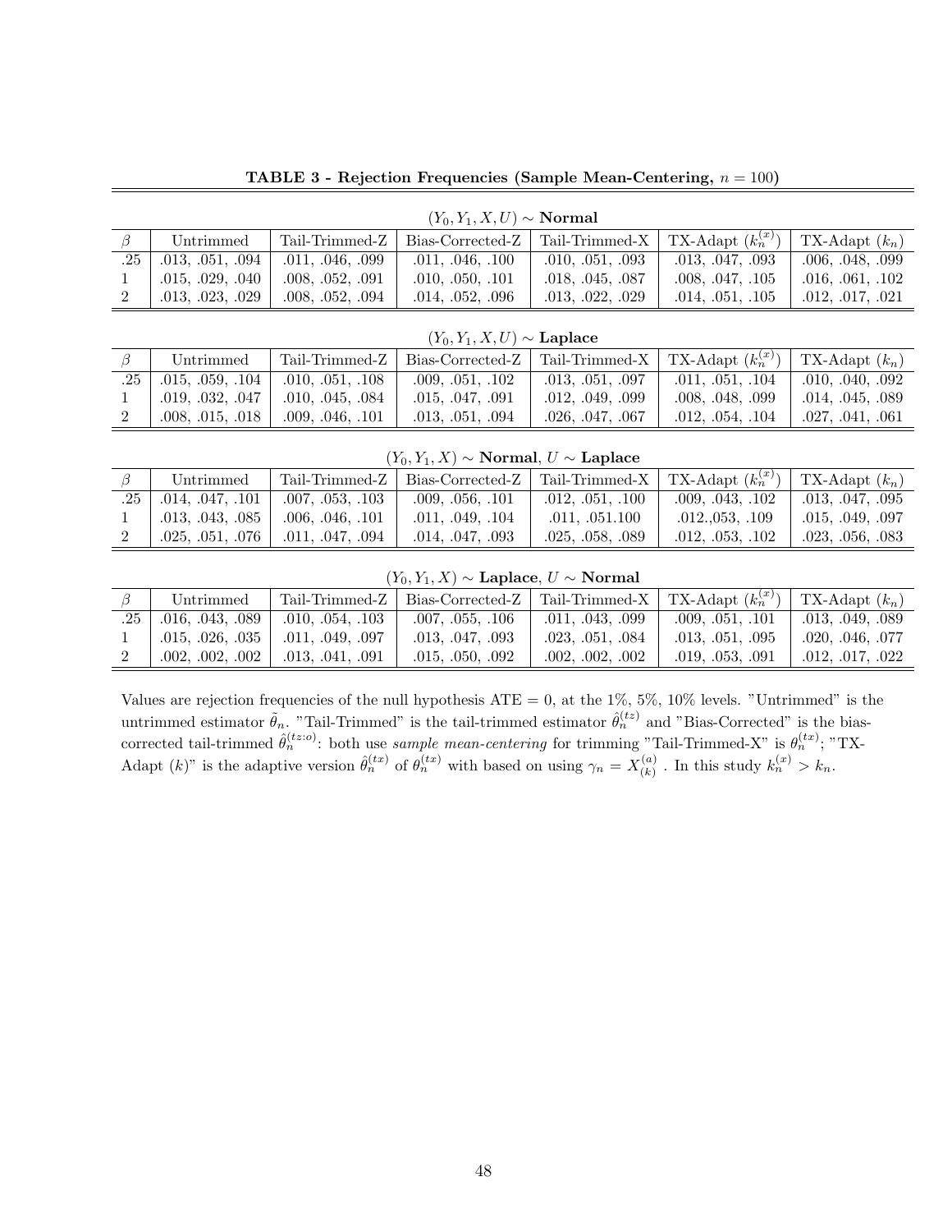**TABLE 3 - Rejection Frequencies (Sample Mean-Centering, $n = 100$)**

$(Y_0, Y_1, X, U) \sim$ **Normal**

| $\beta$ | Untrimmed | Tail-Trimmed-Z | Bias-Corrected-Z | Tail-Trimmed-X | TX-Adapt ($k_n^{(x)}$) | TX-Adapt ($k_n$) |
|---|---|---|---|---|---|---|
| .25 | .013, .051, .094 | .011, .046, .099 | .011, .046, .100 | .010, .051, .093 | .013, .047, .093 | .006, .048, .099 |
| 1 | .015, .029, .040 | .008, .052, .091 | .010, .050, .101 | .018, .045, .087 | .008, .047, .105 | .016, .061, .102 |
| 2 | .013, .023, .029 | .008, .052, .094 | .014, .052, .096 | .013, .022, .029 | .014, .051, .105 | .012, .017, .021 |

$(Y_0, Y_1, X, U) \sim$ **Laplace**

| $\beta$ | Untrimmed | Tail-Trimmed-Z | Bias-Corrected-Z | Tail-Trimmed-X | TX-Adapt ($k_n^{(x)}$) | TX-Adapt ($k_n$) |
|---|---|---|---|---|---|---|
| .25 | .015, .059, .104 | .010, .051, .108 | .009, .051, .102 | .013, .051, .097 | .011, .051, .104 | .010, .040, .092 |
| 1 | .019, .032, .047 | .010, .045, .084 | .015, .047, .091 | .012, .049, .099 | .008, .048, .099 | .014, .045, .089 |
| 2 | .008, .015, .018 | .009, .046, .101 | .013, .051, .094 | .026, .047, .067 | .012, .054, .104 | .027, .041, .061 |

$(Y_0, Y_1, X) \sim$ **Normal**, $U \sim$ **Laplace**

| $\beta$ | Untrimmed | Tail-Trimmed-Z | Bias-Corrected-Z | Tail-Trimmed-X | TX-Adapt ($k_n^{(x)}$) | TX-Adapt ($k_n$) |
|---|---|---|---|---|---|---|
| .25 | .014, .047, .101 | .007, .053, .103 | .009, .056, .101 | .012, .051, .100 | .009, .043, .102 | .013, .047, .095 |
| 1 | .013, .043, .085 | .006, .046, .101 | .011, .049, .104 | .011, .051.100 | .012.,053, .109 | .015, .049, .097 |
| 2 | .025, .051, .076 | .011, .047, .094 | .014, .047, .093 | .025, .058, .089 | .012, .053, .102 | .023, .056, .083 |

$(Y_0, Y_1, X) \sim$ **Laplace**, $U \sim$ **Normal**

| $\beta$ | Untrimmed | Tail-Trimmed-Z | Bias-Corrected-Z | Tail-Trimmed-X | TX-Adapt ($k_n^{(x)}$) | TX-Adapt ($k_n$) |
|---|---|---|---|---|---|---|
| .25 | .016, .043, .089 | .010, .054, .103 | .007, .055, .106 | .011, .043, .099 | .009, .051, .101 | .013, .049, .089 |
| 1 | .015, .026, .035 | .011, .049, .097 | .013, .047, .093 | .023, .051, .084 | .013, .051, .095 | .020, .046, .077 |
| 2 | .002, .002, .002 | .013, .041, .091 | .015, .050, .092 | .002, .002, .002 | .019, .053, .091 | .012, .017, .022 |

Values are rejection frequencies of the null hypothesis ATE = 0, at the 1%, 5%, 10% levels. "Untrimmed" is the untrimmed estimator $\tilde{\theta}_n$. "Tail-Trimmed" is the tail-trimmed estimator $\hat{\theta}_n^{(tz)}$ and "Bias-Corrected" is the bias-corrected tail-trimmed $\hat{\theta}_n^{(tz:o)}$: both use *sample mean-centering* for trimming "Tail-Trimmed-X" is $\theta_n^{(tx)}$; "TX-Adapt ($k$)" is the adaptive version $\hat{\theta}_n^{(tx)}$ of $\theta_n^{(tx)}$ with based on using $\gamma_n = X_{(k)}^{(a)}$ . In this study $k_n^{(x)} > k_n$.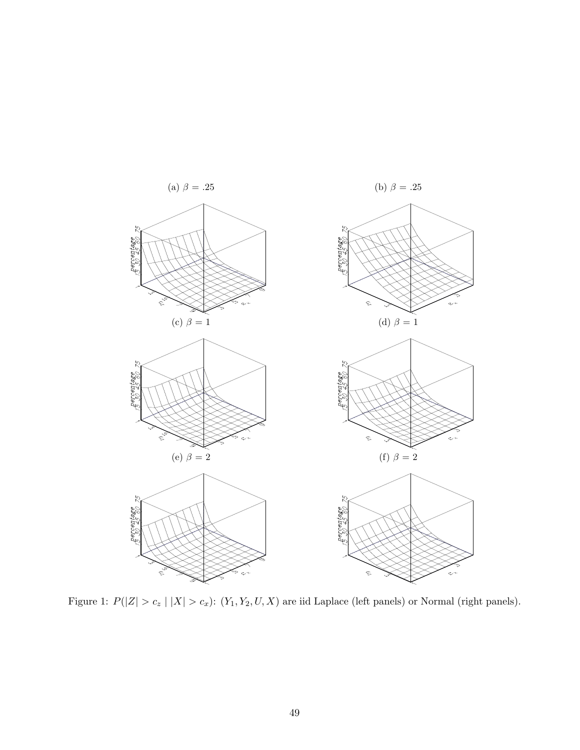(a) $\beta = .25$

(b) $\beta = .25$

percentage

15 30 45 60 75

$c_z$

$c_x$

(c) $\beta = 1$

(d) $\beta = 1$

percentage

15 30 45 60 75

$c_z$

$c_x$

(e) $\beta = 2$

(f) $\beta = 2$

percentage

15 30 45 60 75

$c_z$

$c_x$

Figure 1: $P(|Z| > c_z \mid |X| > c_x)$: $(Y_1, Y_2, U, X)$ are iid Laplace (left panels) or Normal (right panels).